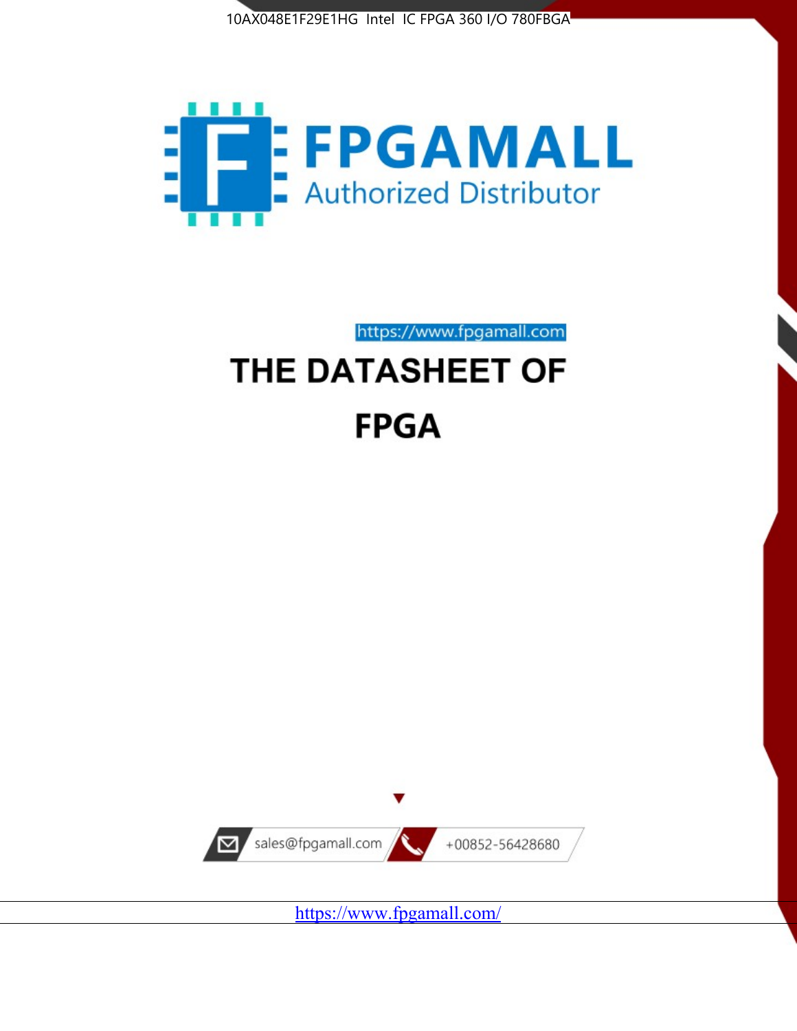10AX048E1F29E1HG Intel IC FPGA 360 I/O 780FBGA

FPGAMALL

Authorized Distributor

https://www.fpgamall.com

# THE DATASHEET OF

# FPGA

sales@fpgamall.com

+00852-56428680

https://www.fpgamall.com/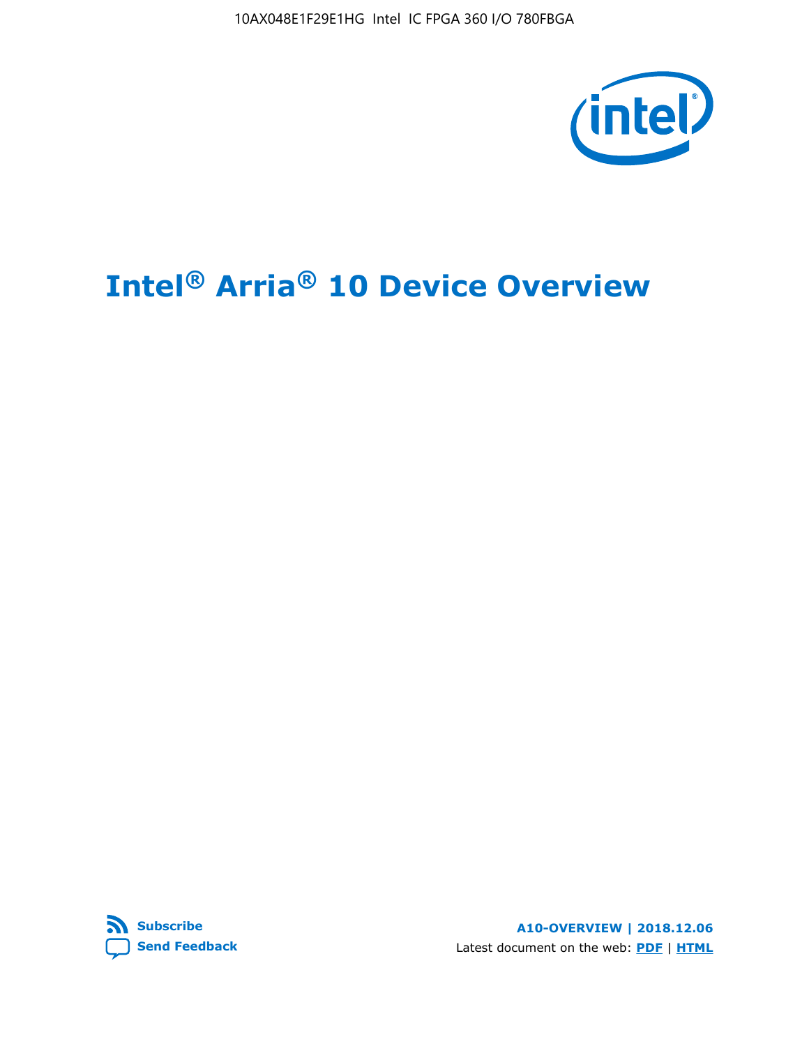# Intel® Arria® 10 Device Overview

**Subscribe**

**Send Feedback**

**A10-OVERVIEW | 2018.12.06**

Latest document on the web: **PDF** | **HTML**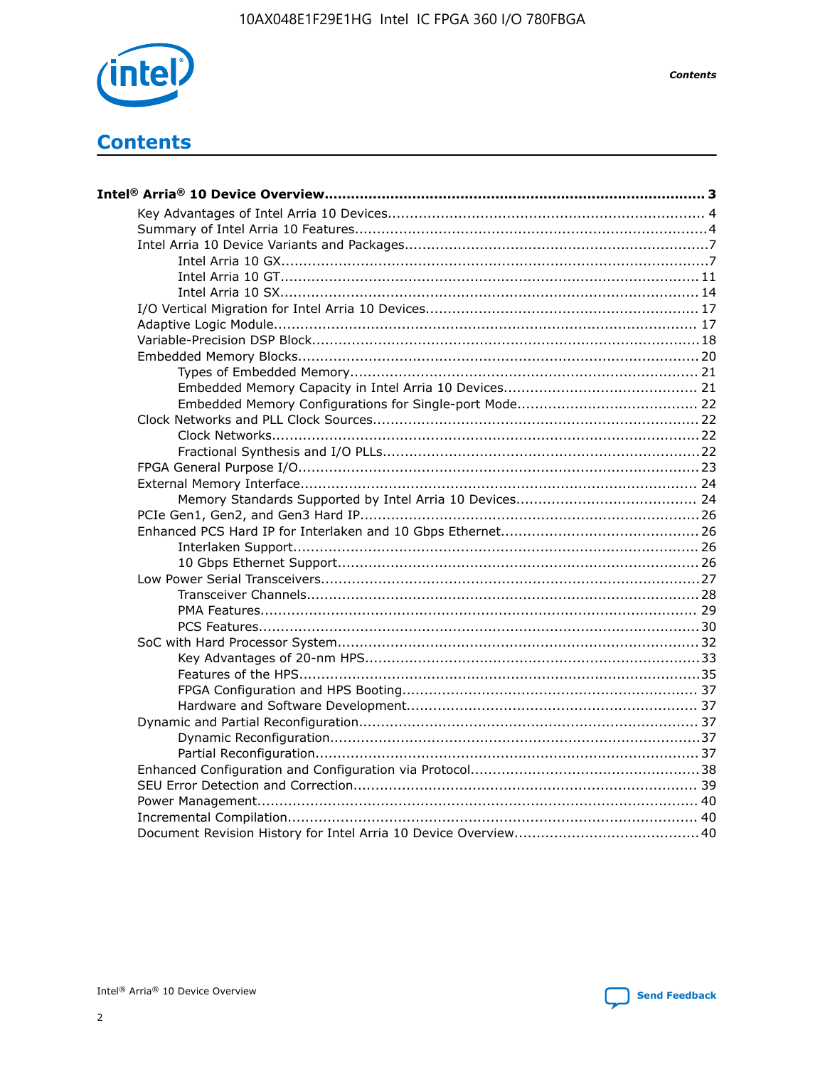# Contents

**Intel® Arria® 10 Device Overview....................................................................................... 3**

- Key Advantages of Intel Arria 10 Devices....................................................................... 4
- Summary of Intel Arria 10 Features................................................................................4
- Intel Arria 10 Device Variants and Packages.....................................................................7
    - Intel Arria 10 GX................................................................................................7
    - Intel Arria 10 GT.............................................................................................. 11
    - Intel Arria 10 SX.............................................................................................. 14
- I/O Vertical Migration for Intel Arria 10 Devices............................................................ 17
- Adaptive Logic Module................................................................................................ 17
- Variable-Precision DSP Block.......................................................................................18
- Embedded Memory Blocks..........................................................................................20
    - Types of Embedded Memory.............................................................................. 21
    - Embedded Memory Capacity in Intel Arria 10 Devices........................................... 21
    - Embedded Memory Configurations for Single-port Mode......................................... 22
- Clock Networks and PLL Clock Sources........................................................................22
    - Clock Networks................................................................................................22
    - Fractional Synthesis and I/O PLLs.......................................................................22
- FPGA General Purpose I/O..........................................................................................23
- External Memory Interface......................................................................................... 24
    - Memory Standards Supported by Intel Arria 10 Devices........................................ 24
- PCIe Gen1, Gen2, and Gen3 Hard IP............................................................................26
- Enhanced PCS Hard IP for Interlaken and 10 Gbps Ethernet............................................26
    - Interlaken Support........................................................................................... 26
    - 10 Gbps Ethernet Support.................................................................................26
- Low Power Serial Transceivers.....................................................................................27
    - Transceiver Channels........................................................................................28
    - PMA Features.................................................................................................. 29
    - PCS Features...................................................................................................30
- SoC with Hard Processor System.................................................................................32
    - Key Advantages of 20-nm HPS...........................................................................33
    - Features of the HPS..........................................................................................35
    - FPGA Configuration and HPS Booting.................................................................. 37
    - Hardware and Software Development................................................................. 37
- Dynamic and Partial Reconfiguration............................................................................37
    - Dynamic Reconfiguration...................................................................................37
    - Partial Reconfiguration......................................................................................37
- Enhanced Configuration and Configuration via Protocol...................................................38
- SEU Error Detection and Correction............................................................................. 39
- Power Management................................................................................................... 40
- Incremental Compilation............................................................................................ 40
- Document Revision History for Intel Arria 10 Device Overview.........................................40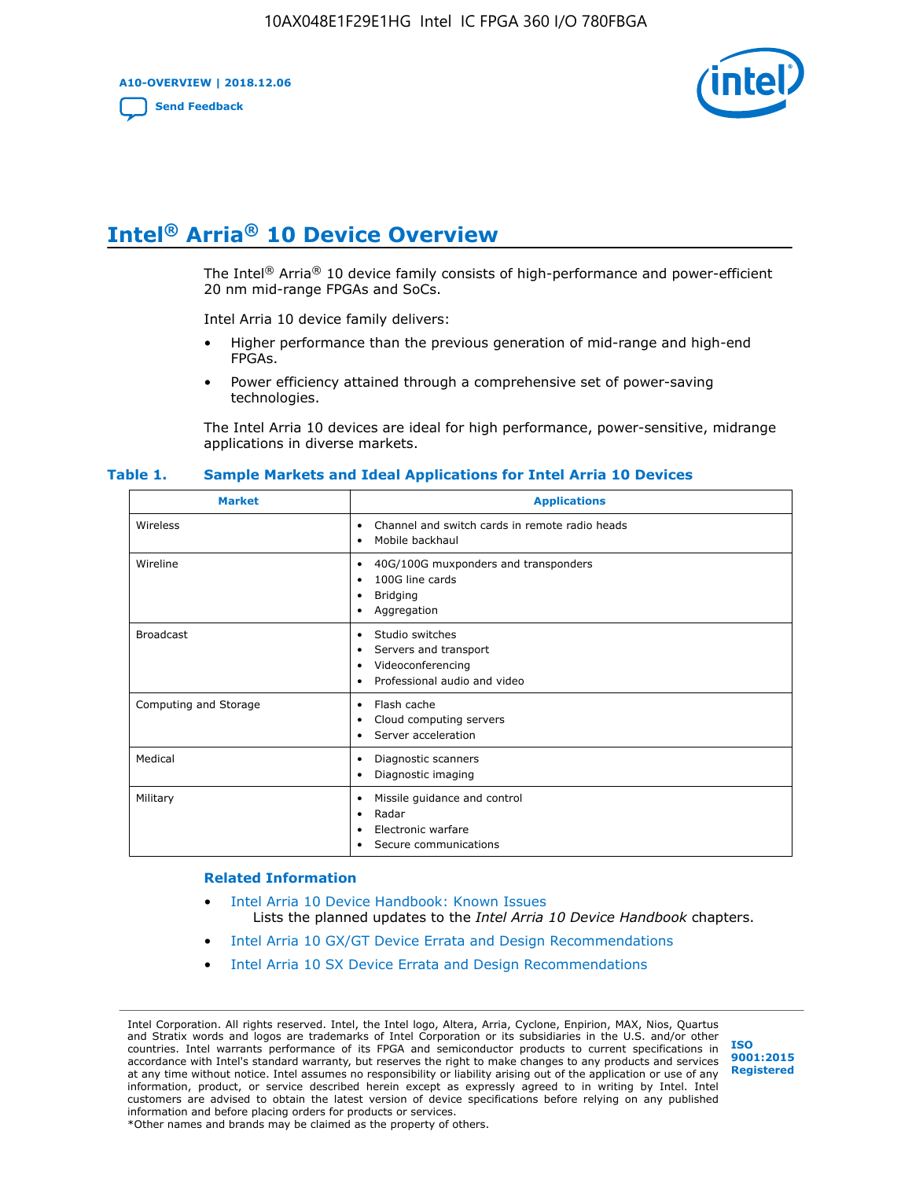# Intel® Arria® 10 Device Overview

The Intel® Arria® 10 device family consists of high-performance and power-efficient 20 nm mid-range FPGAs and SoCs.

Intel Arria 10 device family delivers:

- Higher performance than the previous generation of mid-range and high-end FPGAs.
- Power efficiency attained through a comprehensive set of power-saving technologies.

The Intel Arria 10 devices are ideal for high performance, power-sensitive, midrange applications in diverse markets.

**Table 1. Sample Markets and Ideal Applications for Intel Arria 10 Devices**

| Market | Applications |
| --- | --- |
| Wireless | • Channel and switch cards in remote radio heads<br>• Mobile backhaul |
| Wireline | • 40G/100G muxponders and transponders<br>• 100G line cards<br>• Bridging<br>• Aggregation |
| Broadcast | • Studio switches<br>• Servers and transport<br>• Videoconferencing<br>• Professional audio and video |
| Computing and Storage | • Flash cache<br>• Cloud computing servers<br>• Server acceleration |
| Medical | • Diagnostic scanners<br>• Diagnostic imaging |
| Military | • Missile guidance and control<br>• Radar<br>• Electronic warfare<br>• Secure communications |

**Related Information**

- Intel Arria 10 Device Handbook: Known Issues
  Lists the planned updates to the *Intel Arria 10 Device Handbook* chapters.
- Intel Arria 10 GX/GT Device Errata and Design Recommendations
- Intel Arria 10 SX Device Errata and Design Recommendations

Intel Corporation. All rights reserved. Intel, the Intel logo, Altera, Arria, Cyclone, Enpirion, MAX, Nios, Quartus and Stratix words and logos are trademarks of Intel Corporation or its subsidiaries in the U.S. and/or other countries. Intel warrants performance of its FPGA and semiconductor products to current specifications in accordance with Intel's standard warranty, but reserves the right to make changes to any products and services at any time without notice. Intel assumes no responsibility or liability arising out of the application or use of any information, product, or service described herein except as expressly agreed to in writing by Intel. Intel customers are advised to obtain the latest version of device specifications before relying on any published information and before placing orders for products or services.
*Other names and brands may be claimed as the property of others.

ISO 9001:2015 Registered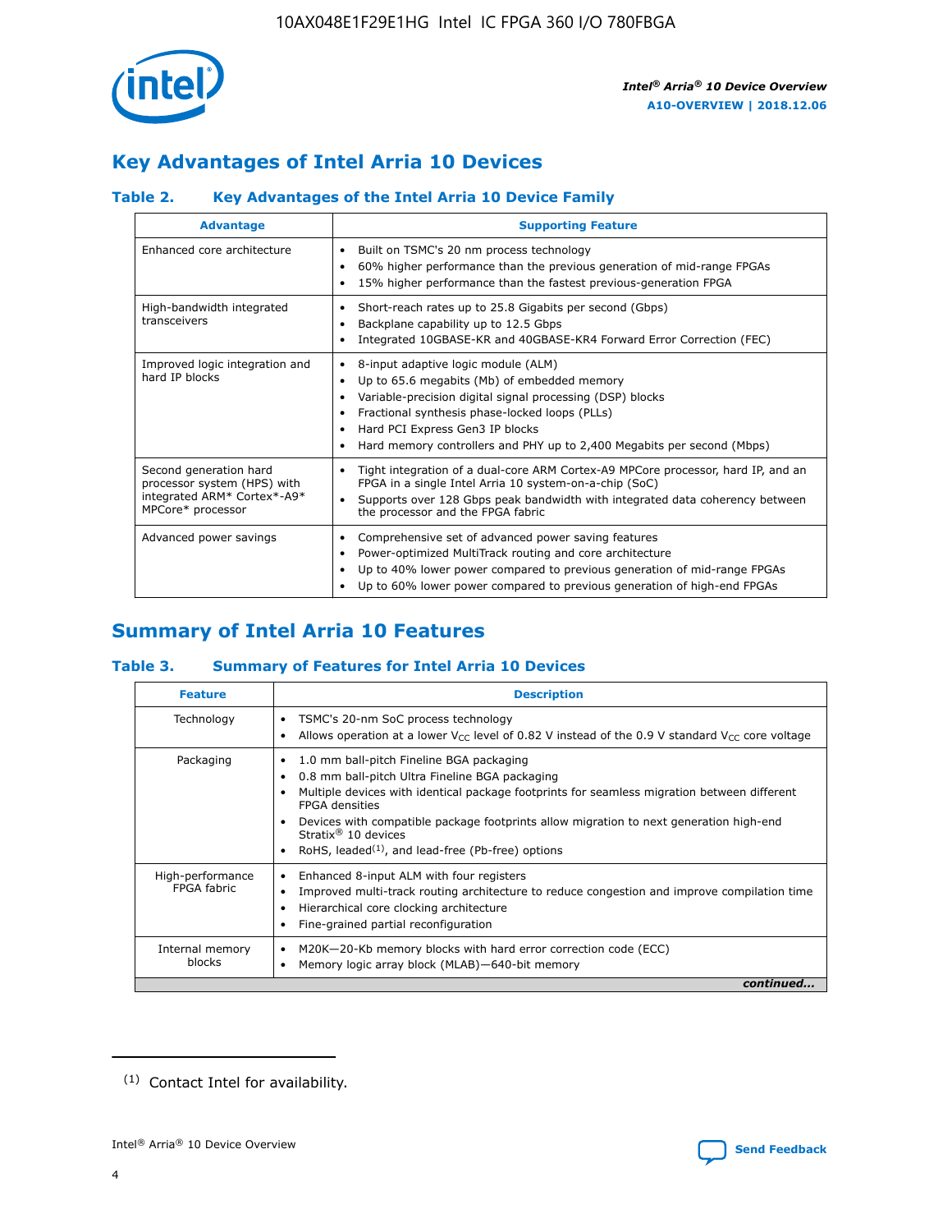# Key Advantages of Intel Arria 10 Devices

### Table 2. Key Advantages of the Intel Arria 10 Device Family

| Advantage | Supporting Feature |
|---|---|
| Enhanced core architecture | • Built on TSMC's 20 nm process technology<br>• 60% higher performance than the previous generation of mid-range FPGAs<br>• 15% higher performance than the fastest previous-generation FPGA |
| High-bandwidth integrated transceivers | • Short-reach rates up to 25.8 Gigabits per second (Gbps)<br>• Backplane capability up to 12.5 Gbps<br>• Integrated 10GBASE-KR and 40GBASE-KR4 Forward Error Correction (FEC) |
| Improved logic integration and hard IP blocks | • 8-input adaptive logic module (ALM)<br>• Up to 65.6 megabits (Mb) of embedded memory<br>• Variable-precision digital signal processing (DSP) blocks<br>• Fractional synthesis phase-locked loops (PLLs)<br>• Hard PCI Express Gen3 IP blocks<br>• Hard memory controllers and PHY up to 2,400 Megabits per second (Mbps) |
| Second generation hard processor system (HPS) with integrated ARM* Cortex*-A9* MPCore* processor | • Tight integration of a dual-core ARM Cortex-A9 MPCore processor, hard IP, and an FPGA in a single Intel Arria 10 system-on-a-chip (SoC)<br>• Supports over 128 Gbps peak bandwidth with integrated data coherency between the processor and the FPGA fabric |
| Advanced power savings | • Comprehensive set of advanced power saving features<br>• Power-optimized MultiTrack routing and core architecture<br>• Up to 40% lower power compared to previous generation of mid-range FPGAs<br>• Up to 60% lower power compared to previous generation of high-end FPGAs |

# Summary of Intel Arria 10 Features

### Table 3. Summary of Features for Intel Arria 10 Devices

| Feature | Description |
|---|---|
| Technology | • TSMC's 20-nm SoC process technology<br>• Allows operation at a lower $V_{CC}$ level of 0.82 V instead of the 0.9 V standard $V_{CC}$ core voltage |
| Packaging | • 1.0 mm ball-pitch Fineline BGA packaging<br>• 0.8 mm ball-pitch Ultra Fineline BGA packaging<br>• Multiple devices with identical package footprints for seamless migration between different FPGA densities<br>• Devices with compatible package footprints allow migration to next generation high-end Stratix® 10 devices<br>• RoHS, leaded[(1)], and lead-free (Pb-free) options |
| High-performance FPGA fabric | • Enhanced 8-input ALM with four registers<br>• Improved multi-track routing architecture to reduce congestion and improve compilation time<br>• Hierarchical core clocking architecture<br>• Fine-grained partial reconfiguration |
| Internal memory blocks | • M20K—20-Kb memory blocks with hard error correction code (ECC)<br>• Memory logic array block (MLAB)—640-bit memory |

*continued...*

(1) Contact Intel for availability.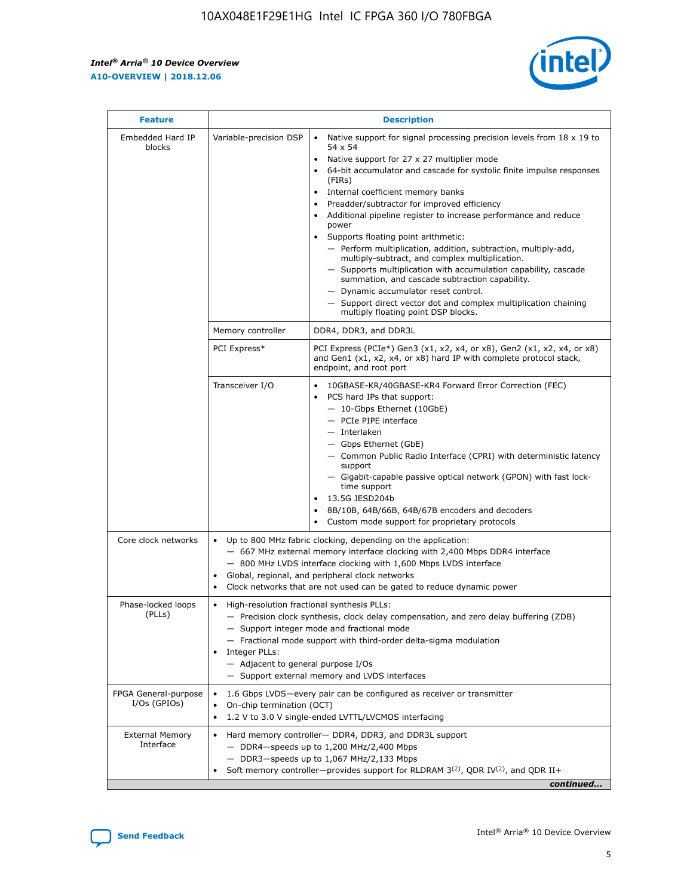| Feature | Description | |
|---|---|---|
| Embedded Hard IP blocks | Variable-precision DSP | • Native support for signal processing precision levels from 18 x 19 to 54 x 54<br>• Native support for 27 x 27 multiplier mode<br>• 64-bit accumulator and cascade for systolic finite impulse responses (FIRs)<br>• Internal coefficient memory banks<br>• Preadder/subtractor for improved efficiency<br>• Additional pipeline register to increase performance and reduce power<br>• Supports floating point arithmetic:<br>— Perform multiplication, addition, subtraction, multiply-add, multiply-subtract, and complex multiplication.<br>— Supports multiplication with accumulation capability, cascade summation, and cascade subtraction capability.<br>— Dynamic accumulator reset control.<br>— Support direct vector dot and complex multiplication chaining multiply floating point DSP blocks. |
| | Memory controller | DDR4, DDR3, and DDR3L |
| | PCI Express* | PCI Express (PCIe*) Gen3 (x1, x2, x4, or x8), Gen2 (x1, x2, x4, or x8) and Gen1 (x1, x2, x4, or x8) hard IP with complete protocol stack, endpoint, and root port |
| | Transceiver I/O | • 10GBASE-KR/40GBASE-KR4 Forward Error Correction (FEC)<br>• PCS hard IPs that support:<br>— 10-Gbps Ethernet (10GbE)<br>— PCIe PIPE interface<br>— Interlaken<br>— Gbps Ethernet (GbE)<br>— Common Public Radio Interface (CPRI) with deterministic latency support<br>— Gigabit-capable passive optical network (GPON) with fast lock-time support<br>• 13.5G JESD204b<br>• 8B/10B, 64B/66B, 64B/67B encoders and decoders<br>• Custom mode support for proprietary protocols |
| Core clock networks | • Up to 800 MHz fabric clocking, depending on the application:<br>— 667 MHz external memory interface clocking with 2,400 Mbps DDR4 interface<br>— 800 MHz LVDS interface clocking with 1,600 Mbps LVDS interface<br>• Global, regional, and peripheral clock networks<br>• Clock networks that are not used can be gated to reduce dynamic power | |
| Phase-locked loops (PLLs) | • High-resolution fractional synthesis PLLs:<br>— Precision clock synthesis, clock delay compensation, and zero delay buffering (ZDB)<br>— Support integer mode and fractional mode<br>— Fractional mode support with third-order delta-sigma modulation<br>• Integer PLLs:<br>— Adjacent to general purpose I/Os<br>— Support external memory and LVDS interfaces | |
| FPGA General-purpose I/Os (GPIOs) | • 1.6 Gbps LVDS—every pair can be configured as receiver or transmitter<br>• On-chip termination (OCT)<br>• 1.2 V to 3.0 V single-ended LVTTL/LVCMOS interfacing | |
| External Memory Interface | • Hard memory controller— DDR4, DDR3, and DDR3L support<br>— DDR4—speeds up to 1,200 MHz/2,400 Mbps<br>— DDR3—speeds up to 1,067 MHz/2,133 Mbps<br>• Soft memory controller—provides support for RLDRAM 3[(2)], QDR IV[(2)], and QDR II+ | |

*continued...*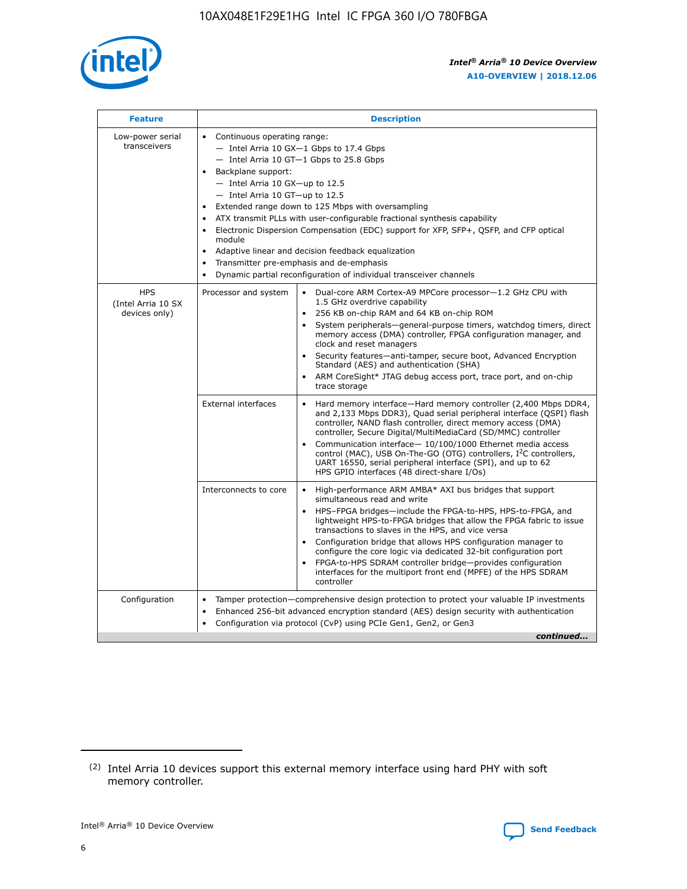| Feature | Description | |
|---|---|---|
| Low-power serial transceivers | • Continuous operating range:<br>— Intel Arria 10 GX—1 Gbps to 17.4 Gbps<br>— Intel Arria 10 GT—1 Gbps to 25.8 Gbps<br>• Backplane support:<br>— Intel Arria 10 GX—up to 12.5<br>— Intel Arria 10 GT—up to 12.5<br>• Extended range down to 125 Mbps with oversampling<br>• ATX transmit PLLs with user-configurable fractional synthesis capability<br>• Electronic Dispersion Compensation (EDC) support for XFP, SFP+, QSFP, and CFP optical module<br>• Adaptive linear and decision feedback equalization<br>• Transmitter pre-emphasis and de-emphasis<br>• Dynamic partial reconfiguration of individual transceiver channels | |
| HPS (Intel Arria 10 SX devices only) | Processor and system | • Dual-core ARM Cortex-A9 MPCore processor—1.2 GHz CPU with 1.5 GHz overdrive capability<br>• 256 KB on-chip RAM and 64 KB on-chip ROM<br>• System peripherals—general-purpose timers, watchdog timers, direct memory access (DMA) controller, FPGA configuration manager, and clock and reset managers<br>• Security features—anti-tamper, secure boot, Advanced Encryption Standard (AES) and authentication (SHA)<br>• ARM CoreSight* JTAG debug access port, trace port, and on-chip trace storage |
| | External interfaces | • Hard memory interface—Hard memory controller (2,400 Mbps DDR4, and 2,133 Mbps DDR3), Quad serial peripheral interface (QSPI) flash controller, NAND flash controller, direct memory access (DMA) controller, Secure Digital/MultiMediaCard (SD/MMC) controller<br>• Communication interface— 10/100/1000 Ethernet media access control (MAC), USB On-The-GO (OTG) controllers, I$^2$C controllers, UART 16550, serial peripheral interface (SPI), and up to 62 HPS GPIO interfaces (48 direct-share I/Os) |
| | Interconnects to core | • High-performance ARM AMBA* AXI bus bridges that support simultaneous read and write<br>• HPS–FPGA bridges—include the FPGA-to-HPS, HPS-to-FPGA, and lightweight HPS-to-FPGA bridges that allow the FPGA fabric to issue transactions to slaves in the HPS, and vice versa<br>• Configuration bridge that allows HPS configuration manager to configure the core logic via dedicated 32-bit configuration port<br>• FPGA-to-HPS SDRAM controller bridge—provides configuration interfaces for the multiport front end (MPFE) of the HPS SDRAM controller |
| Configuration | • Tamper protection—comprehensive design protection to protect your valuable IP investments<br>• Enhanced 256-bit advanced encryption standard (AES) design security with authentication<br>• Configuration via protocol (CvP) using PCIe Gen1, Gen2, or Gen3 | |

*continued...*

(2) Intel Arria 10 devices support this external memory interface using hard PHY with soft memory controller.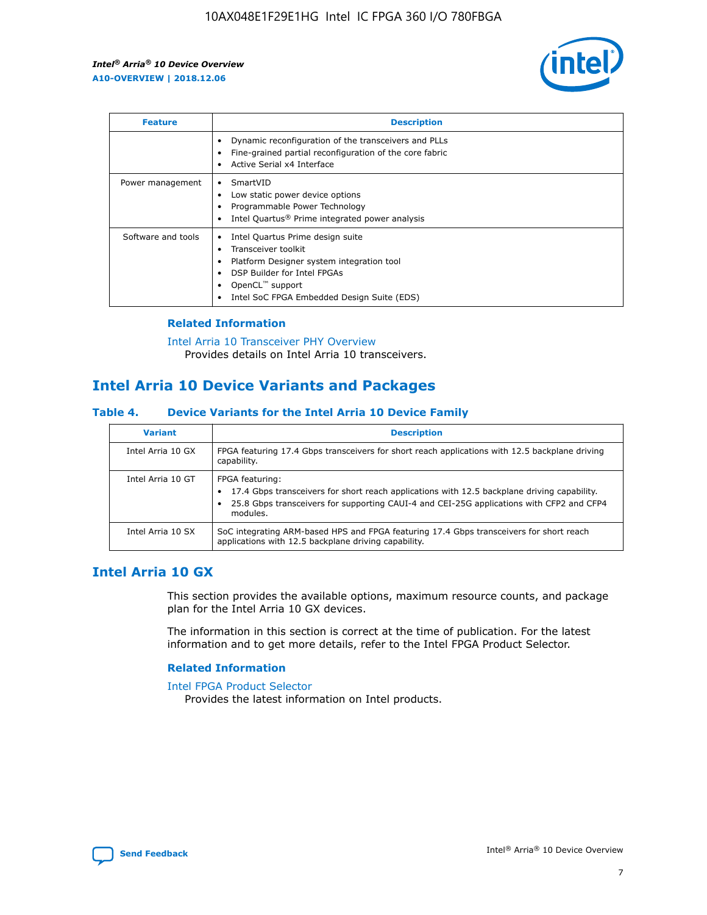| Feature | Description |
| --- | --- |
| | • Dynamic reconfiguration of the transceivers and PLLs<br>• Fine-grained partial reconfiguration of the core fabric<br>• Active Serial x4 Interface |
| Power management | • SmartVID<br>• Low static power device options<br>• Programmable Power Technology<br>• Intel Quartus® Prime integrated power analysis |
| Software and tools | • Intel Quartus Prime design suite<br>• Transceiver toolkit<br>• Platform Designer system integration tool<br>• DSP Builder for Intel FPGAs<br>• OpenCL™ support<br>• Intel SoC FPGA Embedded Design Suite (EDS) |

**Related Information**

Intel Arria 10 Transceiver PHY Overview
Provides details on Intel Arria 10 transceivers.

## Intel Arria 10 Device Variants and Packages

### Table 4. Device Variants for the Intel Arria 10 Device Family

| Variant | Description |
| --- | --- |
| Intel Arria 10 GX | FPGA featuring 17.4 Gbps transceivers for short reach applications with 12.5 backplane driving capability. |
| Intel Arria 10 GT | FPGA featuring:<br>• 17.4 Gbps transceivers for short reach applications with 12.5 backplane driving capability.<br>• 25.8 Gbps transceivers for supporting CAUI-4 and CEI-25G applications with CFP2 and CFP4 modules. |
| Intel Arria 10 SX | SoC integrating ARM-based HPS and FPGA featuring 17.4 Gbps transceivers for short reach applications with 12.5 backplane driving capability. |

## Intel Arria 10 GX

This section provides the available options, maximum resource counts, and package plan for the Intel Arria 10 GX devices.

The information in this section is correct at the time of publication. For the latest information and to get more details, refer to the Intel FPGA Product Selector.

**Related Information**

Intel FPGA Product Selector
Provides the latest information on Intel products.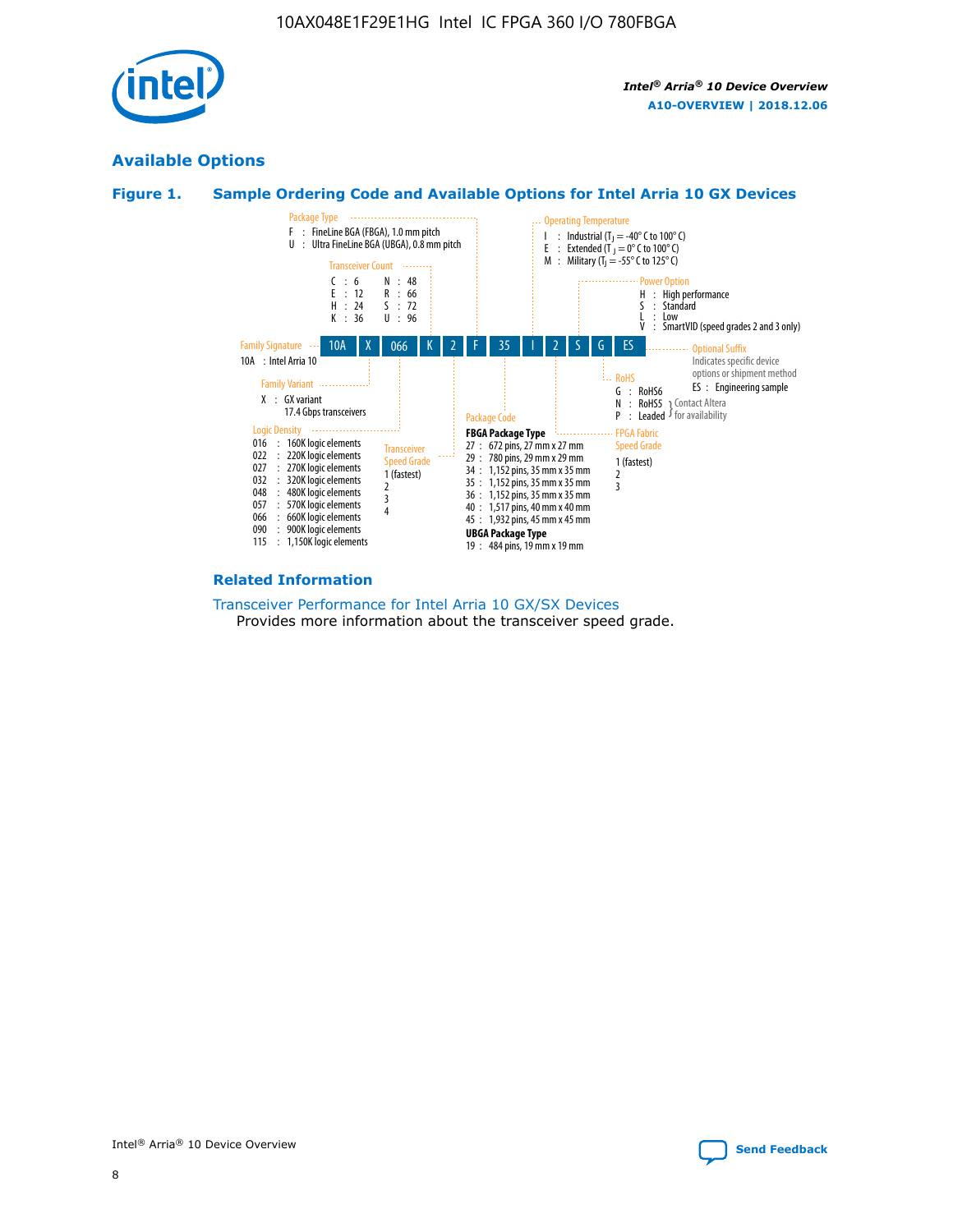## Available Options

### Figure 1. Sample Ordering Code and Available Options for Intel Arria 10 GX Devices

| 10A | X | 066 | K | 2 | F | 35 | I | 2 | S | G | ES |
|---|---|---|---|---|---|---|---|---|---|---|---|

**Family Signature**
- 10A : Intel Arria 10

**Family Variant**
- X : GX variant 17.4 Gbps transceivers

**Logic Density**
- 016 : 160K logic elements
- 022 : 220K logic elements
- 027 : 270K logic elements
- 032 : 320K logic elements
- 048 : 480K logic elements
- 057 : 570K logic elements
- 066 : 660K logic elements
- 090 : 900K logic elements
- 115 : 1,150K logic elements

**Transceiver Count**
- C : 6
- E : 12
- H : 24
- K : 36
- N : 48
- R : 66
- S : 72
- U : 96

**Transceiver Speed Grade**
- 1 (fastest)
- 2
- 3
- 4

**Package Type**
- F : FineLine BGA (FBGA), 1.0 mm pitch
- U : Ultra FineLine BGA (UBGA), 0.8 mm pitch

**Package Code**

FBGA Package Type
- 27 : 672 pins, 27 mm x 27 mm
- 29 : 780 pins, 29 mm x 29 mm
- 34 : 1,152 pins, 35 mm x 35 mm
- 35 : 1,152 pins, 35 mm x 35 mm
- 36 : 1,152 pins, 35 mm x 35 mm
- 40 : 1,517 pins, 40 mm x 40 mm
- 45 : 1,932 pins, 45 mm x 45 mm

UBGA Package Type
- 19 : 484 pins, 19 mm x 19 mm

**Operating Temperature**
- I : Industrial ($T_J$ = -40° C to 100° C)
- E : Extended ($T_J$ = 0° C to 100° C)
- M : Military ($T_J$ = -55° C to 125° C)

**FPGA Fabric Speed Grade**
- 1 (fastest)
- 2
- 3

**Power Option**
- H : High performance
- S : Standard
- L : Low
- V : SmartVID (speed grades 2 and 3 only)

**RoHS**
- G : RoHS6
- N : RoHS5 (Contact Altera for availability)
- P : Leaded (Contact Altera for availability)

**Optional Suffix**

Indicates specific device options or shipment method
- ES : Engineering sample

### Related Information

Transceiver Performance for Intel Arria 10 GX/SX Devices

Provides more information about the transceiver speed grade.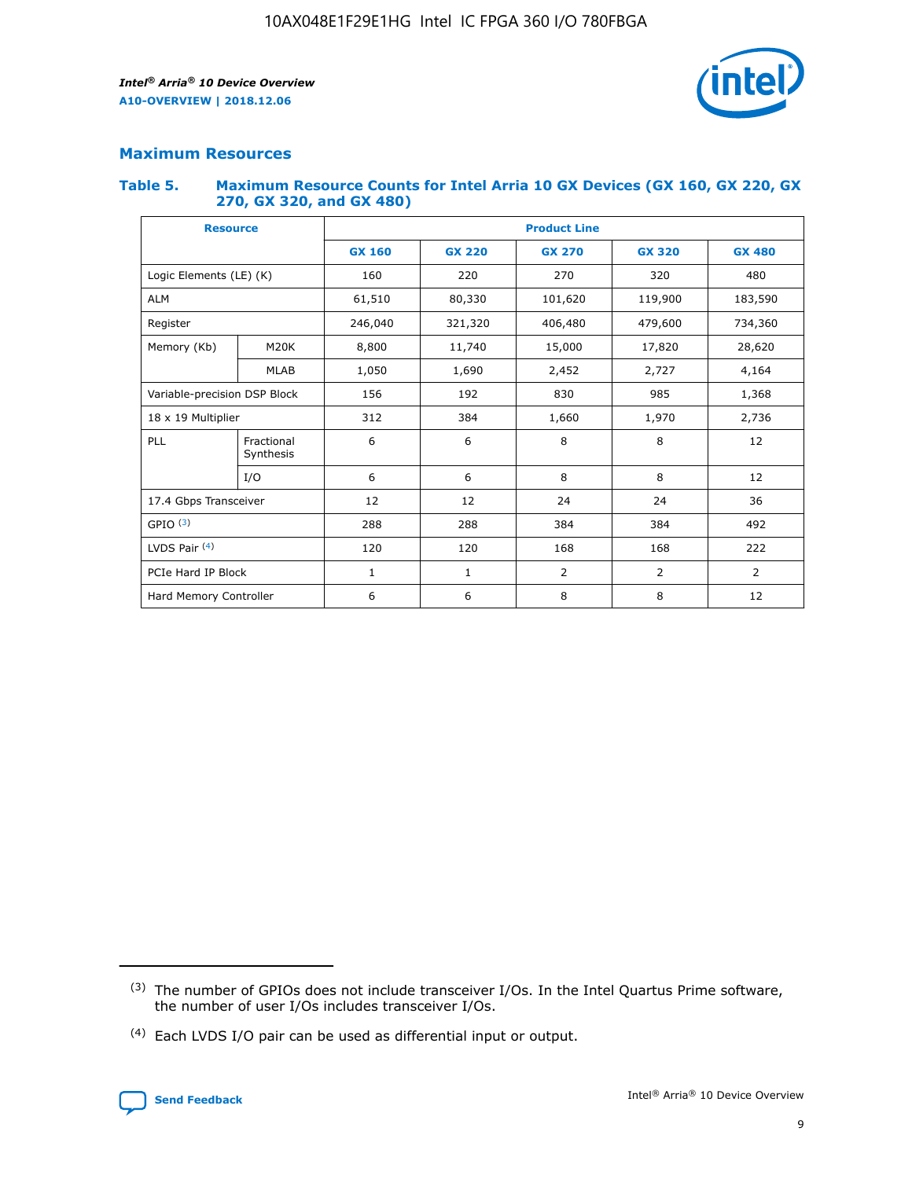## Maximum Resources

### Table 5. Maximum Resource Counts for Intel Arria 10 GX Devices (GX 160, GX 220, GX 270, GX 320, and GX 480)

| Resource | | Product Line | | | | |
|---|---|---|---|---|---|---|
| | | GX 160 | GX 220 | GX 270 | GX 320 | GX 480 |
| Logic Elements (LE) (K) | | 160 | 220 | 270 | 320 | 480 |
| ALM | | 61,510 | 80,330 | 101,620 | 119,900 | 183,590 |
| Register | | 246,040 | 321,320 | 406,480 | 479,600 | 734,360 |
| Memory (Kb) | M20K | 8,800 | 11,740 | 15,000 | 17,820 | 28,620 |
| | MLAB | 1,050 | 1,690 | 2,452 | 2,727 | 4,164 |
| Variable-precision DSP Block | | 156 | 192 | 830 | 985 | 1,368 |
| 18 x 19 Multiplier | | 312 | 384 | 1,660 | 1,970 | 2,736 |
| PLL | Fractional Synthesis | 6 | 6 | 8 | 8 | 12 |
| | I/O | 6 | 6 | 8 | 8 | 12 |
| 17.4 Gbps Transceiver | | 12 | 12 | 24 | 24 | 36 |
| GPIO (3) | | 288 | 288 | 384 | 384 | 492 |
| LVDS Pair (4) | | 120 | 120 | 168 | 168 | 222 |
| PCIe Hard IP Block | | 1 | 1 | 2 | 2 | 2 |
| Hard Memory Controller | | 6 | 6 | 8 | 8 | 12 |

(3) The number of GPIOs does not include transceiver I/Os. In the Intel Quartus Prime software, the number of user I/Os includes transceiver I/Os.

(4) Each LVDS I/O pair can be used as differential input or output.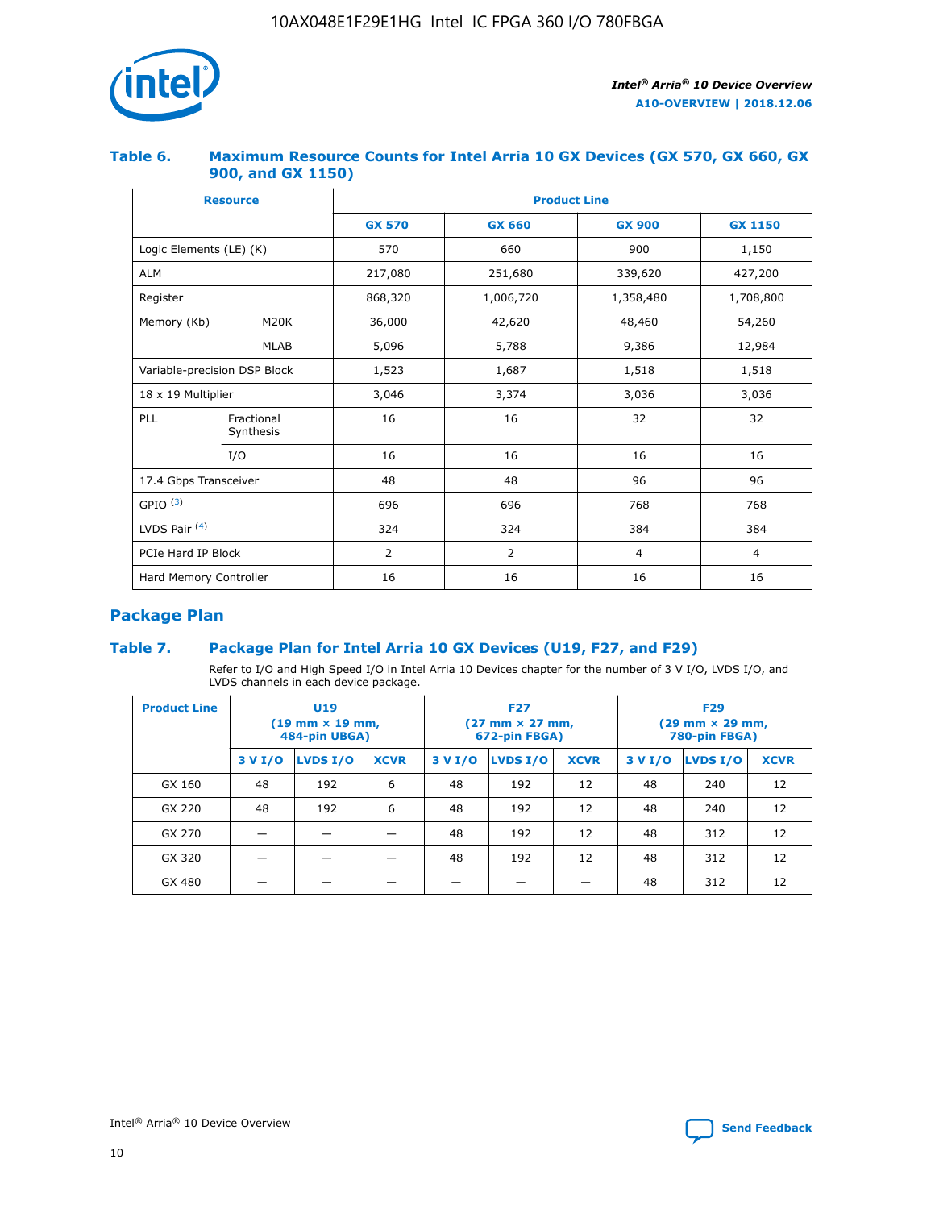### Table 6. Maximum Resource Counts for Intel Arria 10 GX Devices (GX 570, GX 660, GX 900, and GX 1150)

| Resource | | Product Line | | | |
|---|---|---|---|---|---|
| | | GX 570 | GX 660 | GX 900 | GX 1150 |
| Logic Elements (LE) (K) | | 570 | 660 | 900 | 1,150 |
| ALM | | 217,080 | 251,680 | 339,620 | 427,200 |
| Register | | 868,320 | 1,006,720 | 1,358,480 | 1,708,800 |
| Memory (Kb) | M20K | 36,000 | 42,620 | 48,460 | 54,260 |
| | MLAB | 5,096 | 5,788 | 9,386 | 12,984 |
| Variable-precision DSP Block | | 1,523 | 1,687 | 1,518 | 1,518 |
| 18 x 19 Multiplier | | 3,046 | 3,374 | 3,036 | 3,036 |
| PLL | Fractional Synthesis | 16 | 16 | 32 | 32 |
| | I/O | 16 | 16 | 16 | 16 |
| 17.4 Gbps Transceiver | | 48 | 48 | 96 | 96 |
| GPIO [(3)] | | 696 | 696 | 768 | 768 |
| LVDS Pair [(4)] | | 324 | 324 | 384 | 384 |
| PCIe Hard IP Block | | 2 | 2 | 4 | 4 |
| Hard Memory Controller | | 16 | 16 | 16 | 16 |

## Package Plan

### Table 7. Package Plan for Intel Arria 10 GX Devices (U19, F27, and F29)

Refer to I/O and High Speed I/O in Intel Arria 10 Devices chapter for the number of 3 V I/O, LVDS I/O, and LVDS channels in each device package.

| Product Line | U19 (19 mm × 19 mm, 484-pin UBGA) | | | F27 (27 mm × 27 mm, 672-pin FBGA) | | | F29 (29 mm × 29 mm, 780-pin FBGA) | | |
|---|---|---|---|---|---|---|---|---|---|
| | 3 V I/O | LVDS I/O | XCVR | 3 V I/O | LVDS I/O | XCVR | 3 V I/O | LVDS I/O | XCVR |
| GX 160 | 48 | 192 | 6 | 48 | 192 | 12 | 48 | 240 | 12 |
| GX 220 | 48 | 192 | 6 | 48 | 192 | 12 | 48 | 240 | 12 |
| GX 270 | — | — | — | 48 | 192 | 12 | 48 | 312 | 12 |
| GX 320 | — | — | — | 48 | 192 | 12 | 48 | 312 | 12 |
| GX 480 | — | — | — | — | — | — | 48 | 312 | 12 |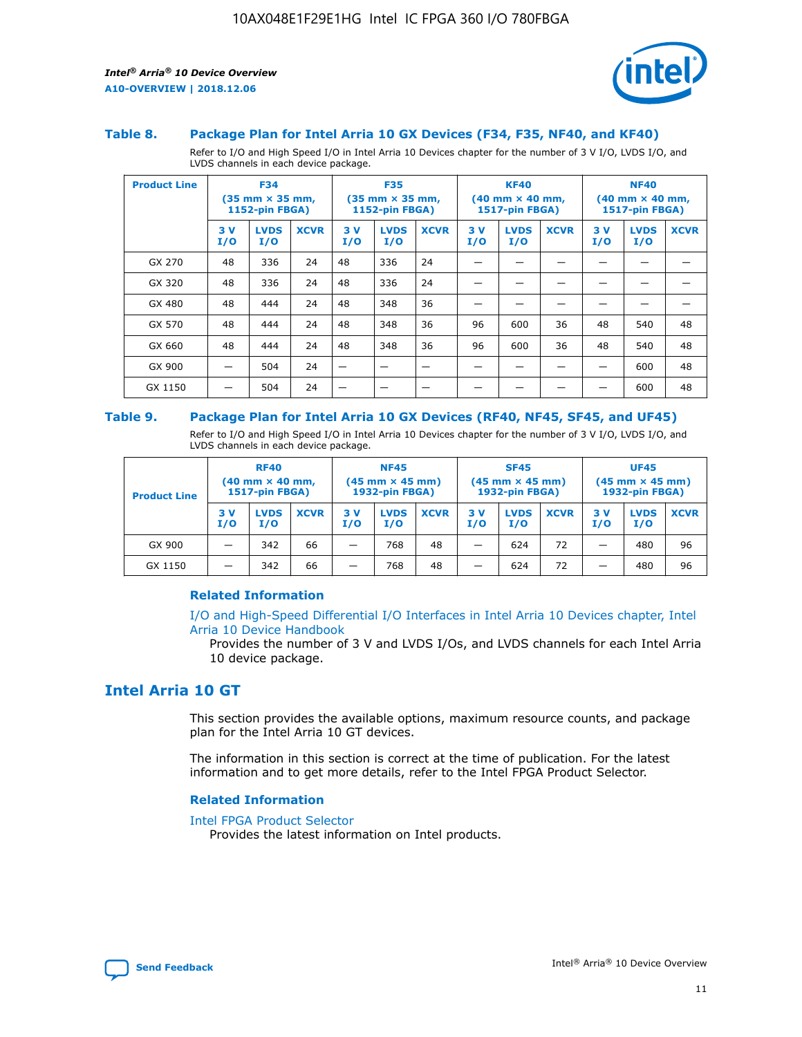### Table 8. Package Plan for Intel Arria 10 GX Devices (F34, F35, NF40, and KF40)

Refer to I/O and High Speed I/O in Intel Arria 10 Devices chapter for the number of 3 V I/O, LVDS I/O, and LVDS channels in each device package.

| Product Line | F34 (35 mm × 35 mm, 1152-pin FBGA) | | | F35 (35 mm × 35 mm, 1152-pin FBGA) | | | KF40 (40 mm × 40 mm, 1517-pin FBGA) | | | NF40 (40 mm × 40 mm, 1517-pin FBGA) | | |
|---|---|---|---|---|---|---|---|---|---|---|---|---|
| | 3 V I/O | LVDS I/O | XCVR | 3 V I/O | LVDS I/O | XCVR | 3 V I/O | LVDS I/O | XCVR | 3 V I/O | LVDS I/O | XCVR |
| GX 270 | 48 | 336 | 24 | 48 | 336 | 24 | — | — | — | — | — | — |
| GX 320 | 48 | 336 | 24 | 48 | 336 | 24 | — | — | — | — | — | — |
| GX 480 | 48 | 444 | 24 | 48 | 348 | 36 | — | — | — | — | — | — |
| GX 570 | 48 | 444 | 24 | 48 | 348 | 36 | 96 | 600 | 36 | 48 | 540 | 48 |
| GX 660 | 48 | 444 | 24 | 48 | 348 | 36 | 96 | 600 | 36 | 48 | 540 | 48 |
| GX 900 | — | 504 | 24 | — | — | — | — | — | — | — | 600 | 48 |
| GX 1150 | — | 504 | 24 | — | — | — | — | — | — | — | 600 | 48 |

### Table 9. Package Plan for Intel Arria 10 GX Devices (RF40, NF45, SF45, and UF45)

Refer to I/O and High Speed I/O in Intel Arria 10 Devices chapter for the number of 3 V I/O, LVDS I/O, and LVDS channels in each device package.

| Product Line | RF40 (40 mm × 40 mm, 1517-pin FBGA) | | | NF45 (45 mm × 45 mm) 1932-pin FBGA) | | | SF45 (45 mm × 45 mm) 1932-pin FBGA) | | | UF45 (45 mm × 45 mm) 1932-pin FBGA) | | |
|---|---|---|---|---|---|---|---|---|---|---|---|---|
| | 3 V I/O | LVDS I/O | XCVR | 3 V I/O | LVDS I/O | XCVR | 3 V I/O | LVDS I/O | XCVR | 3 V I/O | LVDS I/O | XCVR |
| GX 900 | — | 342 | 66 | — | 768 | 48 | — | 624 | 72 | — | 480 | 96 |
| GX 1150 | — | 342 | 66 | — | 768 | 48 | — | 624 | 72 | — | 480 | 96 |

#### Related Information

I/O and High-Speed Differential I/O Interfaces in Intel Arria 10 Devices chapter, Intel Arria 10 Device Handbook

Provides the number of 3 V and LVDS I/Os, and LVDS channels for each Intel Arria 10 device package.

## Intel Arria 10 GT

This section provides the available options, maximum resource counts, and package plan for the Intel Arria 10 GT devices.

The information in this section is correct at the time of publication. For the latest information and to get more details, refer to the Intel FPGA Product Selector.

#### Related Information

Intel FPGA Product Selector

Provides the latest information on Intel products.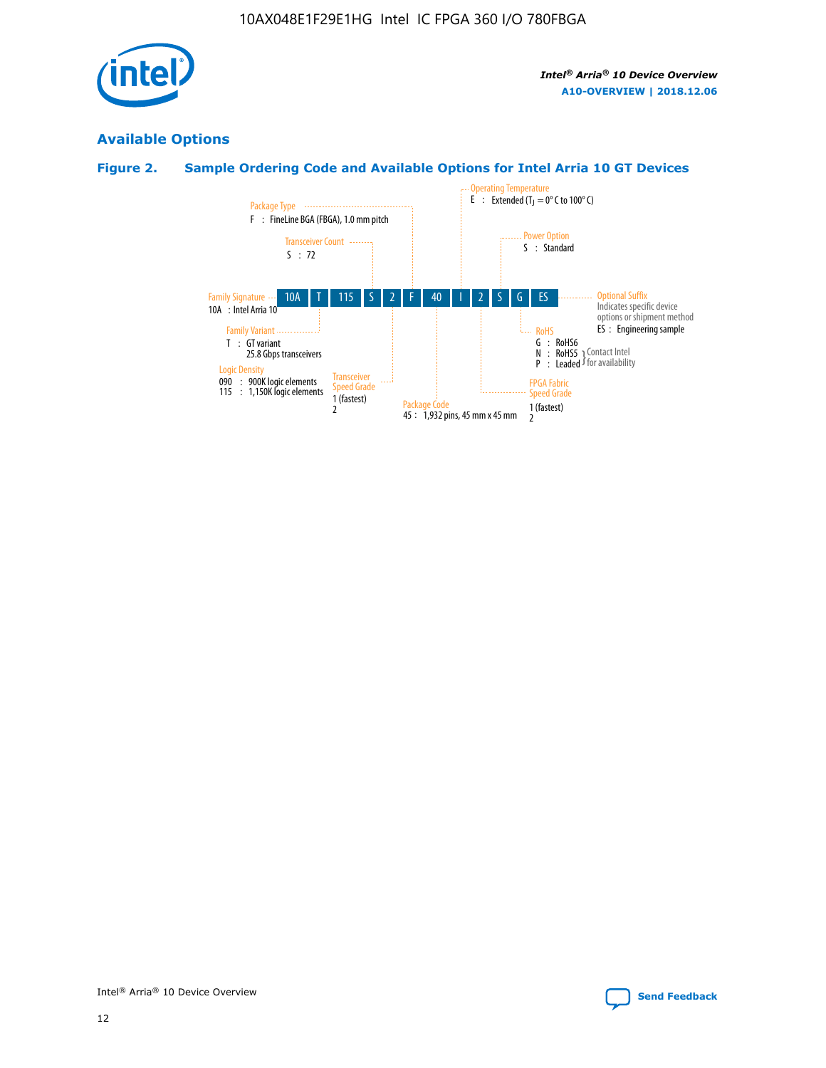## Available Options

### Figure 2. Sample Ordering Code and Available Options for Intel Arria 10 GT Devices

10A | T | 115 | S | 2 | F | 40 | I | 2 | S | G | ES

**Family Signature**
10A : Intel Arria 10

**Family Variant**
T : GT variant
25.8 Gbps transceivers

**Logic Density**
090 : 900K logic elements
115 : 1,150K logic elements

**Transceiver Count**
S : 72

**Transceiver Speed Grade**
1 (fastest)
2

**Package Type**
F : FineLine BGA (FBGA), 1.0 mm pitch

**Package Code**
45 : 1,932 pins, 45 mm x 45 mm

**Operating Temperature**
E : Extended ($T_J$ = 0° C to 100° C)

**FPGA Fabric Speed Grade**
1 (fastest)
2

**Power Option**
S : Standard

**RoHS**
G : RoHS6
N : RoHS5 } Contact Intel for availability
P : Leaded } Contact Intel for availability

**Optional Suffix**
Indicates specific device options or shipment method
ES : Engineering sample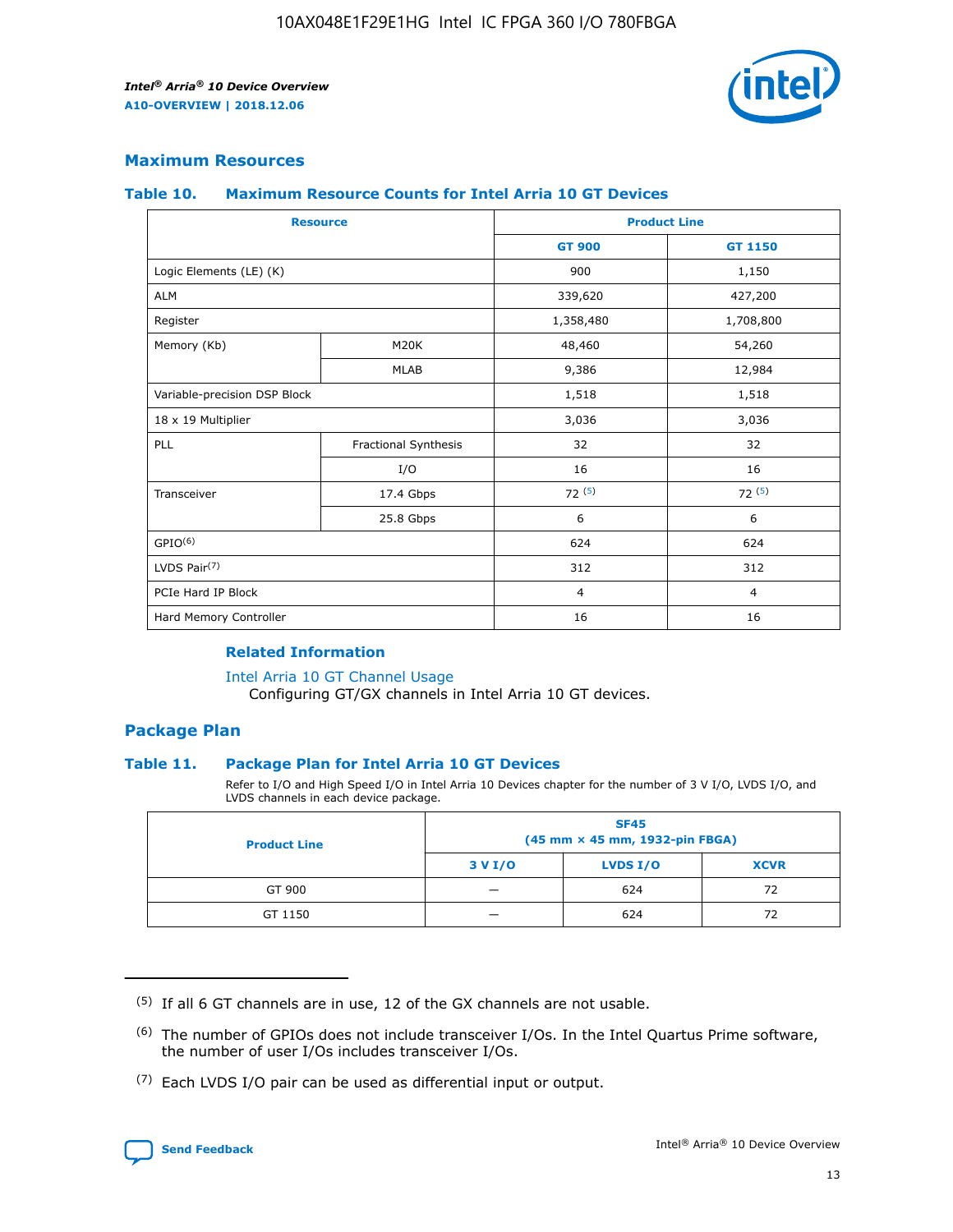## Maximum Resources

### Table 10. Maximum Resource Counts for Intel Arria 10 GT Devices

| Resource | | Product Line | |
|---|---|---|---|
| | | GT 900 | GT 1150 |
| Logic Elements (LE) (K) | | 900 | 1,150 |
| ALM | | 339,620 | 427,200 |
| Register | | 1,358,480 | 1,708,800 |
| Memory (Kb) | M20K | 48,460 | 54,260 |
| | MLAB | 9,386 | 12,984 |
| Variable-precision DSP Block | | 1,518 | 1,518 |
| 18 x 19 Multiplier | | 3,036 | 3,036 |
| PLL | Fractional Synthesis | 32 | 32 |
| | I/O | 16 | 16 |
| Transceiver | 17.4 Gbps | 72 [5] | 72 [5] |
| | 25.8 Gbps | 6 | 6 |
| GPIO[6] | | 624 | 624 |
| LVDS Pair[7] | | 312 | 312 |
| PCIe Hard IP Block | | 4 | 4 |
| Hard Memory Controller | | 16 | 16 |

#### Related Information

Intel Arria 10 GT Channel Usage
Configuring GT/GX channels in Intel Arria 10 GT devices.

## Package Plan

### Table 11. Package Plan for Intel Arria 10 GT Devices

Refer to I/O and High Speed I/O in Intel Arria 10 Devices chapter for the number of 3 V I/O, LVDS I/O, and LVDS channels in each device package.

| Product Line | SF45 (45 mm × 45 mm, 1932-pin FBGA) | | |
|---|---|---|---|
| | 3 V I/O | LVDS I/O | XCVR |
| GT 900 | — | 624 | 72 |
| GT 1150 | — | 624 | 72 |

(5) If all 6 GT channels are in use, 12 of the GX channels are not usable.

(6) The number of GPIOs does not include transceiver I/Os. In the Intel Quartus Prime software, the number of user I/Os includes transceiver I/Os.

(7) Each LVDS I/O pair can be used as differential input or output.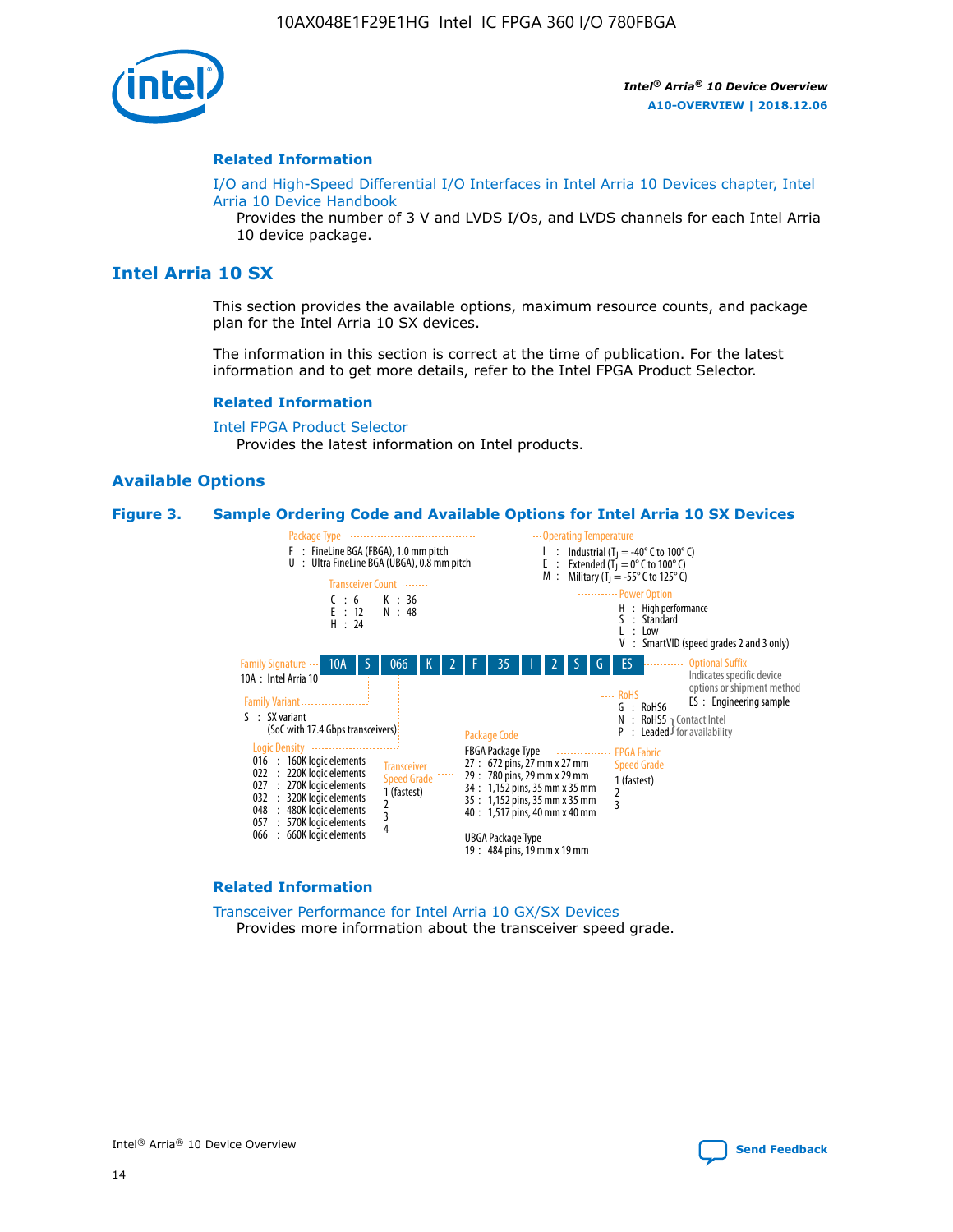## Related Information

I/O and High-Speed Differential I/O Interfaces in Intel Arria 10 Devices chapter, Intel Arria 10 Device Handbook

Provides the number of 3 V and LVDS I/Os, and LVDS channels for each Intel Arria 10 device package.

# Intel Arria 10 SX

This section provides the available options, maximum resource counts, and package plan for the Intel Arria 10 SX devices.

The information in this section is correct at the time of publication. For the latest information and to get more details, refer to the Intel FPGA Product Selector.

## Related Information

Intel FPGA Product Selector

Provides the latest information on Intel products.

## Available Options

**Figure 3. Sample Ordering Code and Available Options for Intel Arria 10 SX Devices**

Sample ordering code: 10A S 066 K 2 F 35 I 2 S G ES

- **Family Signature**
  - 10A : Intel Arria 10
- **Family Variant**
  - S : SX variant (SoC with 17.4 Gbps transceivers)
- **Logic Density**
  - 016 : 160K logic elements
  - 022 : 220K logic elements
  - 027 : 270K logic elements
  - 032 : 320K logic elements
  - 048 : 480K logic elements
  - 057 : 570K logic elements
  - 066 : 660K logic elements
- **Transceiver Count**
  - C : 6
  - E : 12
  - H : 24
  - K : 36
  - N : 48
- **Transceiver Speed Grade**
  - 1 (fastest)
  - 2
  - 3
  - 4
- **Package Type**
  - F : FineLine BGA (FBGA), 1.0 mm pitch
  - U : Ultra FineLine BGA (UBGA), 0.8 mm pitch
- **Package Code**
  - FBGA Package Type
    - 27 : 672 pins, 27 mm x 27 mm
    - 29 : 780 pins, 29 mm x 29 mm
    - 34 : 1,152 pins, 35 mm x 35 mm
    - 35 : 1,152 pins, 35 mm x 35 mm
    - 40 : 1,517 pins, 40 mm x 40 mm
  - UBGA Package Type
    - 19 : 484 pins, 19 mm x 19 mm
- **Operating Temperature**
  - I : Industrial ($T_J$ = -40° C to 100° C)
  - E : Extended ($T_J$ = 0° C to 100° C)
  - M : Military ($T_J$ = -55° C to 125° C)
- **FPGA Fabric Speed Grade**
  - 1 (fastest)
  - 2
  - 3
- **Power Option**
  - H : High performance
  - S : Standard
  - L : Low
  - V : SmartVID (speed grades 2 and 3 only)
- **RoHS**
  - G : RoHS6
  - N : RoHS5 (Contact Intel for availability)
  - P : Leaded (Contact Intel for availability)
- **Optional Suffix**
  - Indicates specific device options or shipment method
  - ES : Engineering sample

## Related Information

Transceiver Performance for Intel Arria 10 GX/SX Devices

Provides more information about the transceiver speed grade.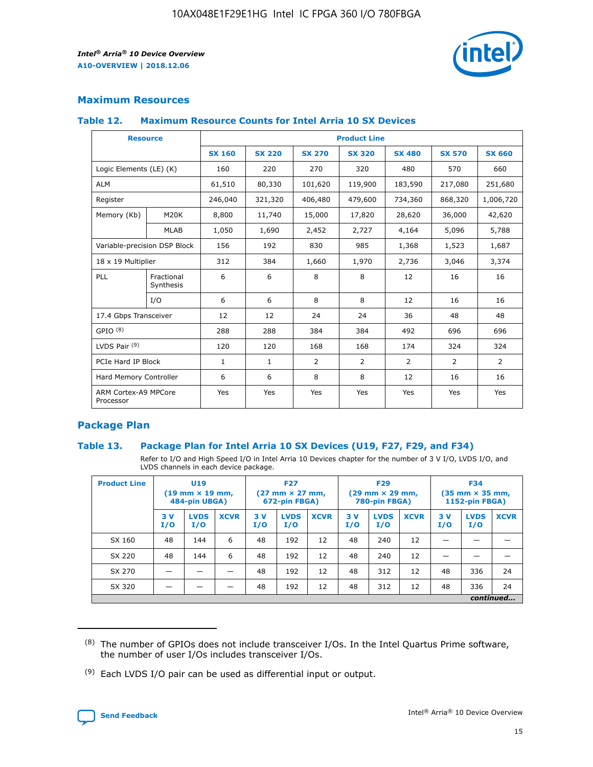## Maximum Resources

### Table 12. Maximum Resource Counts for Intel Arria 10 SX Devices

| Resource | | Product Line | | | | | | |
|---|---|---|---|---|---|---|---|---|
| | | SX 160 | SX 220 | SX 270 | SX 320 | SX 480 | SX 570 | SX 660 |
| Logic Elements (LE) (K) | | 160 | 220 | 270 | 320 | 480 | 570 | 660 |
| ALM | | 61,510 | 80,330 | 101,620 | 119,900 | 183,590 | 217,080 | 251,680 |
| Register | | 246,040 | 321,320 | 406,480 | 479,600 | 734,360 | 868,320 | 1,006,720 |
| Memory (Kb) | M20K | 8,800 | 11,740 | 15,000 | 17,820 | 28,620 | 36,000 | 42,620 |
| | MLAB | 1,050 | 1,690 | 2,452 | 2,727 | 4,164 | 5,096 | 5,788 |
| Variable-precision DSP Block | | 156 | 192 | 830 | 985 | 1,368 | 1,523 | 1,687 |
| 18 x 19 Multiplier | | 312 | 384 | 1,660 | 1,970 | 2,736 | 3,046 | 3,374 |
| PLL | Fractional Synthesis | 6 | 6 | 8 | 8 | 12 | 16 | 16 |
| | I/O | 6 | 6 | 8 | 8 | 12 | 16 | 16 |
| 17.4 Gbps Transceiver | | 12 | 12 | 24 | 24 | 36 | 48 | 48 |
| GPIO [(8)] | | 288 | 288 | 384 | 384 | 492 | 696 | 696 |
| LVDS Pair [(9)] | | 120 | 120 | 168 | 168 | 174 | 324 | 324 |
| PCIe Hard IP Block | | 1 | 1 | 2 | 2 | 2 | 2 | 2 |
| Hard Memory Controller | | 6 | 6 | 8 | 8 | 12 | 16 | 16 |
| ARM Cortex-A9 MPCore Processor | | Yes | Yes | Yes | Yes | Yes | Yes | Yes |

## Package Plan

### Table 13. Package Plan for Intel Arria 10 SX Devices (U19, F27, F29, and F34)

Refer to I/O and High Speed I/O in Intel Arria 10 Devices chapter for the number of 3 V I/O, LVDS I/O, and LVDS channels in each device package.

| Product Line | U19 (19 mm × 19 mm, 484-pin UBGA) | | | F27 (27 mm × 27 mm, 672-pin FBGA) | | | F29 (29 mm × 29 mm, 780-pin FBGA) | | | F34 (35 mm × 35 mm, 1152-pin FBGA) | | |
|---|---|---|---|---|---|---|---|---|---|---|---|---|
| | 3 V I/O | LVDS I/O | XCVR | 3 V I/O | LVDS I/O | XCVR | 3 V I/O | LVDS I/O | XCVR | 3 V I/O | LVDS I/O | XCVR |
| SX 160 | 48 | 144 | 6 | 48 | 192 | 12 | 48 | 240 | 12 | — | — | — |
| SX 220 | 48 | 144 | 6 | 48 | 192 | 12 | 48 | 240 | 12 | — | — | — |
| SX 270 | — | — | — | 48 | 192 | 12 | 48 | 312 | 12 | 48 | 336 | 24 |
| SX 320 | — | — | — | 48 | 192 | 12 | 48 | 312 | 12 | 48 | 336 | 24 |

*continued...*

(8) The number of GPIOs does not include transceiver I/Os. In the Intel Quartus Prime software, the number of user I/Os includes transceiver I/Os.

(9) Each LVDS I/O pair can be used as differential input or output.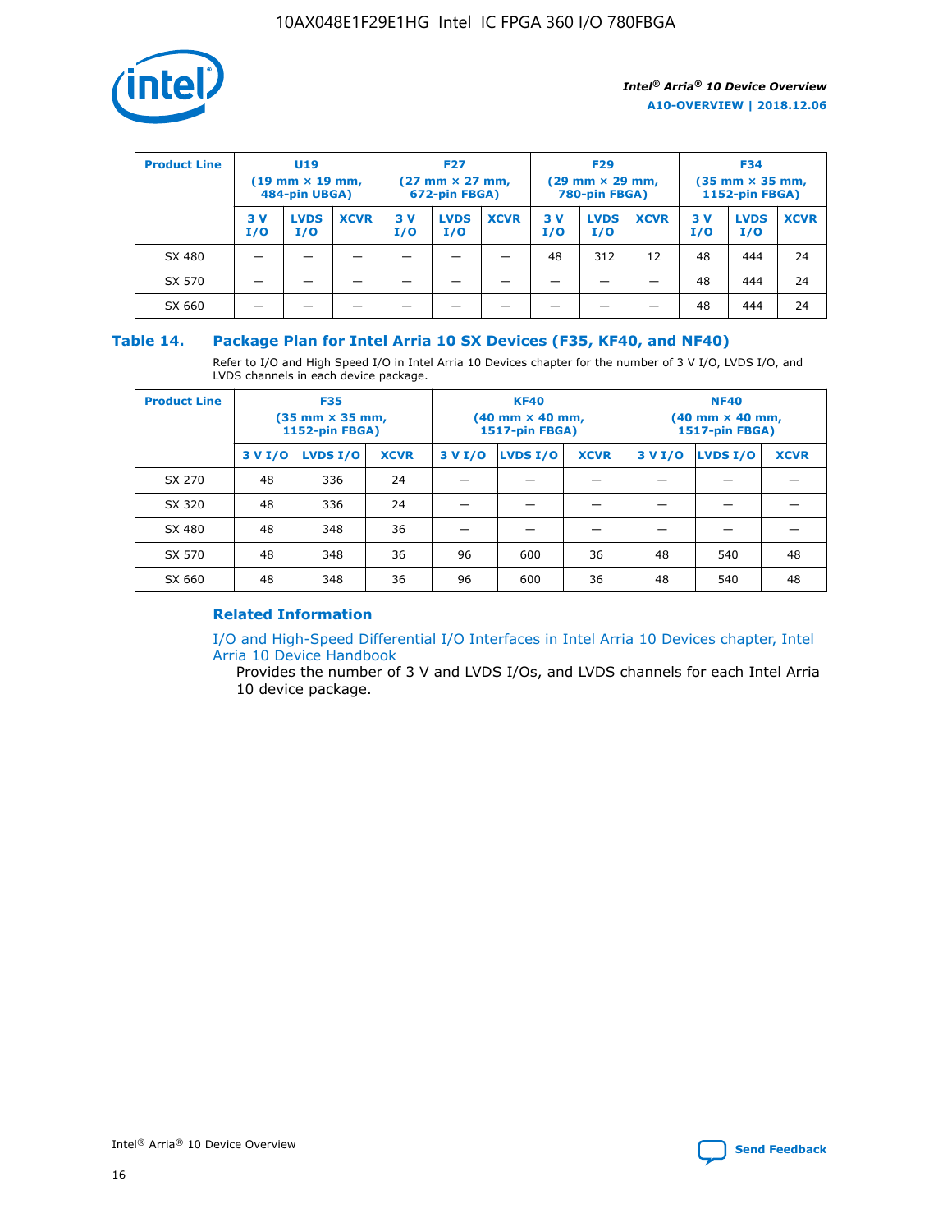| Product Line | U19 (19 mm × 19 mm, 484-pin UBGA) | | | F27 (27 mm × 27 mm, 672-pin FBGA) | | | F29 (29 mm × 29 mm, 780-pin FBGA) | | | F34 (35 mm × 35 mm, 1152-pin FBGA) | | |
|---|---|---|---|---|---|---|---|---|---|---|---|---|
| | 3 V I/O | LVDS I/O | XCVR | 3 V I/O | LVDS I/O | XCVR | 3 V I/O | LVDS I/O | XCVR | 3 V I/O | LVDS I/O | XCVR |
| SX 480 | — | — | — | — | — | — | 48 | 312 | 12 | 48 | 444 | 24 |
| SX 570 | — | — | — | — | — | — | — | — | — | 48 | 444 | 24 |
| SX 660 | — | — | — | — | — | — | — | — | — | 48 | 444 | 24 |

## Table 14. Package Plan for Intel Arria 10 SX Devices (F35, KF40, and NF40)

Refer to I/O and High Speed I/O in Intel Arria 10 Devices chapter for the number of 3 V I/O, LVDS I/O, and LVDS channels in each device package.

| Product Line | F35 (35 mm × 35 mm, 1152-pin FBGA) | | | KF40 (40 mm × 40 mm, 1517-pin FBGA) | | | NF40 (40 mm × 40 mm, 1517-pin FBGA) | | |
|---|---|---|---|---|---|---|---|---|---|
| | 3 V I/O | LVDS I/O | XCVR | 3 V I/O | LVDS I/O | XCVR | 3 V I/O | LVDS I/O | XCVR |
| SX 270 | 48 | 336 | 24 | — | — | — | — | — | — |
| SX 320 | 48 | 336 | 24 | — | — | — | — | — | — |
| SX 480 | 48 | 348 | 36 | — | — | — | — | — | — |
| SX 570 | 48 | 348 | 36 | 96 | 600 | 36 | 48 | 540 | 48 |
| SX 660 | 48 | 348 | 36 | 96 | 600 | 36 | 48 | 540 | 48 |

### Related Information

I/O and High-Speed Differential I/O Interfaces in Intel Arria 10 Devices chapter, Intel Arria 10 Device Handbook

Provides the number of 3 V and LVDS I/Os, and LVDS channels for each Intel Arria 10 device package.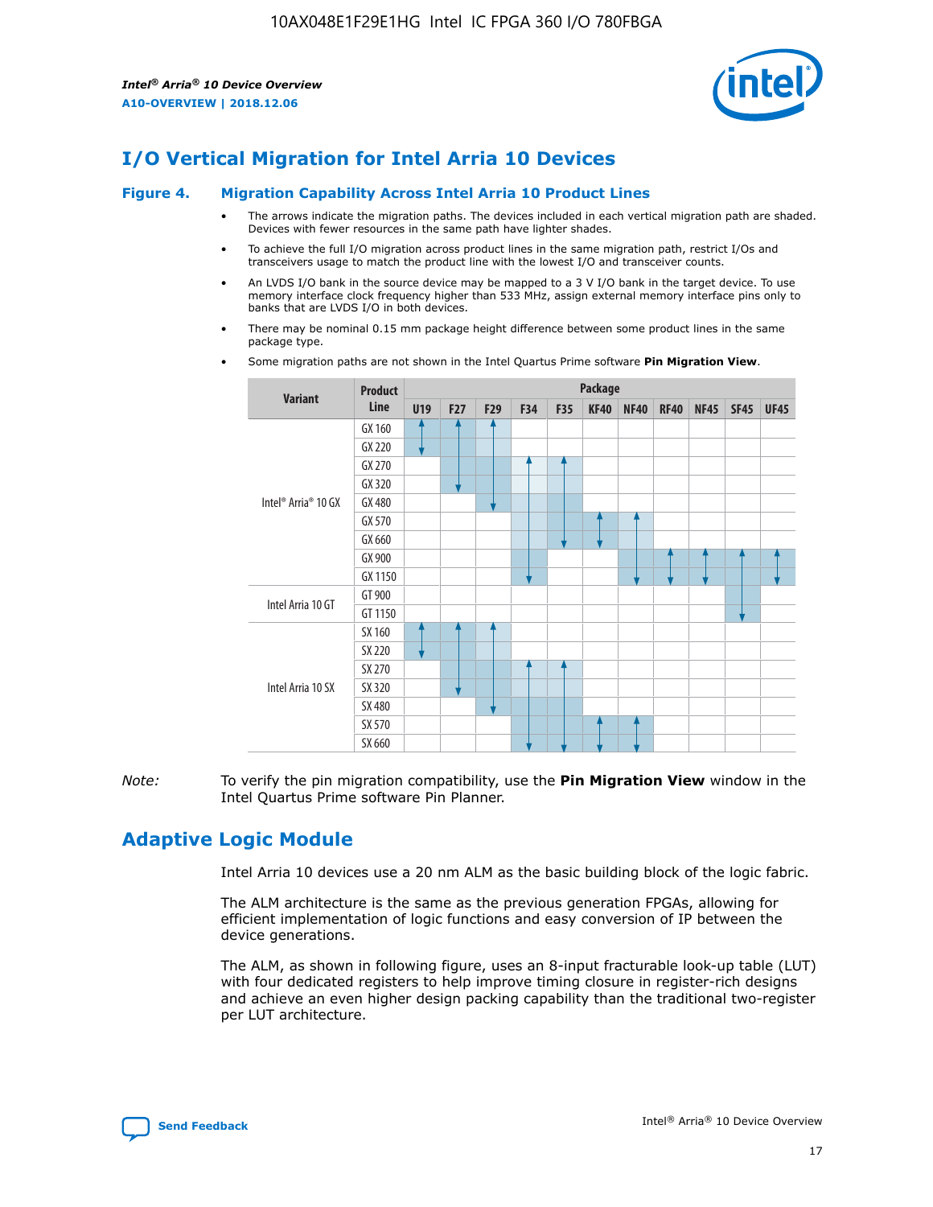# I/O Vertical Migration for Intel Arria 10 Devices

**Figure 4. Migration Capability Across Intel Arria 10 Product Lines**

- The arrows indicate the migration paths. The devices included in each vertical migration path are shaded. Devices with fewer resources in the same path have lighter shades.
- To achieve the full I/O migration across product lines in the same migration path, restrict I/Os and transceivers usage to match the product line with the lowest I/O and transceiver counts.
- An LVDS I/O bank in the source device may be mapped to a 3 V I/O bank in the target device. To use memory interface clock frequency higher than 533 MHz, assign external memory interface pins only to banks that are LVDS I/O in both devices.
- There may be nominal 0.15 mm package height difference between some product lines in the same package type.
- Some migration paths are not shown in the Intel Quartus Prime software **Pin Migration View**.

| Variant | Product Line | U19 | F27 | F29 | F34 | F35 | KF40 | NF40 | RF40 | NF45 | SF45 | UF45 |
|---|---|---|---|---|---|---|---|---|---|---|---|---|
| Intel® Arria® 10 GX | GX 160 | | | | | | | | | | | |
| | GX 220 | | | | | | | | | | | |
| | GX 270 | | | | | | | | | | | |
| | GX 320 | | | | | | | | | | | |
| | GX 480 | | | | | | | | | | | |
| | GX 570 | | | | | | | | | | | |
| | GX 660 | | | | | | | | | | | |
| | GX 900 | | | | | | | | | | | |
| | GX 1150 | | | | | | | | | | | |
| Intel Arria 10 GT | GT 900 | | | | | | | | | | | |
| | GT 1150 | | | | | | | | | | | |
| Intel Arria 10 SX | SX 160 | | | | | | | | | | | |
| | SX 220 | | | | | | | | | | | |
| | SX 270 | | | | | | | | | | | |
| | SX 320 | | | | | | | | | | | |
| | SX 480 | | | | | | | | | | | |
| | SX 570 | | | | | | | | | | | |
| | SX 660 | | | | | | | | | | | |

*Note:* To verify the pin migration compatibility, use the **Pin Migration View** window in the Intel Quartus Prime software Pin Planner.

# Adaptive Logic Module

Intel Arria 10 devices use a 20 nm ALM as the basic building block of the logic fabric.

The ALM architecture is the same as the previous generation FPGAs, allowing for efficient implementation of logic functions and easy conversion of IP between the device generations.

The ALM, as shown in following figure, uses an 8-input fracturable look-up table (LUT) with four dedicated registers to help improve timing closure in register-rich designs and achieve an even higher design packing capability than the traditional two-register per LUT architecture.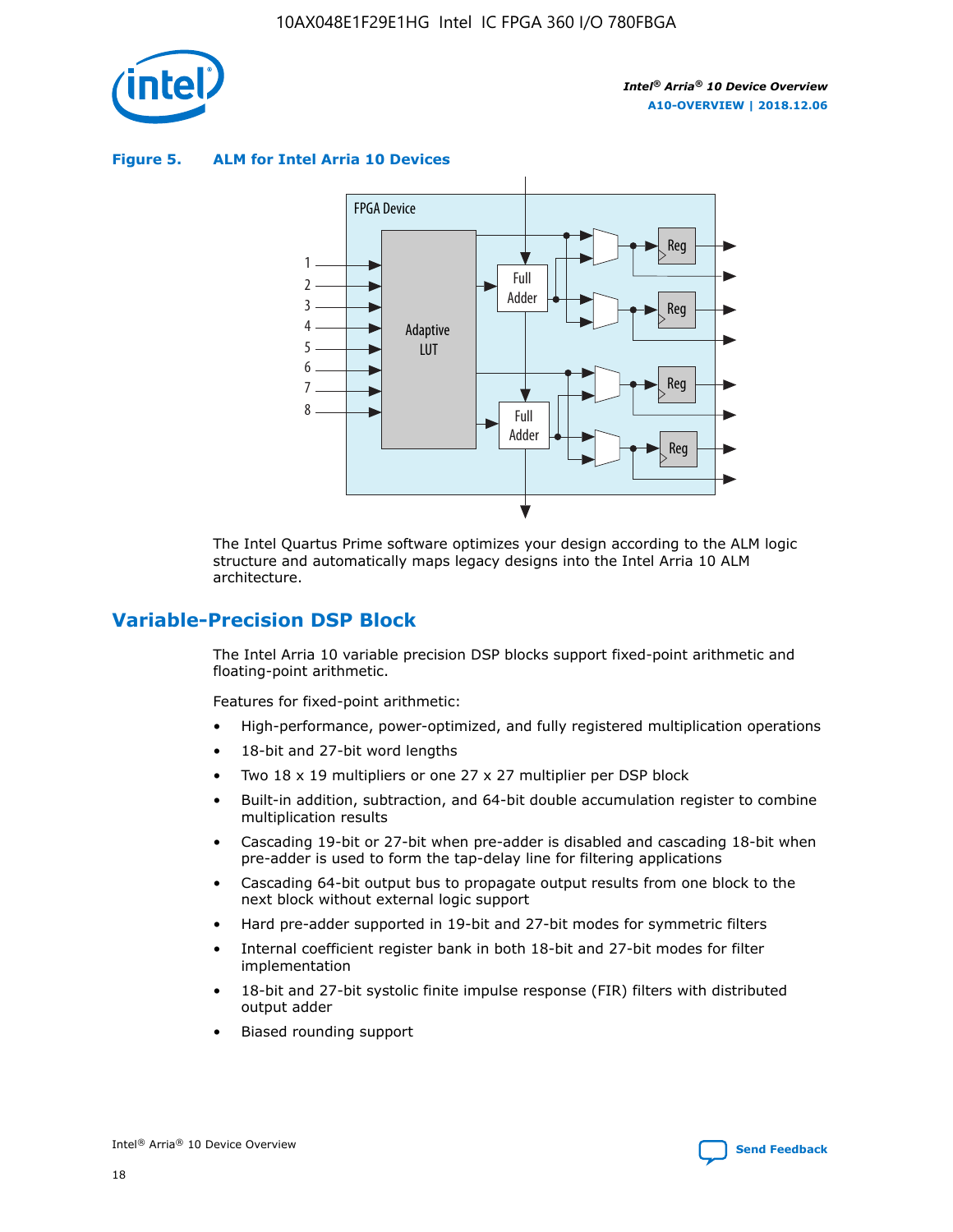**Figure 5. ALM for Intel Arria 10 Devices**

The Intel Quartus Prime software optimizes your design according to the ALM logic structure and automatically maps legacy designs into the Intel Arria 10 ALM architecture.

## Variable-Precision DSP Block

The Intel Arria 10 variable precision DSP blocks support fixed-point arithmetic and floating-point arithmetic.

Features for fixed-point arithmetic:

- High-performance, power-optimized, and fully registered multiplication operations
- 18-bit and 27-bit word lengths
- Two 18 x 19 multipliers or one 27 x 27 multiplier per DSP block
- Built-in addition, subtraction, and 64-bit double accumulation register to combine multiplication results
- Cascading 19-bit or 27-bit when pre-adder is disabled and cascading 18-bit when pre-adder is used to form the tap-delay line for filtering applications
- Cascading 64-bit output bus to propagate output results from one block to the next block without external logic support
- Hard pre-adder supported in 19-bit and 27-bit modes for symmetric filters
- Internal coefficient register bank in both 18-bit and 27-bit modes for filter implementation
- 18-bit and 27-bit systolic finite impulse response (FIR) filters with distributed output adder
- Biased rounding support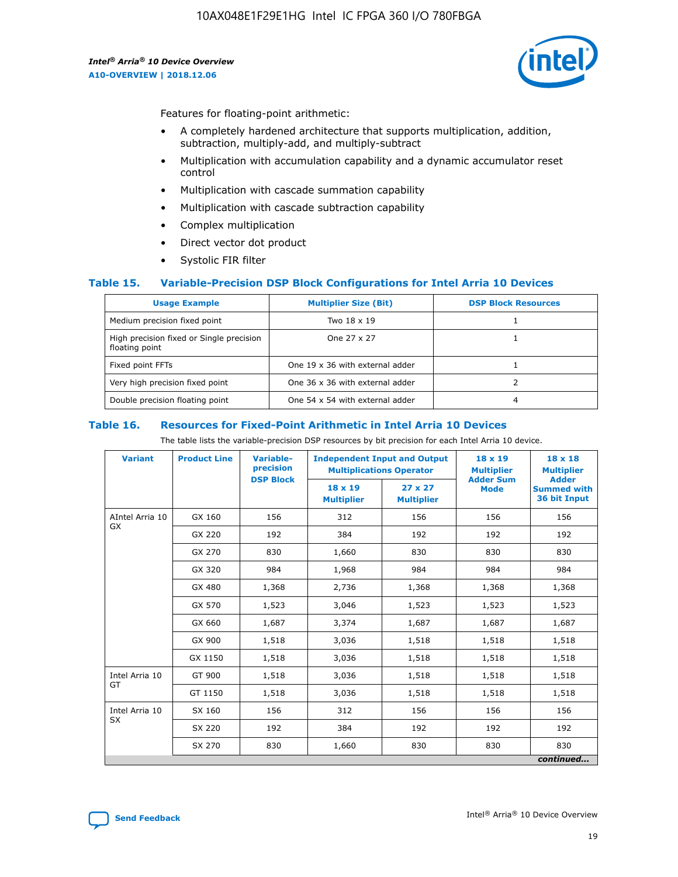Features for floating-point arithmetic:

- A completely hardened architecture that supports multiplication, addition, subtraction, multiply-add, and multiply-subtract
- Multiplication with accumulation capability and a dynamic accumulator reset control
- Multiplication with cascade summation capability
- Multiplication with cascade subtraction capability
- Complex multiplication
- Direct vector dot product
- Systolic FIR filter

## Table 15. Variable-Precision DSP Block Configurations for Intel Arria 10 Devices

| Usage Example | Multiplier Size (Bit) | DSP Block Resources |
| --- | --- | --- |
| Medium precision fixed point | Two 18 x 19 | 1 |
| High precision fixed or Single precision floating point | One 27 x 27 | 1 |
| Fixed point FFTs | One 19 x 36 with external adder | 1 |
| Very high precision fixed point | One 36 x 36 with external adder | 2 |
| Double precision floating point | One 54 x 54 with external adder | 4 |

## Table 16. Resources for Fixed-Point Arithmetic in Intel Arria 10 Devices

The table lists the variable-precision DSP resources by bit precision for each Intel Arria 10 device.

| Variant | Product Line | Variable-precision DSP Block | Independent Input and Output Multiplications Operator | | 18 x 19 Multiplier Adder Sum Mode | 18 x 18 Multiplier Adder Summed with 36 bit Input |
| --- | --- | --- | --- | --- | --- | --- |
| | | | 18 x 19 Multiplier | 27 x 27 Multiplier | | |
| AIntel Arria 10 GX | GX 160 | 156 | 312 | 156 | 156 | 156 |
| | GX 220 | 192 | 384 | 192 | 192 | 192 |
| | GX 270 | 830 | 1,660 | 830 | 830 | 830 |
| | GX 320 | 984 | 1,968 | 984 | 984 | 984 |
| | GX 480 | 1,368 | 2,736 | 1,368 | 1,368 | 1,368 |
| | GX 570 | 1,523 | 3,046 | 1,523 | 1,523 | 1,523 |
| | GX 660 | 1,687 | 3,374 | 1,687 | 1,687 | 1,687 |
| | GX 900 | 1,518 | 3,036 | 1,518 | 1,518 | 1,518 |
| | GX 1150 | 1,518 | 3,036 | 1,518 | 1,518 | 1,518 |
| Intel Arria 10 GT | GT 900 | 1,518 | 3,036 | 1,518 | 1,518 | 1,518 |
| | GT 1150 | 1,518 | 3,036 | 1,518 | 1,518 | 1,518 |
| Intel Arria 10 SX | SX 160 | 156 | 312 | 156 | 156 | 156 |
| | SX 220 | 192 | 384 | 192 | 192 | 192 |
| | SX 270 | 830 | 1,660 | 830 | 830 | 830 |

*continued...*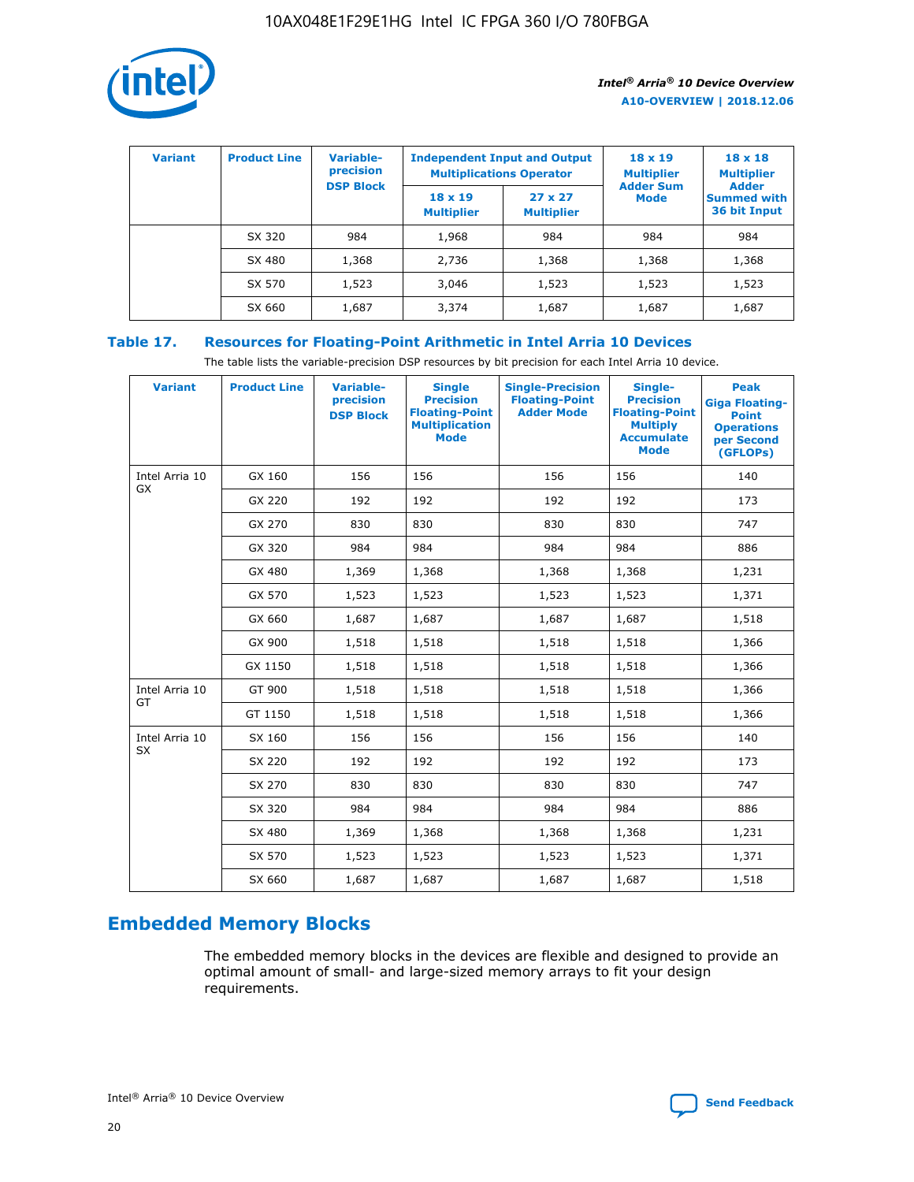| Variant | Product Line | Variable-precision DSP Block | Independent Input and Output Multiplications Operator | | 18 x 19 Multiplier Adder Sum Mode | 18 x 18 Multiplier Adder Summed with 36 bit Input |
|---|---|---|---|---|---|---|
| | | | 18 x 19 Multiplier | 27 x 27 Multiplier | | |
| | SX 320 | 984 | 1,968 | 984 | 984 | 984 |
| | SX 480 | 1,368 | 2,736 | 1,368 | 1,368 | 1,368 |
| | SX 570 | 1,523 | 3,046 | 1,523 | 1,523 | 1,523 |
| | SX 660 | 1,687 | 3,374 | 1,687 | 1,687 | 1,687 |

**Table 17. Resources for Floating-Point Arithmetic in Intel Arria 10 Devices**

The table lists the variable-precision DSP resources by bit precision for each Intel Arria 10 device.

| Variant | Product Line | Variable-precision DSP Block | Single Precision Floating-Point Multiplication Mode | Single-Precision Floating-Point Adder Mode | Single-Precision Floating-Point Multiply Accumulate Mode | Peak Giga Floating-Point Operations per Second (GFLOPs) |
|---|---|---|---|---|---|---|
| Intel Arria 10 GX | GX 160 | 156 | 156 | 156 | 156 | 140 |
| | GX 220 | 192 | 192 | 192 | 192 | 173 |
| | GX 270 | 830 | 830 | 830 | 830 | 747 |
| | GX 320 | 984 | 984 | 984 | 984 | 886 |
| | GX 480 | 1,369 | 1,368 | 1,368 | 1,368 | 1,231 |
| | GX 570 | 1,523 | 1,523 | 1,523 | 1,523 | 1,371 |
| | GX 660 | 1,687 | 1,687 | 1,687 | 1,687 | 1,518 |
| | GX 900 | 1,518 | 1,518 | 1,518 | 1,518 | 1,366 |
| | GX 1150 | 1,518 | 1,518 | 1,518 | 1,518 | 1,366 |
| Intel Arria 10 GT | GT 900 | 1,518 | 1,518 | 1,518 | 1,518 | 1,366 |
| | GT 1150 | 1,518 | 1,518 | 1,518 | 1,518 | 1,366 |
| Intel Arria 10 SX | SX 160 | 156 | 156 | 156 | 156 | 140 |
| | SX 220 | 192 | 192 | 192 | 192 | 173 |
| | SX 270 | 830 | 830 | 830 | 830 | 747 |
| | SX 320 | 984 | 984 | 984 | 984 | 886 |
| | SX 480 | 1,369 | 1,368 | 1,368 | 1,368 | 1,231 |
| | SX 570 | 1,523 | 1,523 | 1,523 | 1,523 | 1,371 |
| | SX 660 | 1,687 | 1,687 | 1,687 | 1,687 | 1,518 |

## Embedded Memory Blocks

The embedded memory blocks in the devices are flexible and designed to provide an optimal amount of small- and large-sized memory arrays to fit your design requirements.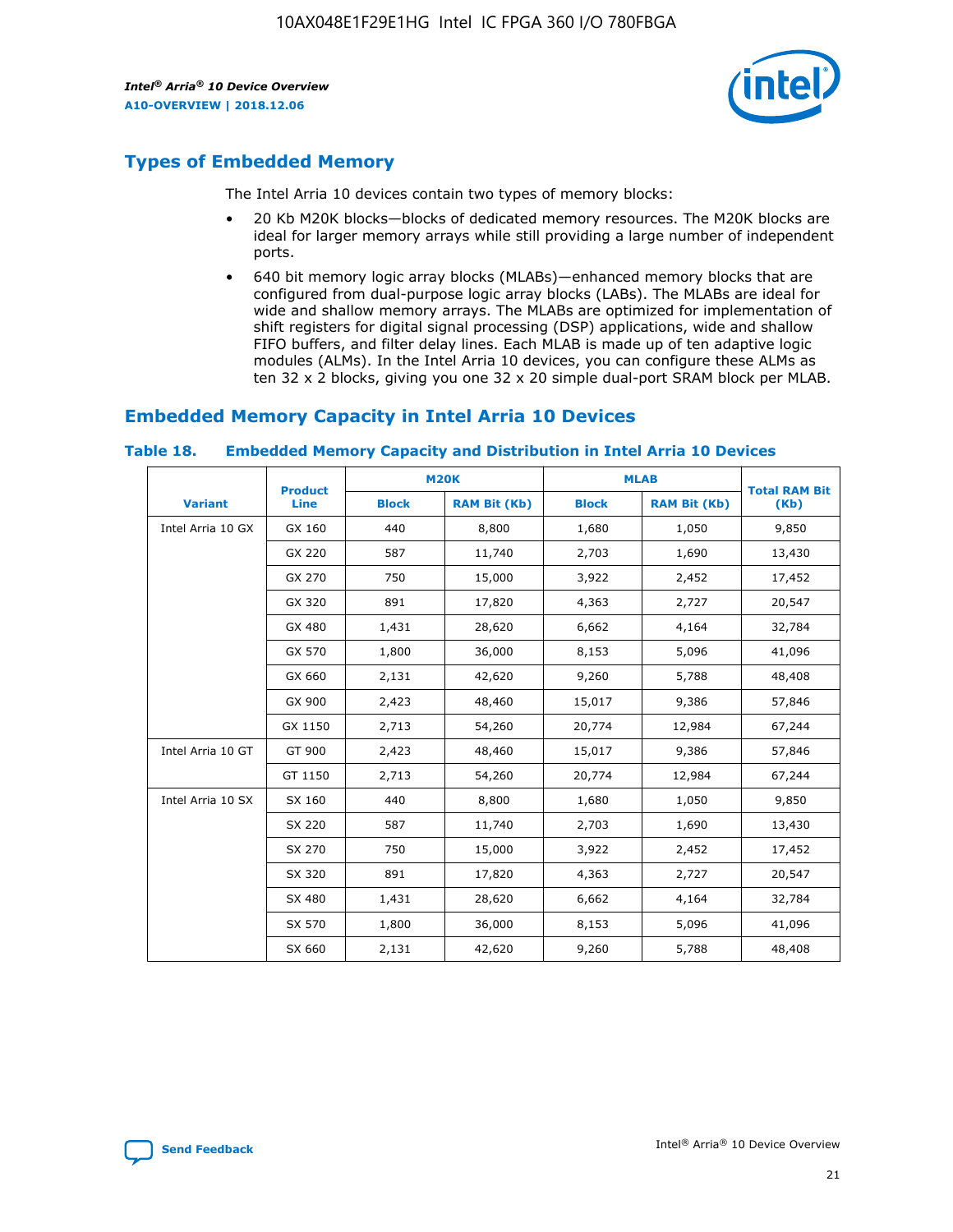## Types of Embedded Memory

The Intel Arria 10 devices contain two types of memory blocks:

- 20 Kb M20K blocks—blocks of dedicated memory resources. The M20K blocks are ideal for larger memory arrays while still providing a large number of independent ports.
- 640 bit memory logic array blocks (MLABs)—enhanced memory blocks that are configured from dual-purpose logic array blocks (LABs). The MLABs are ideal for wide and shallow memory arrays. The MLABs are optimized for implementation of shift registers for digital signal processing (DSP) applications, wide and shallow FIFO buffers, and filter delay lines. Each MLAB is made up of ten adaptive logic modules (ALMs). In the Intel Arria 10 devices, you can configure these ALMs as ten 32 x 2 blocks, giving you one 32 x 20 simple dual-port SRAM block per MLAB.

## Embedded Memory Capacity in Intel Arria 10 Devices

**Table 18. Embedded Memory Capacity and Distribution in Intel Arria 10 Devices**

| Variant | Product Line | M20K | | MLAB | | Total RAM Bit (Kb) |
|---|---|---|---|---|---|---|
| | | Block | RAM Bit (Kb) | Block | RAM Bit (Kb) | |
| Intel Arria 10 GX | GX 160 | 440 | 8,800 | 1,680 | 1,050 | 9,850 |
| | GX 220 | 587 | 11,740 | 2,703 | 1,690 | 13,430 |
| | GX 270 | 750 | 15,000 | 3,922 | 2,452 | 17,452 |
| | GX 320 | 891 | 17,820 | 4,363 | 2,727 | 20,547 |
| | GX 480 | 1,431 | 28,620 | 6,662 | 4,164 | 32,784 |
| | GX 570 | 1,800 | 36,000 | 8,153 | 5,096 | 41,096 |
| | GX 660 | 2,131 | 42,620 | 9,260 | 5,788 | 48,408 |
| | GX 900 | 2,423 | 48,460 | 15,017 | 9,386 | 57,846 |
| | GX 1150 | 2,713 | 54,260 | 20,774 | 12,984 | 67,244 |
| Intel Arria 10 GT | GT 900 | 2,423 | 48,460 | 15,017 | 9,386 | 57,846 |
| | GT 1150 | 2,713 | 54,260 | 20,774 | 12,984 | 67,244 |
| Intel Arria 10 SX | SX 160 | 440 | 8,800 | 1,680 | 1,050 | 9,850 |
| | SX 220 | 587 | 11,740 | 2,703 | 1,690 | 13,430 |
| | SX 270 | 750 | 15,000 | 3,922 | 2,452 | 17,452 |
| | SX 320 | 891 | 17,820 | 4,363 | 2,727 | 20,547 |
| | SX 480 | 1,431 | 28,620 | 6,662 | 4,164 | 32,784 |
| | SX 570 | 1,800 | 36,000 | 8,153 | 5,096 | 41,096 |
| | SX 660 | 2,131 | 42,620 | 9,260 | 5,788 | 48,408 |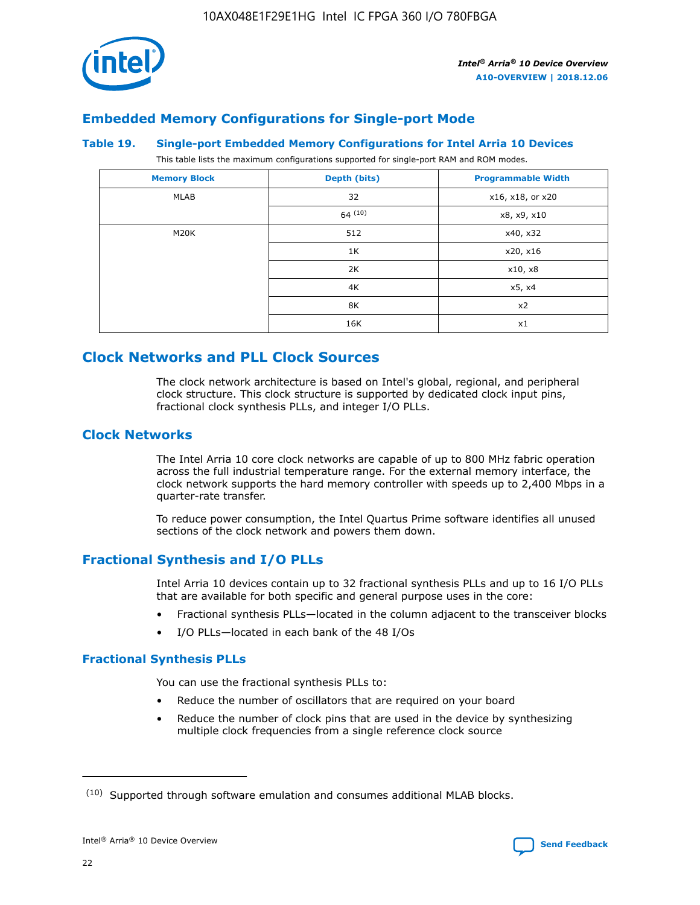## Embedded Memory Configurations for Single-port Mode

### Table 19. Single-port Embedded Memory Configurations for Intel Arria 10 Devices

This table lists the maximum configurations supported for single-port RAM and ROM modes.

| Memory Block | Depth (bits) | Programmable Width |
| --- | --- | --- |
| MLAB | 32 | x16, x18, or x20 |
| | 64 [10] | x8, x9, x10 |
| M20K | 512 | x40, x32 |
| | 1K | x20, x16 |
| | 2K | x10, x8 |
| | 4K | x5, x4 |
| | 8K | x2 |
| | 16K | x1 |

## Clock Networks and PLL Clock Sources

The clock network architecture is based on Intel's global, regional, and peripheral clock structure. This clock structure is supported by dedicated clock input pins, fractional clock synthesis PLLs, and integer I/O PLLs.

### Clock Networks

The Intel Arria 10 core clock networks are capable of up to 800 MHz fabric operation across the full industrial temperature range. For the external memory interface, the clock network supports the hard memory controller with speeds up to 2,400 Mbps in a quarter-rate transfer.

To reduce power consumption, the Intel Quartus Prime software identifies all unused sections of the clock network and powers them down.

### Fractional Synthesis and I/O PLLs

Intel Arria 10 devices contain up to 32 fractional synthesis PLLs and up to 16 I/O PLLs that are available for both specific and general purpose uses in the core:

- Fractional synthesis PLLs—located in the column adjacent to the transceiver blocks
- I/O PLLs—located in each bank of the 48 I/Os

#### Fractional Synthesis PLLs

You can use the fractional synthesis PLLs to:

- Reduce the number of oscillators that are required on your board
- Reduce the number of clock pins that are used in the device by synthesizing multiple clock frequencies from a single reference clock source

[10] Supported through software emulation and consumes additional MLAB blocks.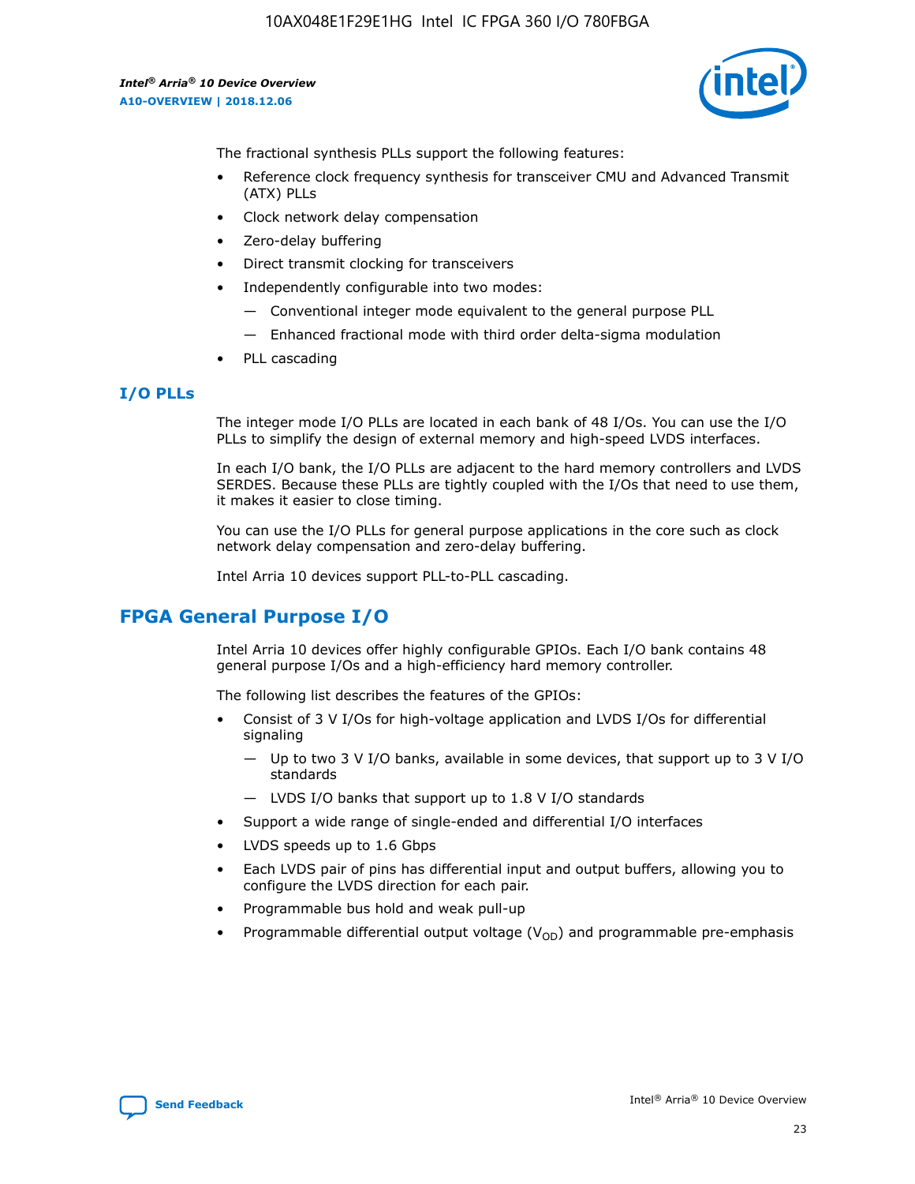The fractional synthesis PLLs support the following features:

- Reference clock frequency synthesis for transceiver CMU and Advanced Transmit (ATX) PLLs
- Clock network delay compensation
- Zero-delay buffering
- Direct transmit clocking for transceivers
- Independently configurable into two modes:
  - Conventional integer mode equivalent to the general purpose PLL
  - Enhanced fractional mode with third order delta-sigma modulation
- PLL cascading

### I/O PLLs

The integer mode I/O PLLs are located in each bank of 48 I/Os. You can use the I/O PLLs to simplify the design of external memory and high-speed LVDS interfaces.

In each I/O bank, the I/O PLLs are adjacent to the hard memory controllers and LVDS SERDES. Because these PLLs are tightly coupled with the I/Os that need to use them, it makes it easier to close timing.

You can use the I/O PLLs for general purpose applications in the core such as clock network delay compensation and zero-delay buffering.

Intel Arria 10 devices support PLL-to-PLL cascading.

## FPGA General Purpose I/O

Intel Arria 10 devices offer highly configurable GPIOs. Each I/O bank contains 48 general purpose I/Os and a high-efficiency hard memory controller.

The following list describes the features of the GPIOs:

- Consist of 3 V I/Os for high-voltage application and LVDS I/Os for differential signaling
  - Up to two 3 V I/O banks, available in some devices, that support up to 3 V I/O standards
  - LVDS I/O banks that support up to 1.8 V I/O standards
- Support a wide range of single-ended and differential I/O interfaces
- LVDS speeds up to 1.6 Gbps
- Each LVDS pair of pins has differential input and output buffers, allowing you to configure the LVDS direction for each pair.
- Programmable bus hold and weak pull-up
- Programmable differential output voltage ($V_{OD}$) and programmable pre-emphasis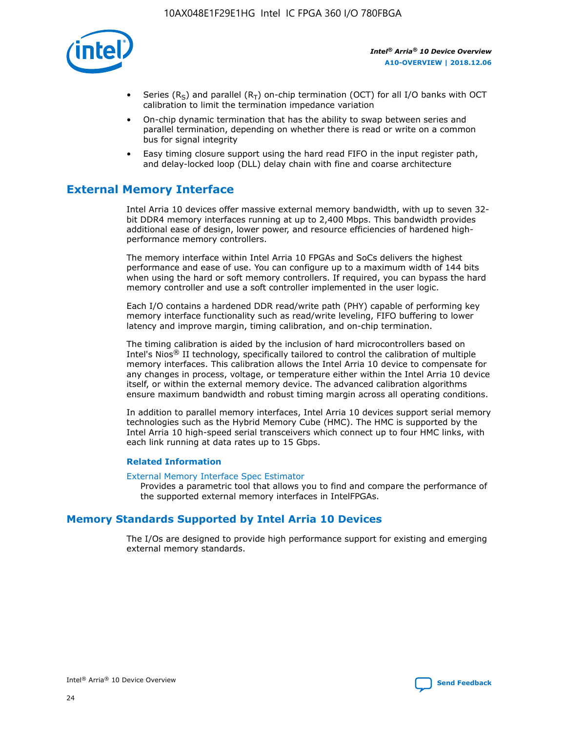- Series ($R_S$) and parallel ($R_T$) on-chip termination (OCT) for all I/O banks with OCT calibration to limit the termination impedance variation
- On-chip dynamic termination that has the ability to swap between series and parallel termination, depending on whether there is read or write on a common bus for signal integrity
- Easy timing closure support using the hard read FIFO in the input register path, and delay-locked loop (DLL) delay chain with fine and coarse architecture

## External Memory Interface

Intel Arria 10 devices offer massive external memory bandwidth, with up to seven 32-bit DDR4 memory interfaces running at up to 2,400 Mbps. This bandwidth provides additional ease of design, lower power, and resource efficiencies of hardened high-performance memory controllers.

The memory interface within Intel Arria 10 FPGAs and SoCs delivers the highest performance and ease of use. You can configure up to a maximum width of 144 bits when using the hard or soft memory controllers. If required, you can bypass the hard memory controller and use a soft controller implemented in the user logic.

Each I/O contains a hardened DDR read/write path (PHY) capable of performing key memory interface functionality such as read/write leveling, FIFO buffering to lower latency and improve margin, timing calibration, and on-chip termination.

The timing calibration is aided by the inclusion of hard microcontrollers based on Intel's Nios® II technology, specifically tailored to control the calibration of multiple memory interfaces. This calibration allows the Intel Arria 10 device to compensate for any changes in process, voltage, or temperature either within the Intel Arria 10 device itself, or within the external memory device. The advanced calibration algorithms ensure maximum bandwidth and robust timing margin across all operating conditions.

In addition to parallel memory interfaces, Intel Arria 10 devices support serial memory technologies such as the Hybrid Memory Cube (HMC). The HMC is supported by the Intel Arria 10 high-speed serial transceivers which connect up to four HMC links, with each link running at data rates up to 15 Gbps.

### Related Information

External Memory Interface Spec Estimator
Provides a parametric tool that allows you to find and compare the performance of the supported external memory interfaces in IntelFPGAs.

## Memory Standards Supported by Intel Arria 10 Devices

The I/Os are designed to provide high performance support for existing and emerging external memory standards.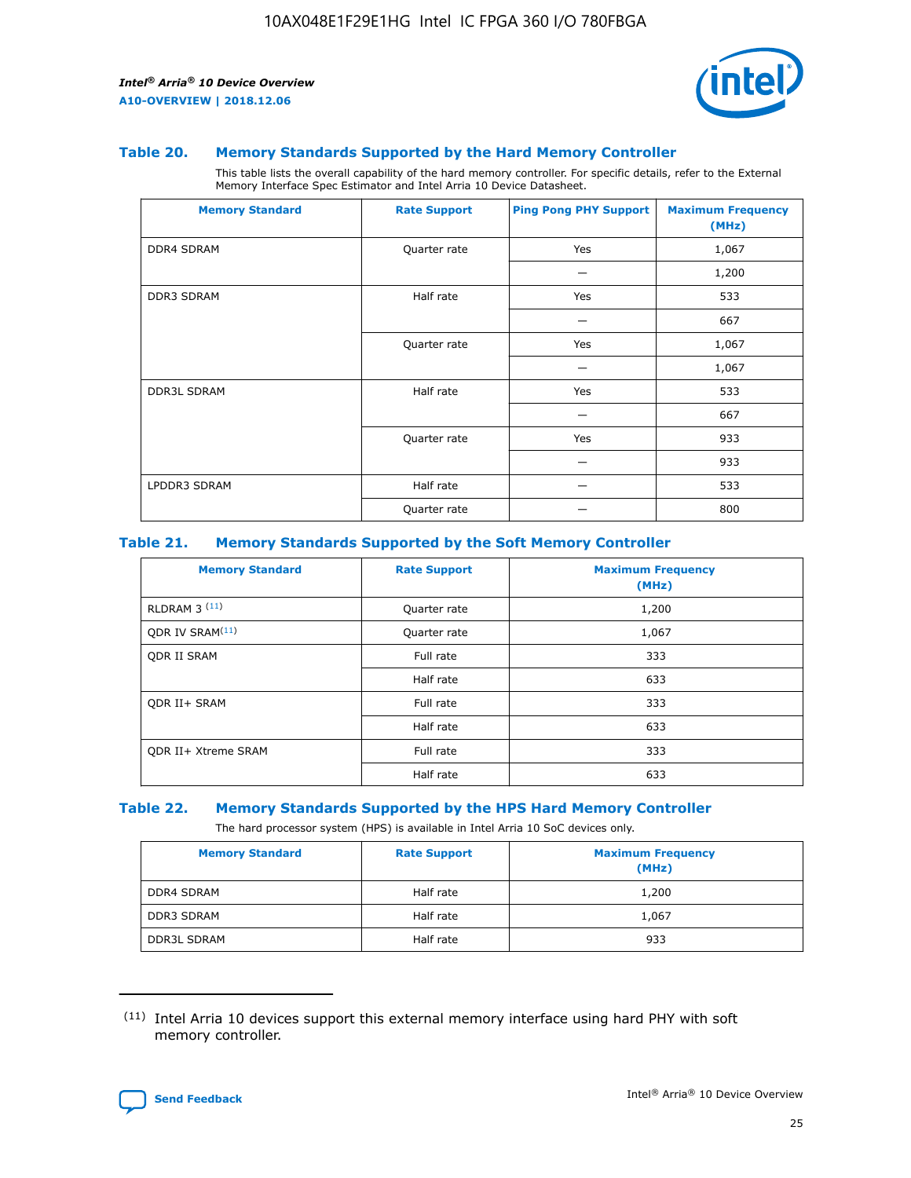### Table 20. Memory Standards Supported by the Hard Memory Controller

This table lists the overall capability of the hard memory controller. For specific details, refer to the External Memory Interface Spec Estimator and Intel Arria 10 Device Datasheet.

| Memory Standard | Rate Support | Ping Pong PHY Support | Maximum Frequency (MHz) |
|---|---|---|---|
| DDR4 SDRAM | Quarter rate | Yes | 1,067 |
| | | — | 1,200 |
| DDR3 SDRAM | Half rate | Yes | 533 |
| | | — | 667 |
| | Quarter rate | Yes | 1,067 |
| | | — | 1,067 |
| DDR3L SDRAM | Half rate | Yes | 533 |
| | | — | 667 |
| | Quarter rate | Yes | 933 |
| | | — | 933 |
| LPDDR3 SDRAM | Half rate | — | 533 |
| | Quarter rate | — | 800 |

### Table 21. Memory Standards Supported by the Soft Memory Controller

| Memory Standard | Rate Support | Maximum Frequency (MHz) |
|---|---|---|
| RLDRAM 3 [11] | Quarter rate | 1,200 |
| QDR IV SRAM[11] | Quarter rate | 1,067 |
| QDR II SRAM | Full rate | 333 |
| | Half rate | 633 |
| QDR II+ SRAM | Full rate | 333 |
| | Half rate | 633 |
| QDR II+ Xtreme SRAM | Full rate | 333 |
| | Half rate | 633 |

### Table 22. Memory Standards Supported by the HPS Hard Memory Controller

The hard processor system (HPS) is available in Intel Arria 10 SoC devices only.

| Memory Standard | Rate Support | Maximum Frequency (MHz) |
|---|---|---|
| DDR4 SDRAM | Half rate | 1,200 |
| DDR3 SDRAM | Half rate | 1,067 |
| DDR3L SDRAM | Half rate | 933 |

[11] Intel Arria 10 devices support this external memory interface using hard PHY with soft memory controller.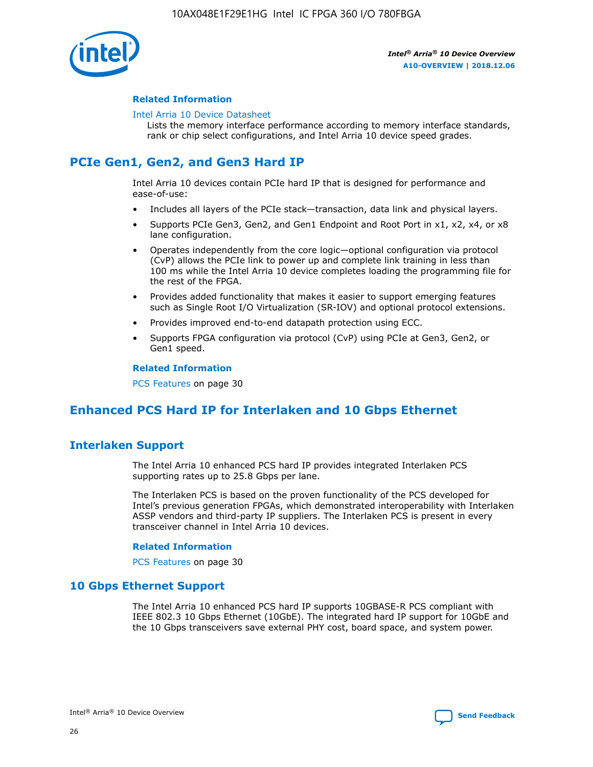#### Related Information

Intel Arria 10 Device Datasheet
Lists the memory interface performance according to memory interface standards, rank or chip select configurations, and Intel Arria 10 device speed grades.

## PCIe Gen1, Gen2, and Gen3 Hard IP

Intel Arria 10 devices contain PCIe hard IP that is designed for performance and ease-of-use:

- Includes all layers of the PCIe stack—transaction, data link and physical layers.
- Supports PCIe Gen3, Gen2, and Gen1 Endpoint and Root Port in x1, x2, x4, or x8 lane configuration.
- Operates independently from the core logic—optional configuration via protocol (CvP) allows the PCIe link to power up and complete link training in less than 100 ms while the Intel Arria 10 device completes loading the programming file for the rest of the FPGA.
- Provides added functionality that makes it easier to support emerging features such as Single Root I/O Virtualization (SR-IOV) and optional protocol extensions.
- Provides improved end-to-end datapath protection using ECC.
- Supports FPGA configuration via protocol (CvP) using PCIe at Gen3, Gen2, or Gen1 speed.

#### Related Information

PCS Features on page 30

## Enhanced PCS Hard IP for Interlaken and 10 Gbps Ethernet

### Interlaken Support

The Intel Arria 10 enhanced PCS hard IP provides integrated Interlaken PCS supporting rates up to 25.8 Gbps per lane.

The Interlaken PCS is based on the proven functionality of the PCS developed for Intel's previous generation FPGAs, which demonstrated interoperability with Interlaken ASSP vendors and third-party IP suppliers. The Interlaken PCS is present in every transceiver channel in Intel Arria 10 devices.

#### Related Information

PCS Features on page 30

### 10 Gbps Ethernet Support

The Intel Arria 10 enhanced PCS hard IP supports 10GBASE-R PCS compliant with IEEE 802.3 10 Gbps Ethernet (10GbE). The integrated hard IP support for 10GbE and the 10 Gbps transceivers save external PHY cost, board space, and system power.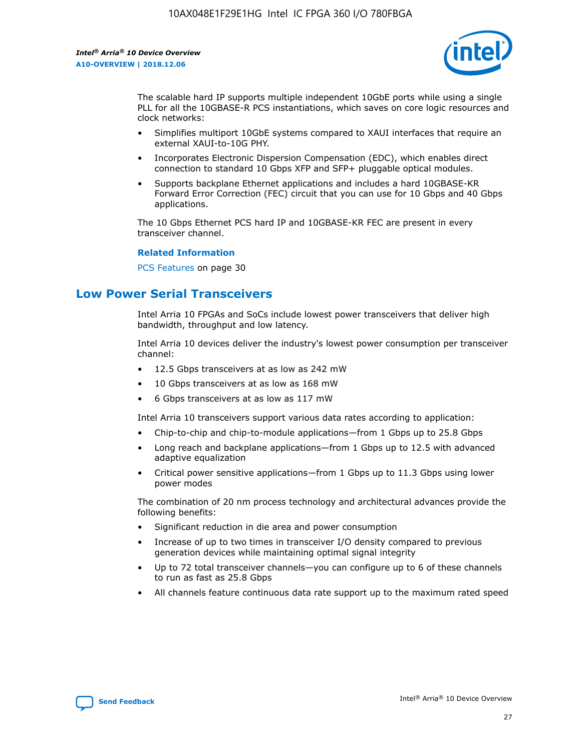The scalable hard IP supports multiple independent 10GbE ports while using a single PLL for all the 10GBASE-R PCS instantiations, which saves on core logic resources and clock networks:

- Simplifies multiport 10GbE systems compared to XAUI interfaces that require an external XAUI-to-10G PHY.
- Incorporates Electronic Dispersion Compensation (EDC), which enables direct connection to standard 10 Gbps XFP and SFP+ pluggable optical modules.
- Supports backplane Ethernet applications and includes a hard 10GBASE-KR Forward Error Correction (FEC) circuit that you can use for 10 Gbps and 40 Gbps applications.

The 10 Gbps Ethernet PCS hard IP and 10GBASE-KR FEC are present in every transceiver channel.

**Related Information**

PCS Features on page 30

## Low Power Serial Transceivers

Intel Arria 10 FPGAs and SoCs include lowest power transceivers that deliver high bandwidth, throughput and low latency.

Intel Arria 10 devices deliver the industry's lowest power consumption per transceiver channel:

- 12.5 Gbps transceivers at as low as 242 mW
- 10 Gbps transceivers at as low as 168 mW
- 6 Gbps transceivers at as low as 117 mW

Intel Arria 10 transceivers support various data rates according to application:

- Chip-to-chip and chip-to-module applications—from 1 Gbps up to 25.8 Gbps
- Long reach and backplane applications—from 1 Gbps up to 12.5 with advanced adaptive equalization
- Critical power sensitive applications—from 1 Gbps up to 11.3 Gbps using lower power modes

The combination of 20 nm process technology and architectural advances provide the following benefits:

- Significant reduction in die area and power consumption
- Increase of up to two times in transceiver I/O density compared to previous generation devices while maintaining optimal signal integrity
- Up to 72 total transceiver channels—you can configure up to 6 of these channels to run as fast as 25.8 Gbps
- All channels feature continuous data rate support up to the maximum rated speed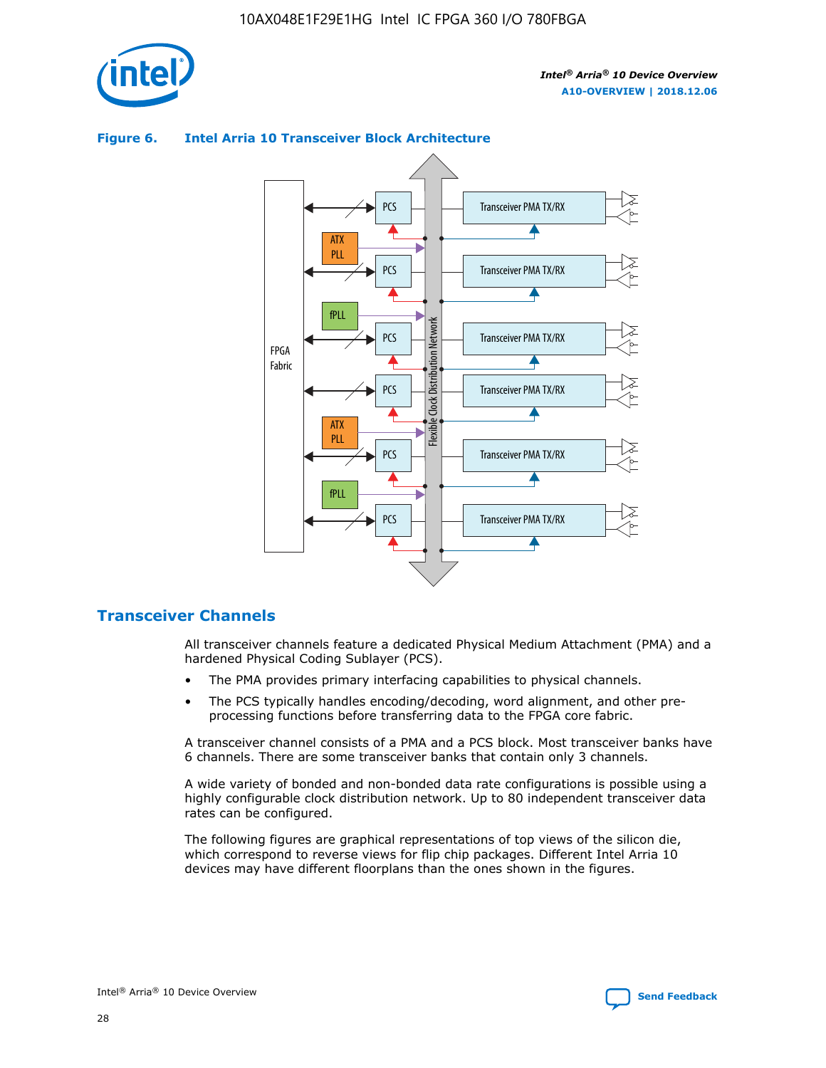**Figure 6. Intel Arria 10 Transceiver Block Architecture**

## Transceiver Channels

All transceiver channels feature a dedicated Physical Medium Attachment (PMA) and a hardened Physical Coding Sublayer (PCS).

- The PMA provides primary interfacing capabilities to physical channels.
- The PCS typically handles encoding/decoding, word alignment, and other pre-processing functions before transferring data to the FPGA core fabric.

A transceiver channel consists of a PMA and a PCS block. Most transceiver banks have 6 channels. There are some transceiver banks that contain only 3 channels.

A wide variety of bonded and non-bonded data rate configurations is possible using a highly configurable clock distribution network. Up to 80 independent transceiver data rates can be configured.

The following figures are graphical representations of top views of the silicon die, which correspond to reverse views for flip chip packages. Different Intel Arria 10 devices may have different floorplans than the ones shown in the figures.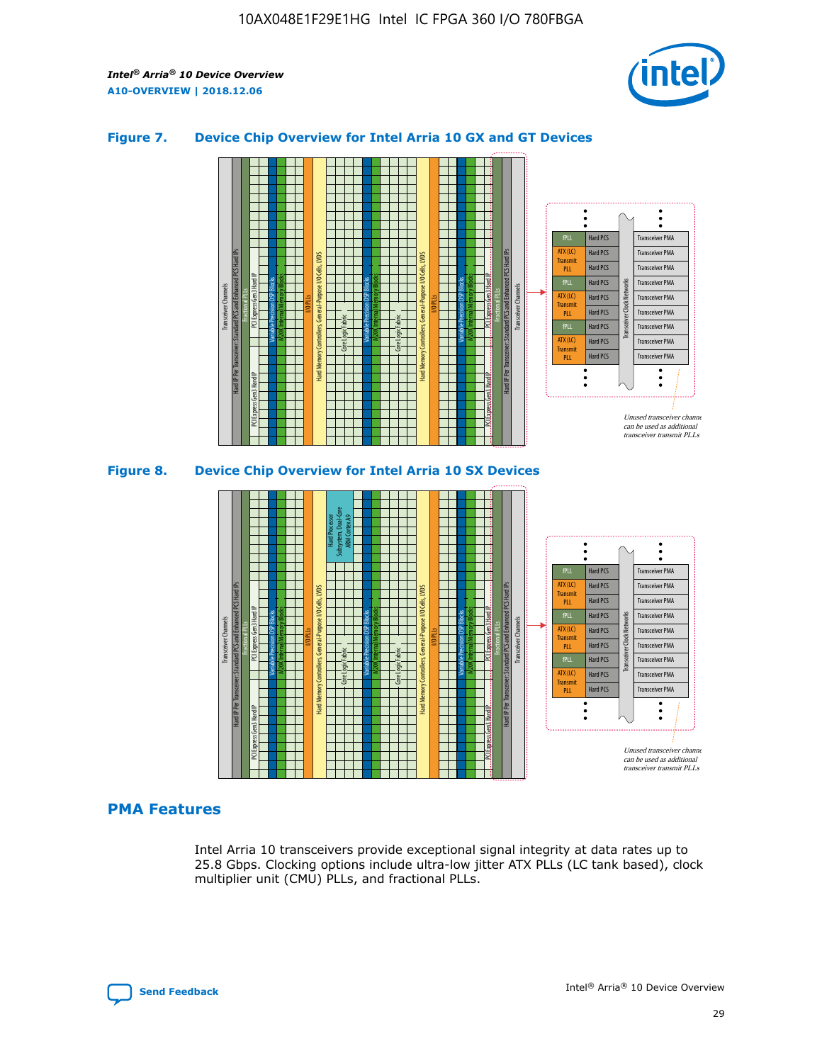### Figure 7. Device Chip Overview for Intel Arria 10 GX and GT Devices

### Figure 8. Device Chip Overview for Intel Arria 10 SX Devices

## PMA Features

Intel Arria 10 transceivers provide exceptional signal integrity at data rates up to 25.8 Gbps. Clocking options include ultra-low jitter ATX PLLs (LC tank based), clock multiplier unit (CMU) PLLs, and fractional PLLs.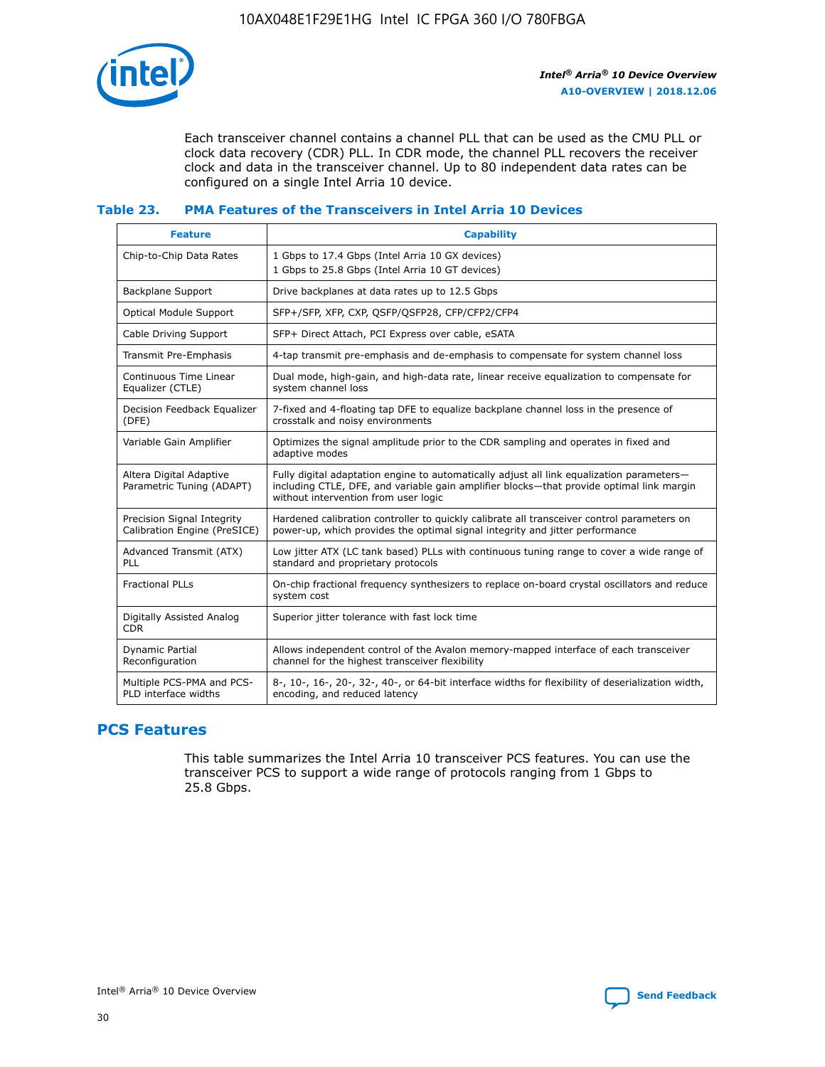Each transceiver channel contains a channel PLL that can be used as the CMU PLL or clock data recovery (CDR) PLL. In CDR mode, the channel PLL recovers the receiver clock and data in the transceiver channel. Up to 80 independent data rates can be configured on a single Intel Arria 10 device.

### Table 23. PMA Features of the Transceivers in Intel Arria 10 Devices

| Feature | Capability |
| --- | --- |
| Chip-to-Chip Data Rates | 1 Gbps to 17.4 Gbps (Intel Arria 10 GX devices)<br>1 Gbps to 25.8 Gbps (Intel Arria 10 GT devices) |
| Backplane Support | Drive backplanes at data rates up to 12.5 Gbps |
| Optical Module Support | SFP+/SFP, XFP, CXP, QSFP/QSFP28, CFP/CFP2/CFP4 |
| Cable Driving Support | SFP+ Direct Attach, PCI Express over cable, eSATA |
| Transmit Pre-Emphasis | 4-tap transmit pre-emphasis and de-emphasis to compensate for system channel loss |
| Continuous Time Linear Equalizer (CTLE) | Dual mode, high-gain, and high-data rate, linear receive equalization to compensate for system channel loss |
| Decision Feedback Equalizer (DFE) | 7-fixed and 4-floating tap DFE to equalize backplane channel loss in the presence of crosstalk and noisy environments |
| Variable Gain Amplifier | Optimizes the signal amplitude prior to the CDR sampling and operates in fixed and adaptive modes |
| Altera Digital Adaptive Parametric Tuning (ADAPT) | Fully digital adaptation engine to automatically adjust all link equalization parameters—including CTLE, DFE, and variable gain amplifier blocks—that provide optimal link margin without intervention from user logic |
| Precision Signal Integrity Calibration Engine (PreSICE) | Hardened calibration controller to quickly calibrate all transceiver control parameters on power-up, which provides the optimal signal integrity and jitter performance |
| Advanced Transmit (ATX) PLL | Low jitter ATX (LC tank based) PLLs with continuous tuning range to cover a wide range of standard and proprietary protocols |
| Fractional PLLs | On-chip fractional frequency synthesizers to replace on-board crystal oscillators and reduce system cost |
| Digitally Assisted Analog CDR | Superior jitter tolerance with fast lock time |
| Dynamic Partial Reconfiguration | Allows independent control of the Avalon memory-mapped interface of each transceiver channel for the highest transceiver flexibility |
| Multiple PCS-PMA and PCS-PLD interface widths | 8-, 10-, 16-, 20-, 32-, 40-, or 64-bit interface widths for flexibility of deserialization width, encoding, and reduced latency |

## PCS Features

This table summarizes the Intel Arria 10 transceiver PCS features. You can use the transceiver PCS to support a wide range of protocols ranging from 1 Gbps to 25.8 Gbps.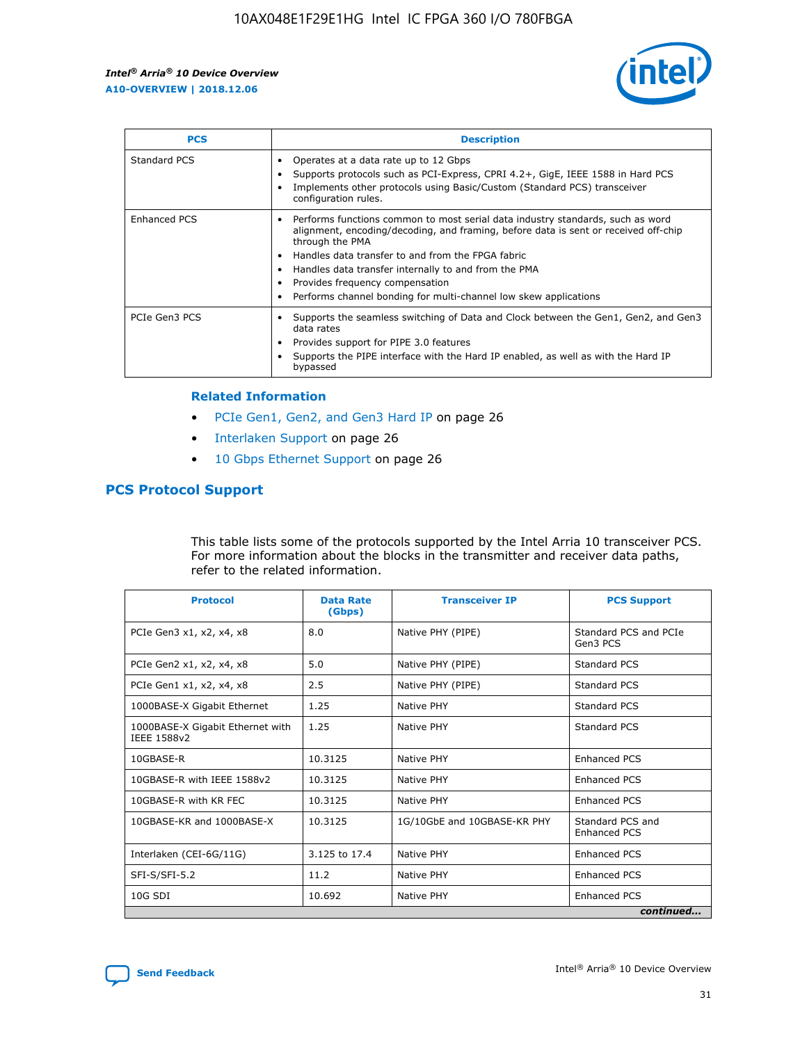| PCS | Description |
| --- | --- |
| Standard PCS | • Operates at a data rate up to 12 Gbps<br>• Supports protocols such as PCI-Express, CPRI 4.2+, GigE, IEEE 1588 in Hard PCS<br>• Implements other protocols using Basic/Custom (Standard PCS) transceiver configuration rules. |
| Enhanced PCS | • Performs functions common to most serial data industry standards, such as word alignment, encoding/decoding, and framing, before data is sent or received off-chip through the PMA<br>• Handles data transfer to and from the FPGA fabric<br>• Handles data transfer internally to and from the PMA<br>• Provides frequency compensation<br>• Performs channel bonding for multi-channel low skew applications |
| PCIe Gen3 PCS | • Supports the seamless switching of Data and Clock between the Gen1, Gen2, and Gen3 data rates<br>• Provides support for PIPE 3.0 features<br>• Supports the PIPE interface with the Hard IP enabled, as well as with the Hard IP bypassed |

### Related Information

- PCIe Gen1, Gen2, and Gen3 Hard IP on page 26
- Interlaken Support on page 26
- 10 Gbps Ethernet Support on page 26

## PCS Protocol Support

This table lists some of the protocols supported by the Intel Arria 10 transceiver PCS. For more information about the blocks in the transmitter and receiver data paths, refer to the related information.

| Protocol | Data Rate (Gbps) | Transceiver IP | PCS Support |
| --- | --- | --- | --- |
| PCIe Gen3 x1, x2, x4, x8 | 8.0 | Native PHY (PIPE) | Standard PCS and PCIe Gen3 PCS |
| PCIe Gen2 x1, x2, x4, x8 | 5.0 | Native PHY (PIPE) | Standard PCS |
| PCIe Gen1 x1, x2, x4, x8 | 2.5 | Native PHY (PIPE) | Standard PCS |
| 1000BASE-X Gigabit Ethernet | 1.25 | Native PHY | Standard PCS |
| 1000BASE-X Gigabit Ethernet with IEEE 1588v2 | 1.25 | Native PHY | Standard PCS |
| 10GBASE-R | 10.3125 | Native PHY | Enhanced PCS |
| 10GBASE-R with IEEE 1588v2 | 10.3125 | Native PHY | Enhanced PCS |
| 10GBASE-R with KR FEC | 10.3125 | Native PHY | Enhanced PCS |
| 10GBASE-KR and 1000BASE-X | 10.3125 | 1G/10GbE and 10GBASE-KR PHY | Standard PCS and Enhanced PCS |
| Interlaken (CEI-6G/11G) | 3.125 to 17.4 | Native PHY | Enhanced PCS |
| SFI-S/SFI-5.2 | 11.2 | Native PHY | Enhanced PCS |
| 10G SDI | 10.692 | Native PHY | Enhanced PCS |

*continued...*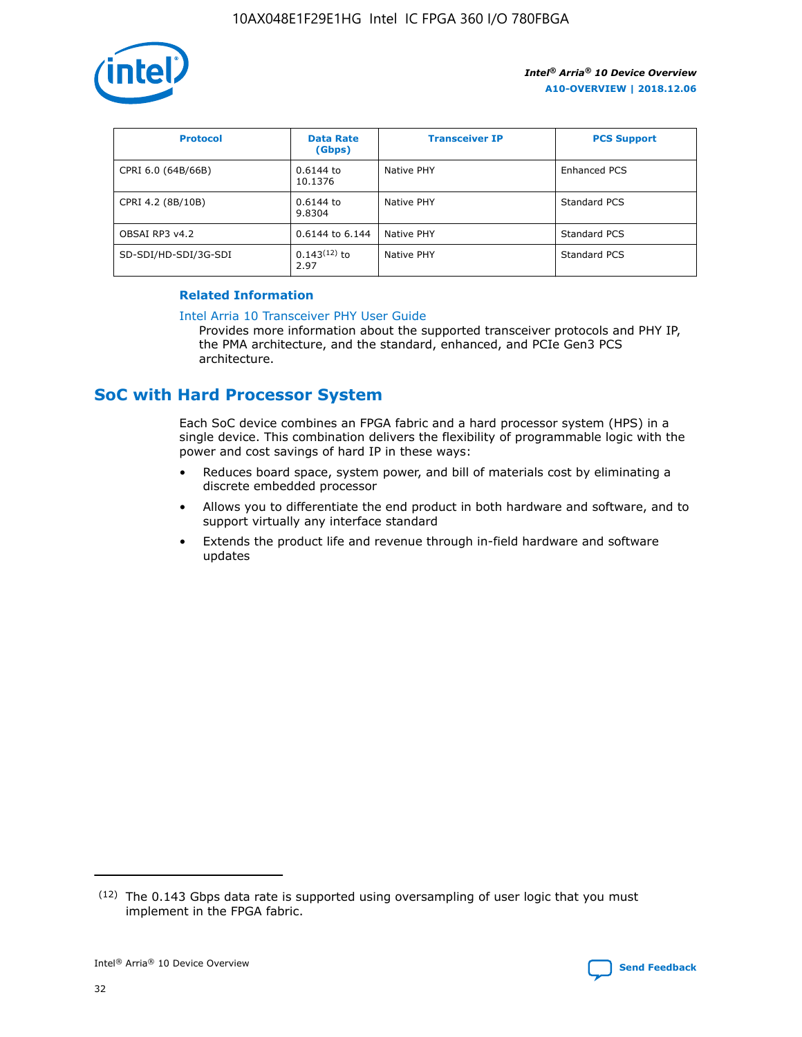| Protocol | Data Rate (Gbps) | Transceiver IP | PCS Support |
| --- | --- | --- | --- |
| CPRI 6.0 (64B/66B) | 0.6144 to 10.1376 | Native PHY | Enhanced PCS |
| CPRI 4.2 (8B/10B) | 0.6144 to 9.8304 | Native PHY | Standard PCS |
| OBSAI RP3 v4.2 | 0.6144 to 6.144 | Native PHY | Standard PCS |
| SD-SDI/HD-SDI/3G-SDI | 0.143[12] to 2.97 | Native PHY | Standard PCS |

**Related Information**

Intel Arria 10 Transceiver PHY User Guide

Provides more information about the supported transceiver protocols and PHY IP, the PMA architecture, and the standard, enhanced, and PCIe Gen3 PCS architecture.

## SoC with Hard Processor System

Each SoC device combines an FPGA fabric and a hard processor system (HPS) in a single device. This combination delivers the flexibility of programmable logic with the power and cost savings of hard IP in these ways:

- Reduces board space, system power, and bill of materials cost by eliminating a discrete embedded processor
- Allows you to differentiate the end product in both hardware and software, and to support virtually any interface standard
- Extends the product life and revenue through in-field hardware and software updates

[12] The 0.143 Gbps data rate is supported using oversampling of user logic that you must implement in the FPGA fabric.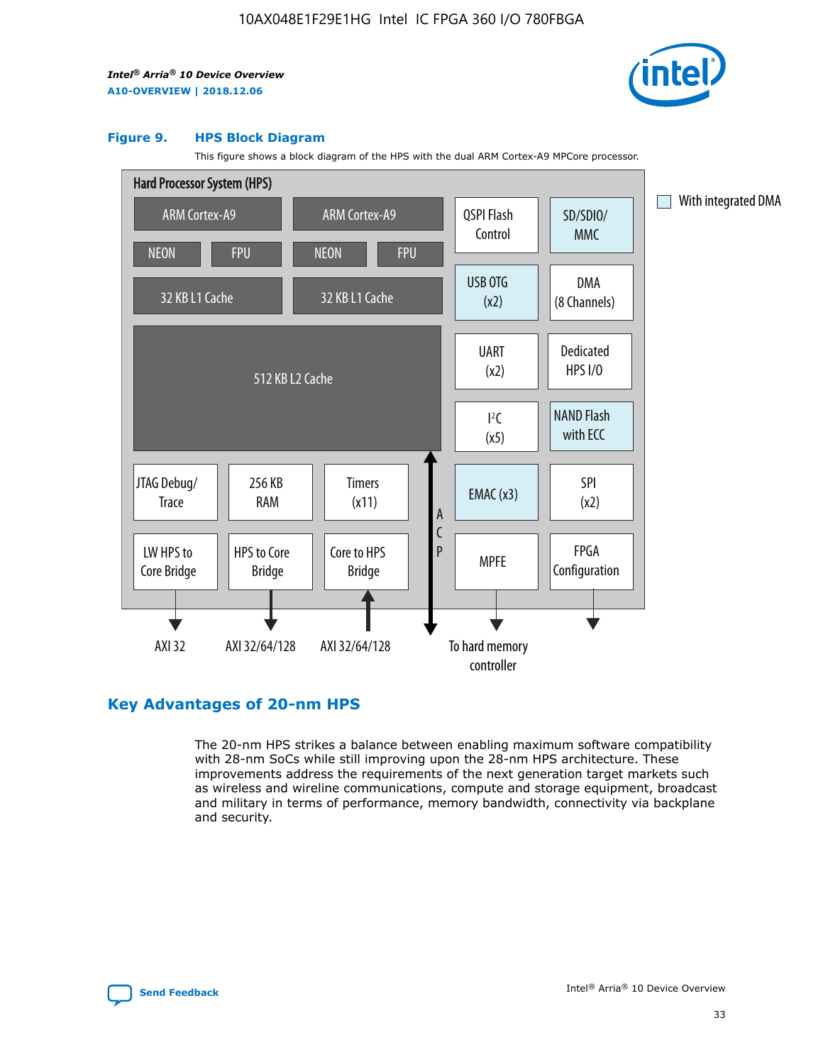### Figure 9. HPS Block Diagram

This figure shows a block diagram of the HPS with the dual ARM Cortex-A9 MPCore processor.

Hard Processor System (HPS)

ARM Cortex-A9 | ARM Cortex-A9 | QSPI Flash Control | SD/SDIO/MMC

NEON | FPU | NEON | FPU | USB OTG (x2) | DMA (8 Channels)

32 KB L1 Cache | 32 KB L1 Cache | UART (x2) | Dedicated HPS I/O

512 KB L2 Cache | I²C (x5) | NAND Flash with ECC

JTAG Debug/Trace | 256 KB RAM | Timers (x11) | ACP | EMAC (x3) | SPI (x2)

LW HPS to Core Bridge | HPS to Core Bridge | Core to HPS Bridge | MPFE | FPGA Configuration

AXI 32 | AXI 32/64/128 | AXI 32/64/128 | To hard memory controller

With integrated DMA

## Key Advantages of 20-nm HPS

The 20-nm HPS strikes a balance between enabling maximum software compatibility with 28-nm SoCs while still improving upon the 28-nm HPS architecture. These improvements address the requirements of the next generation target markets such as wireless and wireline communications, compute and storage equipment, broadcast and military in terms of performance, memory bandwidth, connectivity via backplane and security.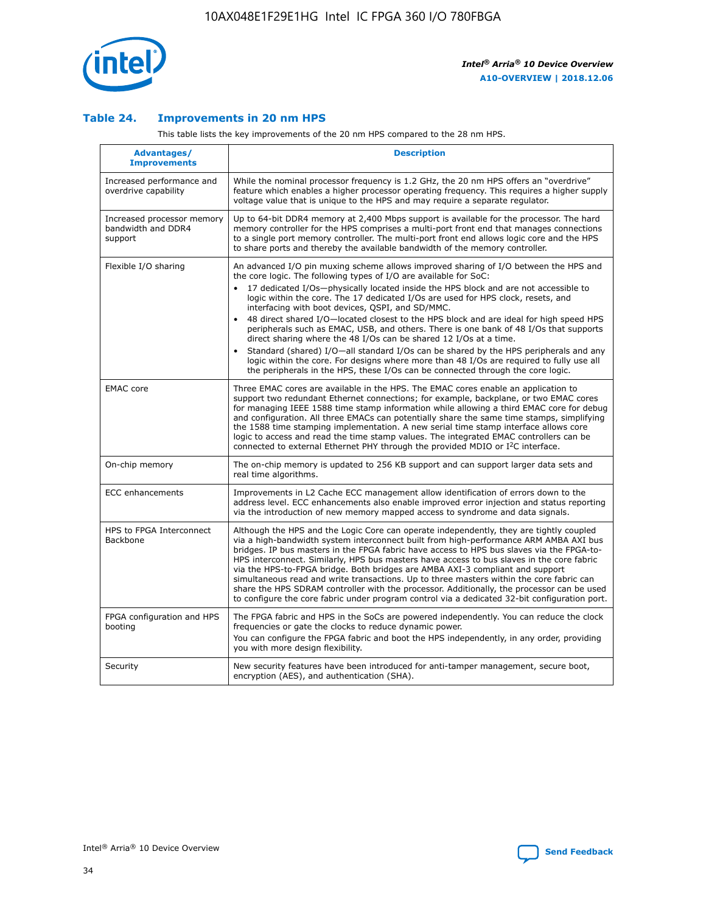## Table 24. Improvements in 20 nm HPS

This table lists the key improvements of the 20 nm HPS compared to the 28 nm HPS.

| Advantages/ Improvements | Description |
|---|---|
| Increased performance and overdrive capability | While the nominal processor frequency is 1.2 GHz, the 20 nm HPS offers an "overdrive" feature which enables a higher processor operating frequency. This requires a higher supply voltage value that is unique to the HPS and may require a separate regulator. |
| Increased processor memory bandwidth and DDR4 support | Up to 64-bit DDR4 memory at 2,400 Mbps support is available for the processor. The hard memory controller for the HPS comprises a multi-port front end that manages connections to a single port memory controller. The multi-port front end allows logic core and the HPS to share ports and thereby the available bandwidth of the memory controller. |
| Flexible I/O sharing | An advanced I/O pin muxing scheme allows improved sharing of I/O between the HPS and the core logic. The following types of I/O are available for SoC:<br>• 17 dedicated I/Os—physically located inside the HPS block and are not accessible to logic within the core. The 17 dedicated I/Os are used for HPS clock, resets, and interfacing with boot devices, QSPI, and SD/MMC.<br>• 48 direct shared I/O—located closest to the HPS block and are ideal for high speed HPS peripherals such as EMAC, USB, and others. There is one bank of 48 I/Os that supports direct sharing where the 48 I/Os can be shared 12 I/Os at a time.<br>• Standard (shared) I/O—all standard I/Os can be shared by the HPS peripherals and any logic within the core. For designs where more than 48 I/Os are required to fully use all the peripherals in the HPS, these I/Os can be connected through the core logic. |
| EMAC core | Three EMAC cores are available in the HPS. The EMAC cores enable an application to support two redundant Ethernet connections; for example, backplane, or two EMAC cores for managing IEEE 1588 time stamp information while allowing a third EMAC core for debug and configuration. All three EMACs can potentially share the same time stamps, simplifying the 1588 time stamping implementation. A new serial time stamp interface allows core logic to access and read the time stamp values. The integrated EMAC controllers can be connected to external Ethernet PHY through the provided MDIO or I²C interface. |
| On-chip memory | The on-chip memory is updated to 256 KB support and can support larger data sets and real time algorithms. |
| ECC enhancements | Improvements in L2 Cache ECC management allow identification of errors down to the address level. ECC enhancements also enable improved error injection and status reporting via the introduction of new memory mapped access to syndrome and data signals. |
| HPS to FPGA Interconnect Backbone | Although the HPS and the Logic Core can operate independently, they are tightly coupled via a high-bandwidth system interconnect built from high-performance ARM AMBA AXI bus bridges. IP bus masters in the FPGA fabric have access to HPS bus slaves via the FPGA-to-HPS interconnect. Similarly, HPS bus masters have access to bus slaves in the core fabric via the HPS-to-FPGA bridge. Both bridges are AMBA AXI-3 compliant and support simultaneous read and write transactions. Up to three masters within the core fabric can share the HPS SDRAM controller with the processor. Additionally, the processor can be used to configure the core fabric under program control via a dedicated 32-bit configuration port. |
| FPGA configuration and HPS booting | The FPGA fabric and HPS in the SoCs are powered independently. You can reduce the clock frequencies or gate the clocks to reduce dynamic power.<br>You can configure the FPGA fabric and boot the HPS independently, in any order, providing you with more design flexibility. |
| Security | New security features have been introduced for anti-tamper management, secure boot, encryption (AES), and authentication (SHA). |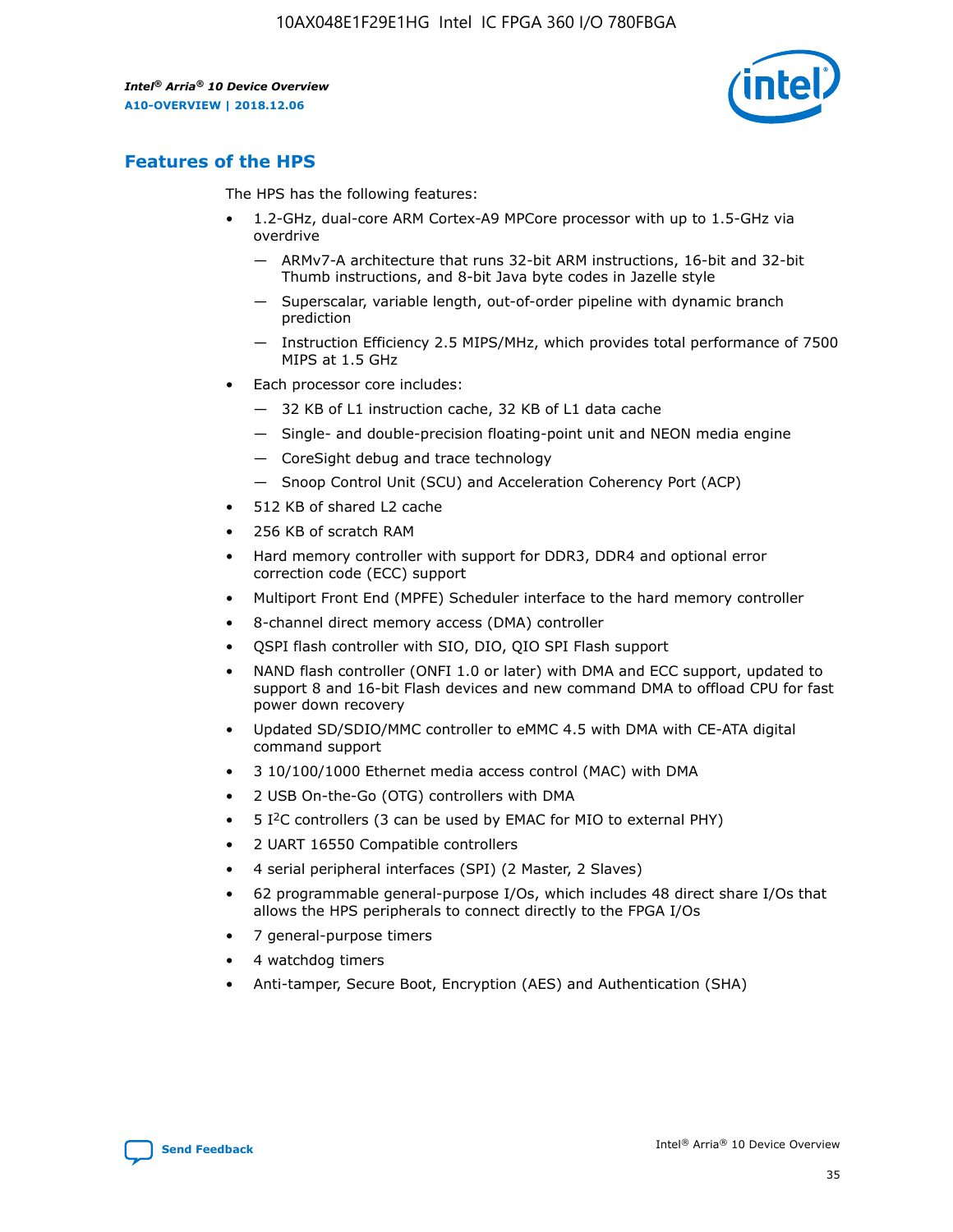## Features of the HPS

The HPS has the following features:

- 1.2-GHz, dual-core ARM Cortex-A9 MPCore processor with up to 1.5-GHz via overdrive
  - — ARMv7-A architecture that runs 32-bit ARM instructions, 16-bit and 32-bit Thumb instructions, and 8-bit Java byte codes in Jazelle style
  - — Superscalar, variable length, out-of-order pipeline with dynamic branch prediction
  - — Instruction Efficiency 2.5 MIPS/MHz, which provides total performance of 7500 MIPS at 1.5 GHz
- Each processor core includes:
  - — 32 KB of L1 instruction cache, 32 KB of L1 data cache
  - — Single- and double-precision floating-point unit and NEON media engine
  - — CoreSight debug and trace technology
  - — Snoop Control Unit (SCU) and Acceleration Coherency Port (ACP)
- 512 KB of shared L2 cache
- 256 KB of scratch RAM
- Hard memory controller with support for DDR3, DDR4 and optional error correction code (ECC) support
- Multiport Front End (MPFE) Scheduler interface to the hard memory controller
- 8-channel direct memory access (DMA) controller
- QSPI flash controller with SIO, DIO, QIO SPI Flash support
- NAND flash controller (ONFI 1.0 or later) with DMA and ECC support, updated to support 8 and 16-bit Flash devices and new command DMA to offload CPU for fast power down recovery
- Updated SD/SDIO/MMC controller to eMMC 4.5 with DMA with CE-ATA digital command support
- 3 10/100/1000 Ethernet media access control (MAC) with DMA
- 2 USB On-the-Go (OTG) controllers with DMA
- 5 I$^2$C controllers (3 can be used by EMAC for MIO to external PHY)
- 2 UART 16550 Compatible controllers
- 4 serial peripheral interfaces (SPI) (2 Master, 2 Slaves)
- 62 programmable general-purpose I/Os, which includes 48 direct share I/Os that allows the HPS peripherals to connect directly to the FPGA I/Os
- 7 general-purpose timers
- 4 watchdog timers
- Anti-tamper, Secure Boot, Encryption (AES) and Authentication (SHA)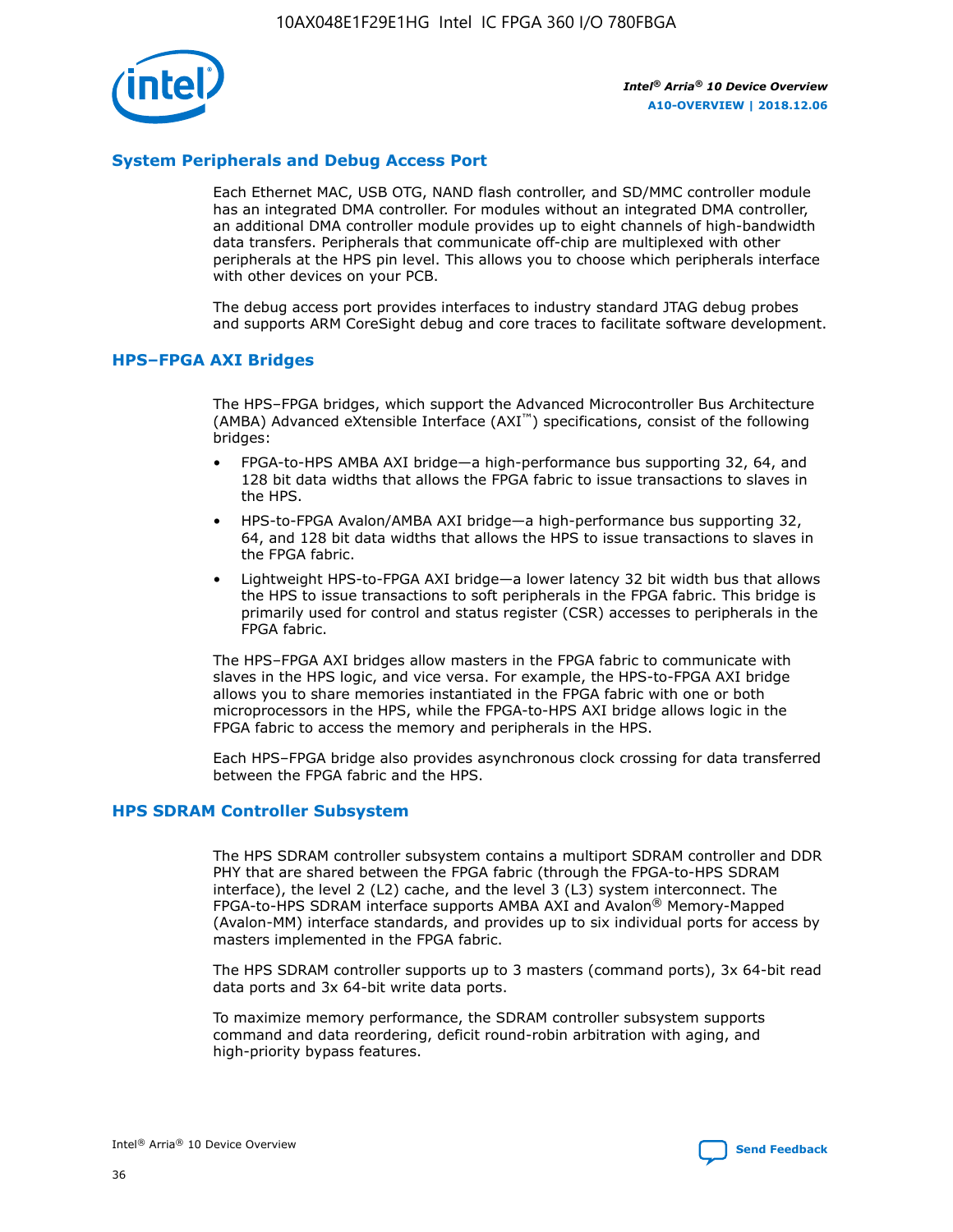## System Peripherals and Debug Access Port

Each Ethernet MAC, USB OTG, NAND flash controller, and SD/MMC controller module has an integrated DMA controller. For modules without an integrated DMA controller, an additional DMA controller module provides up to eight channels of high-bandwidth data transfers. Peripherals that communicate off-chip are multiplexed with other peripherals at the HPS pin level. This allows you to choose which peripherals interface with other devices on your PCB.

The debug access port provides interfaces to industry standard JTAG debug probes and supports ARM CoreSight debug and core traces to facilitate software development.

## HPS–FPGA AXI Bridges

The HPS–FPGA bridges, which support the Advanced Microcontroller Bus Architecture (AMBA) Advanced eXtensible Interface (AXI™) specifications, consist of the following bridges:

- FPGA-to-HPS AMBA AXI bridge—a high-performance bus supporting 32, 64, and 128 bit data widths that allows the FPGA fabric to issue transactions to slaves in the HPS.
- HPS-to-FPGA Avalon/AMBA AXI bridge—a high-performance bus supporting 32, 64, and 128 bit data widths that allows the HPS to issue transactions to slaves in the FPGA fabric.
- Lightweight HPS-to-FPGA AXI bridge—a lower latency 32 bit width bus that allows the HPS to issue transactions to soft peripherals in the FPGA fabric. This bridge is primarily used for control and status register (CSR) accesses to peripherals in the FPGA fabric.

The HPS–FPGA AXI bridges allow masters in the FPGA fabric to communicate with slaves in the HPS logic, and vice versa. For example, the HPS-to-FPGA AXI bridge allows you to share memories instantiated in the FPGA fabric with one or both microprocessors in the HPS, while the FPGA-to-HPS AXI bridge allows logic in the FPGA fabric to access the memory and peripherals in the HPS.

Each HPS–FPGA bridge also provides asynchronous clock crossing for data transferred between the FPGA fabric and the HPS.

## HPS SDRAM Controller Subsystem

The HPS SDRAM controller subsystem contains a multiport SDRAM controller and DDR PHY that are shared between the FPGA fabric (through the FPGA-to-HPS SDRAM interface), the level 2 (L2) cache, and the level 3 (L3) system interconnect. The FPGA-to-HPS SDRAM interface supports AMBA AXI and Avalon® Memory-Mapped (Avalon-MM) interface standards, and provides up to six individual ports for access by masters implemented in the FPGA fabric.

The HPS SDRAM controller supports up to 3 masters (command ports), 3x 64-bit read data ports and 3x 64-bit write data ports.

To maximize memory performance, the SDRAM controller subsystem supports command and data reordering, deficit round-robin arbitration with aging, and high-priority bypass features.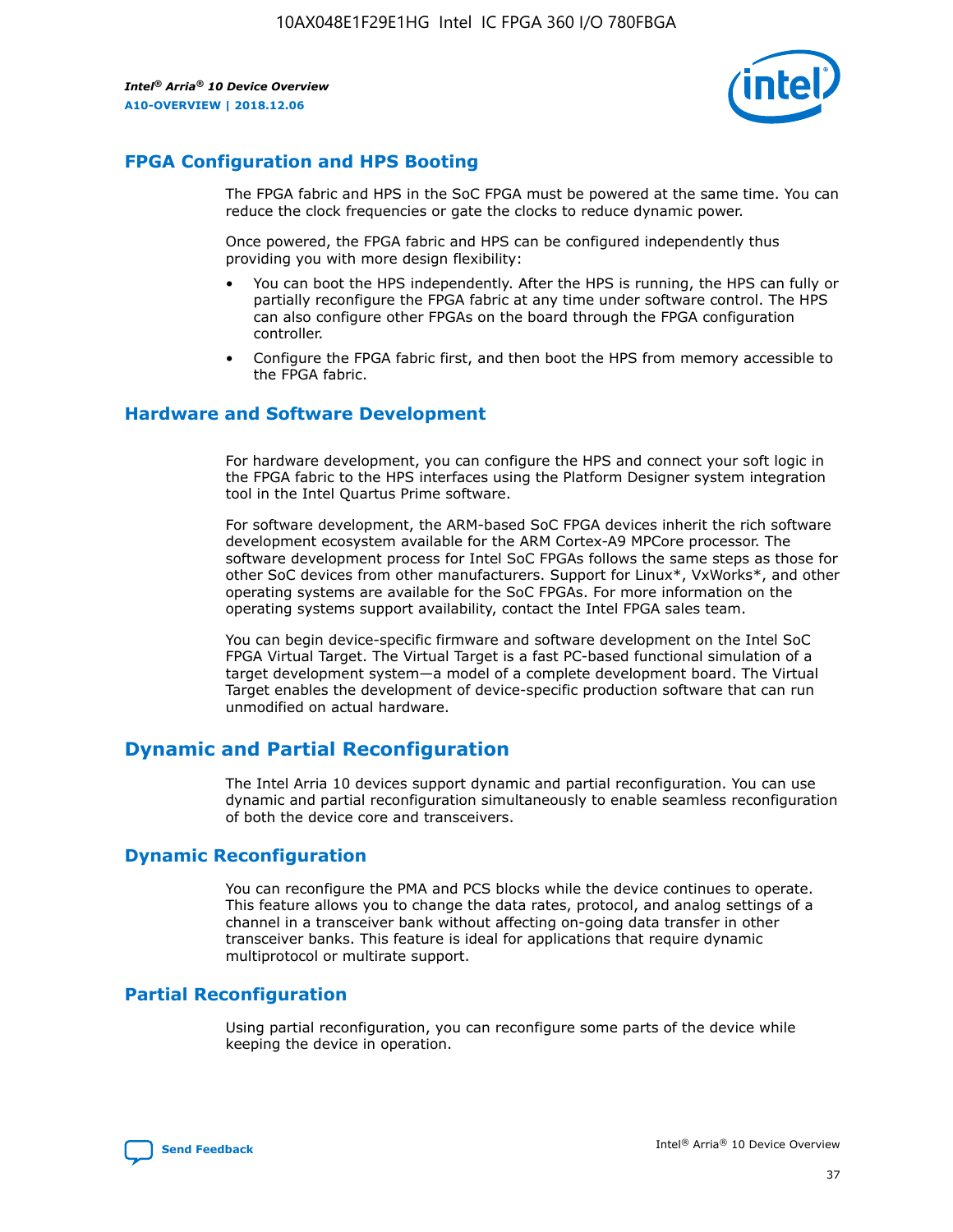## FPGA Configuration and HPS Booting

The FPGA fabric and HPS in the SoC FPGA must be powered at the same time. You can reduce the clock frequencies or gate the clocks to reduce dynamic power.

Once powered, the FPGA fabric and HPS can be configured independently thus providing you with more design flexibility:

- You can boot the HPS independently. After the HPS is running, the HPS can fully or partially reconfigure the FPGA fabric at any time under software control. The HPS can also configure other FPGAs on the board through the FPGA configuration controller.
- Configure the FPGA fabric first, and then boot the HPS from memory accessible to the FPGA fabric.

## Hardware and Software Development

For hardware development, you can configure the HPS and connect your soft logic in the FPGA fabric to the HPS interfaces using the Platform Designer system integration tool in the Intel Quartus Prime software.

For software development, the ARM-based SoC FPGA devices inherit the rich software development ecosystem available for the ARM Cortex-A9 MPCore processor. The software development process for Intel SoC FPGAs follows the same steps as those for other SoC devices from other manufacturers. Support for Linux*, VxWorks*, and other operating systems are available for the SoC FPGAs. For more information on the operating systems support availability, contact the Intel FPGA sales team.

You can begin device-specific firmware and software development on the Intel SoC FPGA Virtual Target. The Virtual Target is a fast PC-based functional simulation of a target development system—a model of a complete development board. The Virtual Target enables the development of device-specific production software that can run unmodified on actual hardware.

# Dynamic and Partial Reconfiguration

The Intel Arria 10 devices support dynamic and partial reconfiguration. You can use dynamic and partial reconfiguration simultaneously to enable seamless reconfiguration of both the device core and transceivers.

## Dynamic Reconfiguration

You can reconfigure the PMA and PCS blocks while the device continues to operate. This feature allows you to change the data rates, protocol, and analog settings of a channel in a transceiver bank without affecting on-going data transfer in other transceiver banks. This feature is ideal for applications that require dynamic multiprotocol or multirate support.

## Partial Reconfiguration

Using partial reconfiguration, you can reconfigure some parts of the device while keeping the device in operation.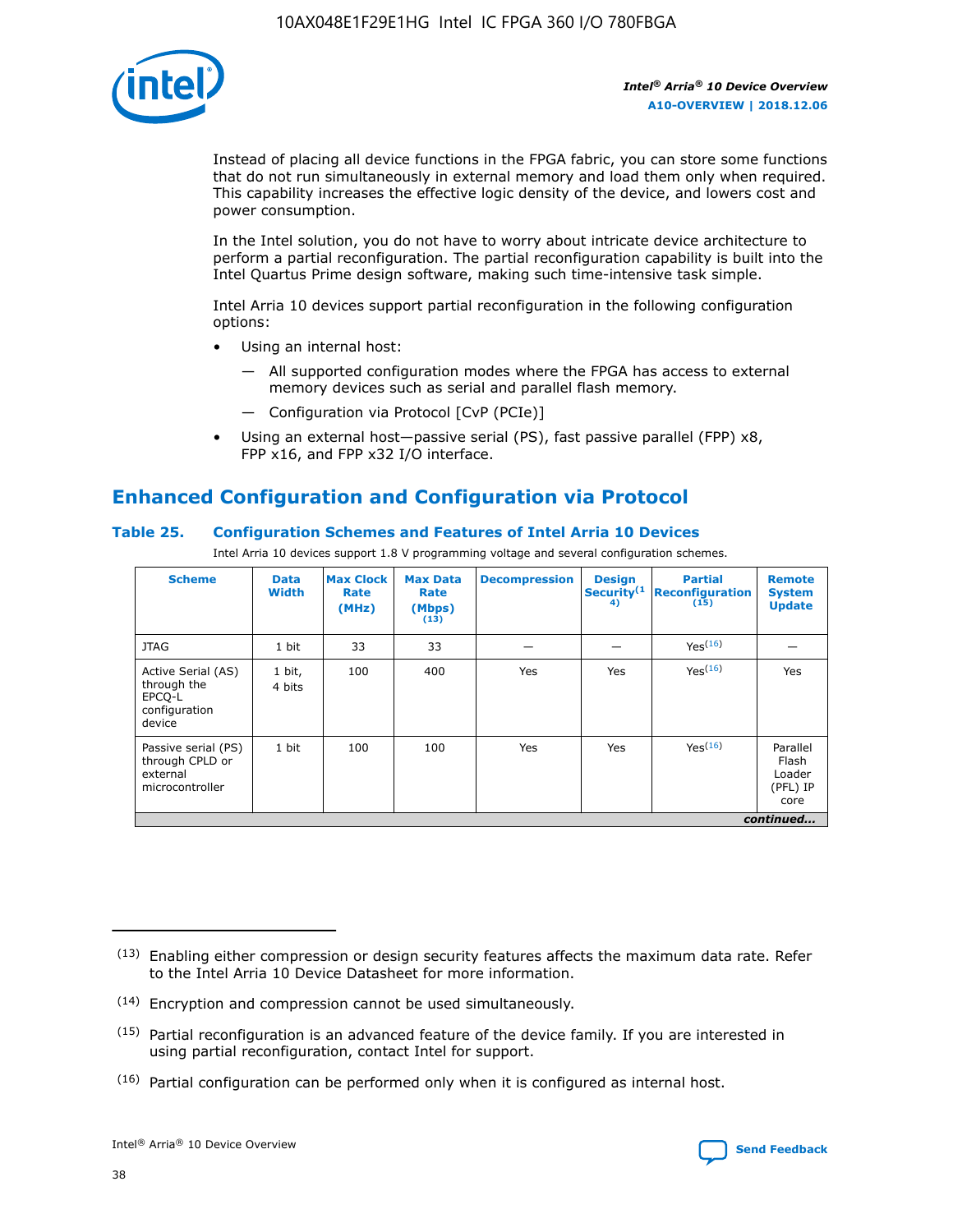Instead of placing all device functions in the FPGA fabric, you can store some functions that do not run simultaneously in external memory and load them only when required. This capability increases the effective logic density of the device, and lowers cost and power consumption.

In the Intel solution, you do not have to worry about intricate device architecture to perform a partial reconfiguration. The partial reconfiguration capability is built into the Intel Quartus Prime design software, making such time-intensive task simple.

Intel Arria 10 devices support partial reconfiguration in the following configuration options:

- Using an internal host:
  - All supported configuration modes where the FPGA has access to external memory devices such as serial and parallel flash memory.
  - Configuration via Protocol [CvP (PCIe)]
- Using an external host—passive serial (PS), fast passive parallel (FPP) x8, FPP x16, and FPP x32 I/O interface.

## Enhanced Configuration and Configuration via Protocol

### Table 25. Configuration Schemes and Features of Intel Arria 10 Devices

Intel Arria 10 devices support 1.8 V programming voltage and several configuration schemes.

| Scheme | Data Width | Max Clock Rate (MHz) | Max Data Rate (Mbps) [13] | Decompression | Design Security [14] | Partial Reconfiguration [15] | Remote System Update |
|---|---|---|---|---|---|---|---|
| JTAG | 1 bit | 33 | 33 | — | — | Yes [16] | — |
| Active Serial (AS) through the EPCQ-L configuration device | 1 bit, 4 bits | 100 | 400 | Yes | Yes | Yes [16] | Yes |
| Passive serial (PS) through CPLD or external microcontroller | 1 bit | 100 | 100 | Yes | Yes | Yes [16] | Parallel Flash Loader (PFL) IP core |

*continued...*

(13) Enabling either compression or design security features affects the maximum data rate. Refer to the Intel Arria 10 Device Datasheet for more information.

(14) Encryption and compression cannot be used simultaneously.

(15) Partial reconfiguration is an advanced feature of the device family. If you are interested in using partial reconfiguration, contact Intel for support.

(16) Partial configuration can be performed only when it is configured as internal host.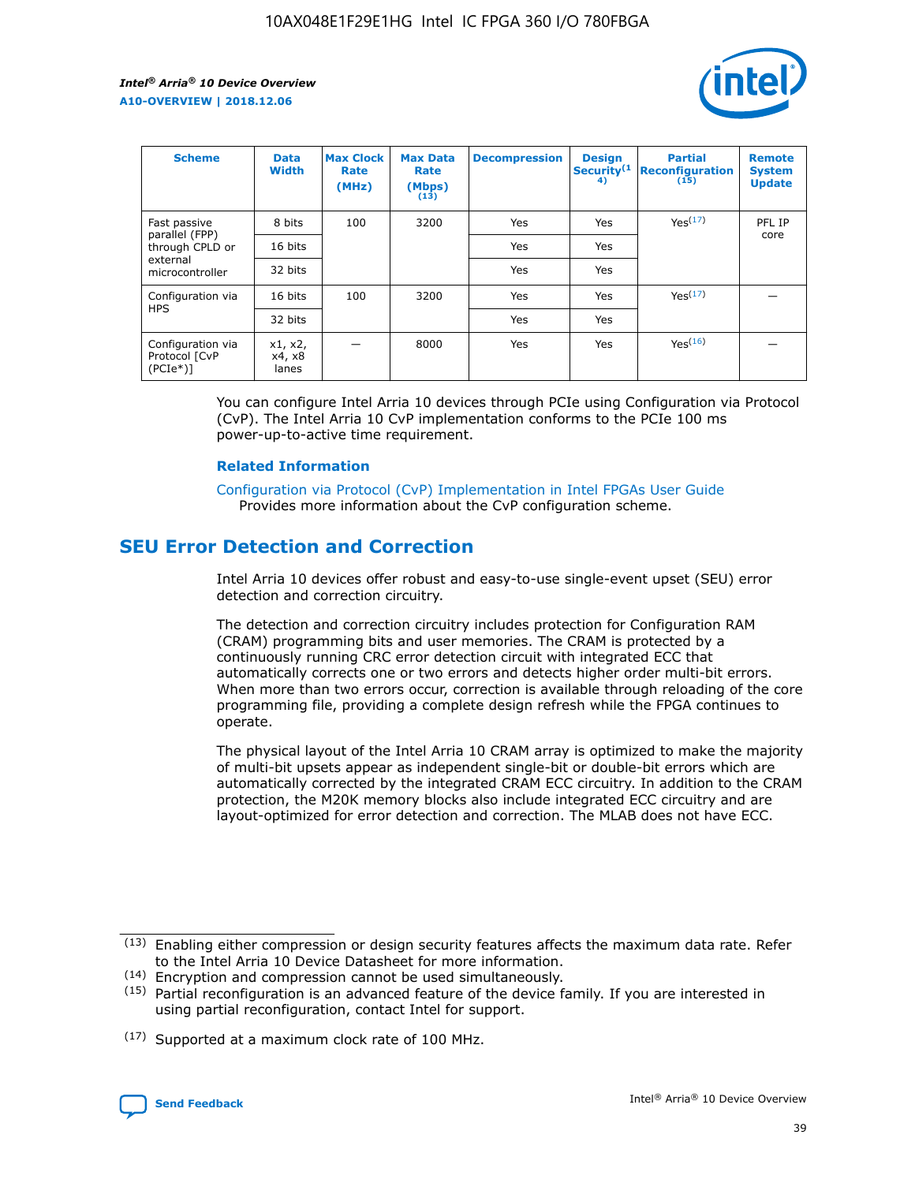| Scheme | Data Width | Max Clock Rate (MHz) | Max Data Rate (Mbps) (13) | Decompression | Design Security (14) | Partial Reconfiguration (15) | Remote System Update |
|---|---|---|---|---|---|---|---|
| Fast passive parallel (FPP) through CPLD or external microcontroller | 8 bits | 100 | 3200 | Yes | Yes | Yes (17) | PFL IP core |
| | 16 bits | | | Yes | Yes | | |
| | 32 bits | | | Yes | Yes | | |
| Configuration via HPS | 16 bits | 100 | 3200 | Yes | Yes | Yes (17) | — |
| | 32 bits | | | Yes | Yes | | |
| Configuration via Protocol [CvP (PCIe*)] | x1, x2, x4, x8 lanes | — | 8000 | Yes | Yes | Yes (16) | — |

You can configure Intel Arria 10 devices through PCIe using Configuration via Protocol (CvP). The Intel Arria 10 CvP implementation conforms to the PCIe 100 ms power-up-to-active time requirement.

### Related Information

Configuration via Protocol (CvP) Implementation in Intel FPGAs User Guide
Provides more information about the CvP configuration scheme.

## SEU Error Detection and Correction

Intel Arria 10 devices offer robust and easy-to-use single-event upset (SEU) error detection and correction circuitry.

The detection and correction circuitry includes protection for Configuration RAM (CRAM) programming bits and user memories. The CRAM is protected by a continuously running CRC error detection circuit with integrated ECC that automatically corrects one or two errors and detects higher order multi-bit errors. When more than two errors occur, correction is available through reloading of the core programming file, providing a complete design refresh while the FPGA continues to operate.

The physical layout of the Intel Arria 10 CRAM array is optimized to make the majority of multi-bit upsets appear as independent single-bit or double-bit errors which are automatically corrected by the integrated CRAM ECC circuitry. In addition to the CRAM protection, the M20K memory blocks also include integrated ECC circuitry and are layout-optimized for error detection and correction. The MLAB does not have ECC.

(13) Enabling either compression or design security features affects the maximum data rate. Refer to the Intel Arria 10 Device Datasheet for more information.

(14) Encryption and compression cannot be used simultaneously.

(15) Partial reconfiguration is an advanced feature of the device family. If you are interested in using partial reconfiguration, contact Intel for support.

(17) Supported at a maximum clock rate of 100 MHz.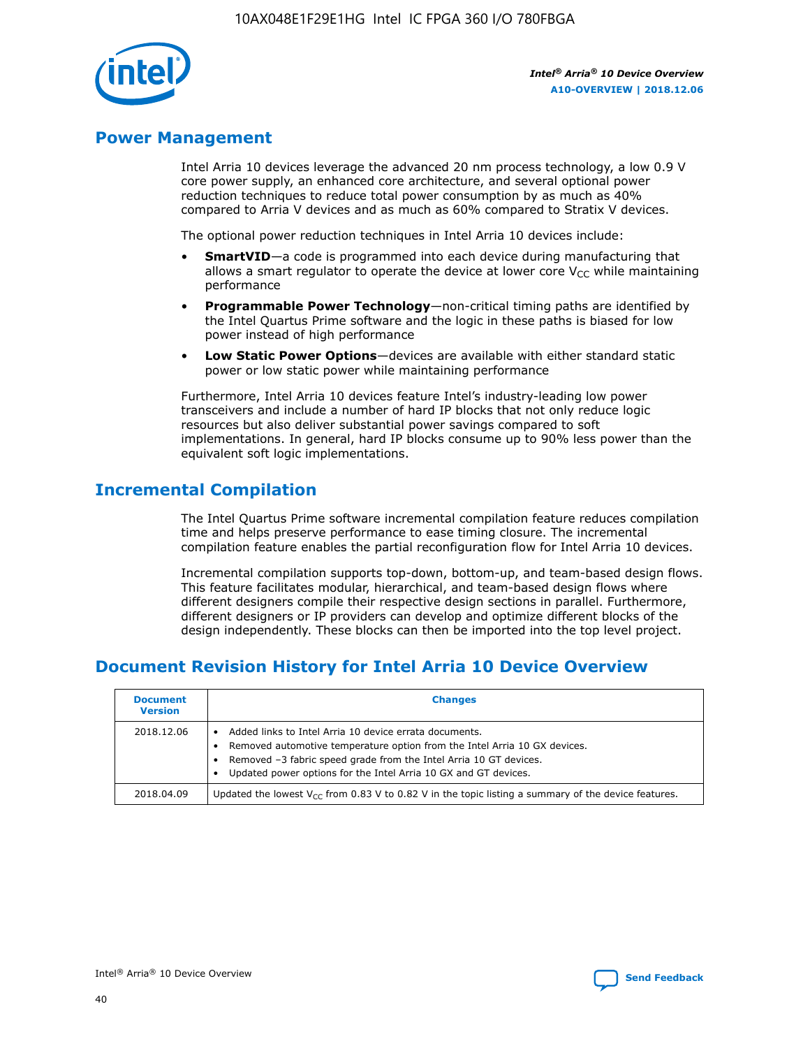## Power Management

Intel Arria 10 devices leverage the advanced 20 nm process technology, a low 0.9 V core power supply, an enhanced core architecture, and several optional power reduction techniques to reduce total power consumption by as much as 40% compared to Arria V devices and as much as 60% compared to Stratix V devices.

The optional power reduction techniques in Intel Arria 10 devices include:

- **SmartVID**—a code is programmed into each device during manufacturing that allows a smart regulator to operate the device at lower core $V_{CC}$ while maintaining performance
- **Programmable Power Technology**—non-critical timing paths are identified by the Intel Quartus Prime software and the logic in these paths is biased for low power instead of high performance
- **Low Static Power Options**—devices are available with either standard static power or low static power while maintaining performance

Furthermore, Intel Arria 10 devices feature Intel's industry-leading low power transceivers and include a number of hard IP blocks that not only reduce logic resources but also deliver substantial power savings compared to soft implementations. In general, hard IP blocks consume up to 90% less power than the equivalent soft logic implementations.

## Incremental Compilation

The Intel Quartus Prime software incremental compilation feature reduces compilation time and helps preserve performance to ease timing closure. The incremental compilation feature enables the partial reconfiguration flow for Intel Arria 10 devices.

Incremental compilation supports top-down, bottom-up, and team-based design flows. This feature facilitates modular, hierarchical, and team-based design flows where different designers compile their respective design sections in parallel. Furthermore, different designers or IP providers can develop and optimize different blocks of the design independently. These blocks can then be imported into the top level project.

## Document Revision History for Intel Arria 10 Device Overview

| Document Version | Changes |
|---|---|
| 2018.12.06 | • Added links to Intel Arria 10 device errata documents.<br>• Removed automotive temperature option from the Intel Arria 10 GX devices.<br>• Removed –3 fabric speed grade from the Intel Arria 10 GT devices.<br>• Updated power options for the Intel Arria 10 GX and GT devices. |
| 2018.04.09 | Updated the lowest $V_{CC}$ from 0.83 V to 0.82 V in the topic listing a summary of the device features. |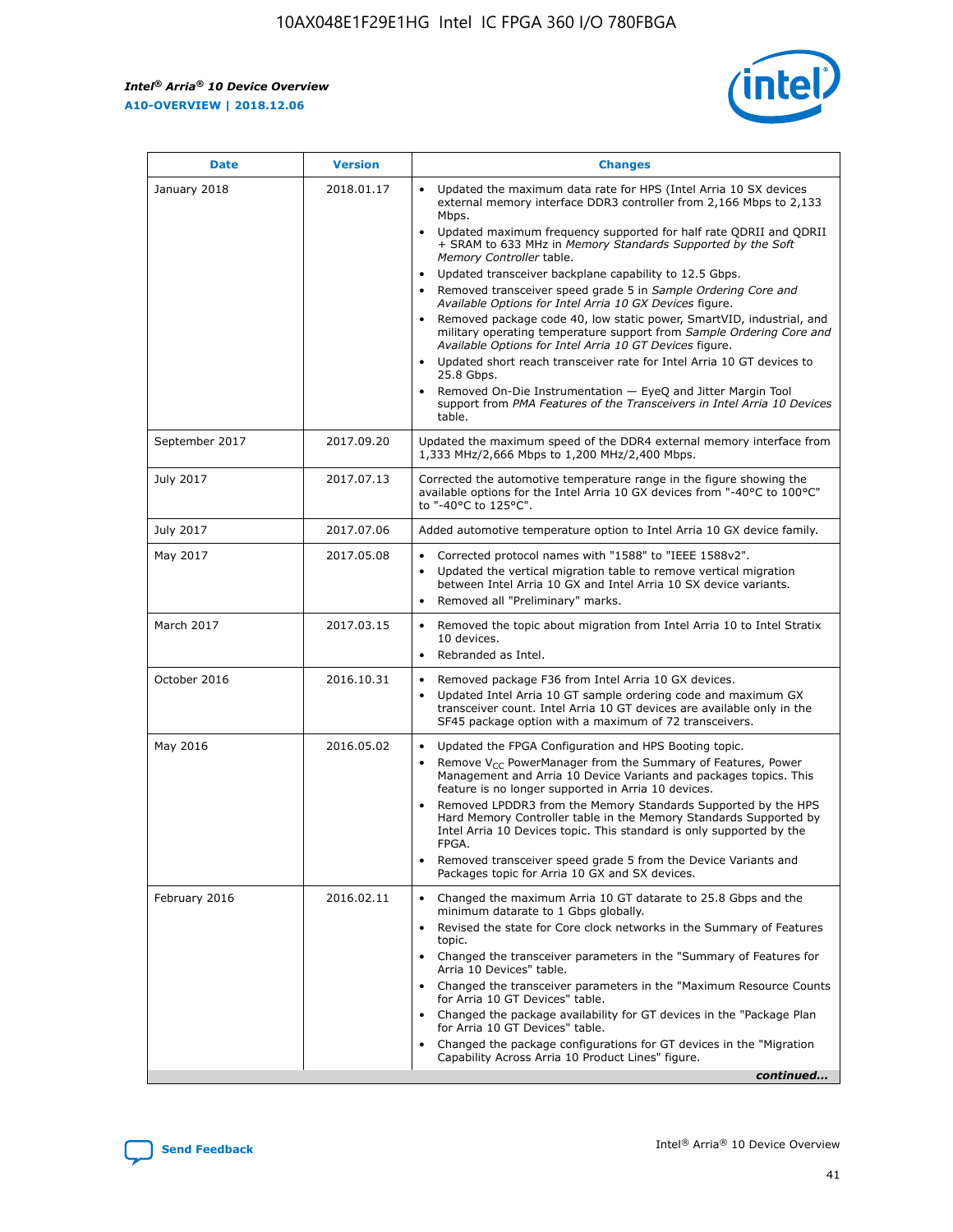| Date | Version | Changes |
| --- | --- | --- |
| January 2018 | 2018.01.17 | • Updated the maximum data rate for HPS (Intel Arria 10 SX devices external memory interface DDR3 controller from 2,166 Mbps to 2,133 Mbps.<br>• Updated maximum frequency supported for half rate QDRII and QDRII + SRAM to 633 MHz in *Memory Standards Supported by the Soft Memory Controller* table.<br>• Updated transceiver backplane capability to 12.5 Gbps.<br>• Removed transceiver speed grade 5 in *Sample Ordering Core and Available Options for Intel Arria 10 GX Devices* figure.<br>• Removed package code 40, low static power, SmartVID, industrial, and military operating temperature support from *Sample Ordering Core and Available Options for Intel Arria 10 GT Devices* figure.<br>• Updated short reach transceiver rate for Intel Arria 10 GT devices to 25.8 Gbps.<br>• Removed On-Die Instrumentation — EyeQ and Jitter Margin Tool support from *PMA Features of the Transceivers in Intel Arria 10 Devices* table. |
| September 2017 | 2017.09.20 | Updated the maximum speed of the DDR4 external memory interface from 1,333 MHz/2,666 Mbps to 1,200 MHz/2,400 Mbps. |
| July 2017 | 2017.07.13 | Corrected the automotive temperature range in the figure showing the available options for the Intel Arria 10 GX devices from "-40°C to 100°C" to "-40°C to 125°C". |
| July 2017 | 2017.07.06 | Added automotive temperature option to Intel Arria 10 GX device family. |
| May 2017 | 2017.05.08 | • Corrected protocol names with "1588" to "IEEE 1588v2".<br>• Updated the vertical migration table to remove vertical migration between Intel Arria 10 GX and Intel Arria 10 SX device variants.<br>• Removed all "Preliminary" marks. |
| March 2017 | 2017.03.15 | • Removed the topic about migration from Intel Arria 10 to Intel Stratix 10 devices.<br>• Rebranded as Intel. |
| October 2016 | 2016.10.31 | • Removed package F36 from Intel Arria 10 GX devices.<br>• Updated Intel Arria 10 GT sample ordering code and maximum GX transceiver count. Intel Arria 10 GT devices are available only in the SF45 package option with a maximum of 72 transceivers. |
| May 2016 | 2016.05.02 | • Updated the FPGA Configuration and HPS Booting topic.<br>• Remove $V_{CC}$ PowerManager from the Summary of Features, Power Management and Arria 10 Device Variants and packages topics. This feature is no longer supported in Arria 10 devices.<br>• Removed LPDDR3 from the Memory Standards Supported by the HPS Hard Memory Controller table in the Memory Standards Supported by Intel Arria 10 Devices topic. This standard is only supported by the FPGA.<br>• Removed transceiver speed grade 5 from the Device Variants and Packages topic for Arria 10 GX and SX devices. |
| February 2016 | 2016.02.11 | • Changed the maximum Arria 10 GT datarate to 25.8 Gbps and the minimum datarate to 1 Gbps globally.<br>• Revised the state for Core clock networks in the Summary of Features topic.<br>• Changed the transceiver parameters in the "Summary of Features for Arria 10 Devices" table.<br>• Changed the transceiver parameters in the "Maximum Resource Counts for Arria 10 GT Devices" table.<br>• Changed the package availability for GT devices in the "Package Plan for Arria 10 GT Devices" table.<br>• Changed the package configurations for GT devices in the "Migration Capability Across Arria 10 Product Lines" figure. |

*continued...*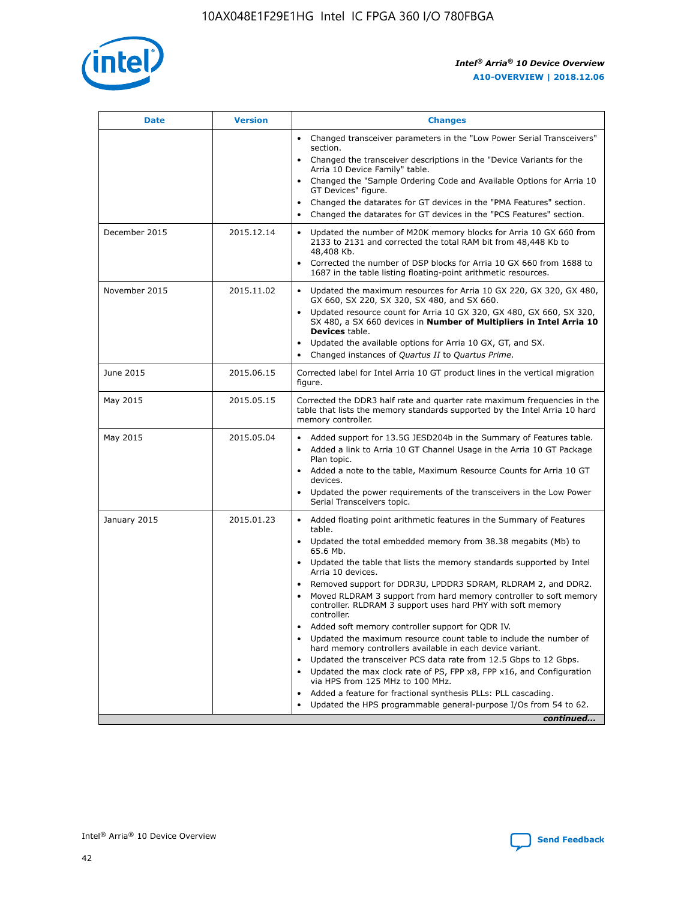| Date | Version | Changes |
| --- | --- | --- |
| | | • Changed transceiver parameters in the "Low Power Serial Transceivers" section.<br>• Changed the transceiver descriptions in the "Device Variants for the Arria 10 Device Family" table.<br>• Changed the "Sample Ordering Code and Available Options for Arria 10 GT Devices" figure.<br>• Changed the datarates for GT devices in the "PMA Features" section.<br>• Changed the datarates for GT devices in the "PCS Features" section. |
| December 2015 | 2015.12.14 | • Updated the number of M20K memory blocks for Arria 10 GX 660 from 2133 to 2131 and corrected the total RAM bit from 48,448 Kb to 48,408 Kb.<br>• Corrected the number of DSP blocks for Arria 10 GX 660 from 1688 to 1687 in the table listing floating-point arithmetic resources. |
| November 2015 | 2015.11.02 | • Updated the maximum resources for Arria 10 GX 220, GX 320, GX 480, GX 660, SX 220, SX 320, SX 480, and SX 660.<br>• Updated resource count for Arria 10 GX 320, GX 480, GX 660, SX 320, SX 480, a SX 660 devices in **Number of Multipliers in Intel Arria 10 Devices** table.<br>• Updated the available options for Arria 10 GX, GT, and SX.<br>• Changed instances of *Quartus II* to *Quartus Prime*. |
| June 2015 | 2015.06.15 | Corrected label for Intel Arria 10 GT product lines in the vertical migration figure. |
| May 2015 | 2015.05.15 | Corrected the DDR3 half rate and quarter rate maximum frequencies in the table that lists the memory standards supported by the Intel Arria 10 hard memory controller. |
| May 2015 | 2015.05.04 | • Added support for 13.5G JESD204b in the Summary of Features table.<br>• Added a link to Arria 10 GT Channel Usage in the Arria 10 GT Package Plan topic.<br>• Added a note to the table, Maximum Resource Counts for Arria 10 GT devices.<br>• Updated the power requirements of the transceivers in the Low Power Serial Transceivers topic. |
| January 2015 | 2015.01.23 | • Added floating point arithmetic features in the Summary of Features table.<br>• Updated the total embedded memory from 38.38 megabits (Mb) to 65.6 Mb.<br>• Updated the table that lists the memory standards supported by Intel Arria 10 devices.<br>• Removed support for DDR3U, LPDDR3 SDRAM, RLDRAM 2, and DDR2.<br>• Moved RLDRAM 3 support from hard memory controller to soft memory controller. RLDRAM 3 support uses hard PHY with soft memory controller.<br>• Added soft memory controller support for QDR IV.<br>• Updated the maximum resource count table to include the number of hard memory controllers available in each device variant.<br>• Updated the transceiver PCS data rate from 12.5 Gbps to 12 Gbps.<br>• Updated the max clock rate of PS, FPP x8, FPP x16, and Configuration via HPS from 125 MHz to 100 MHz.<br>• Added a feature for fractional synthesis PLLs: PLL cascading.<br>• Updated the HPS programmable general-purpose I/Os from 54 to 62. |

*continued...*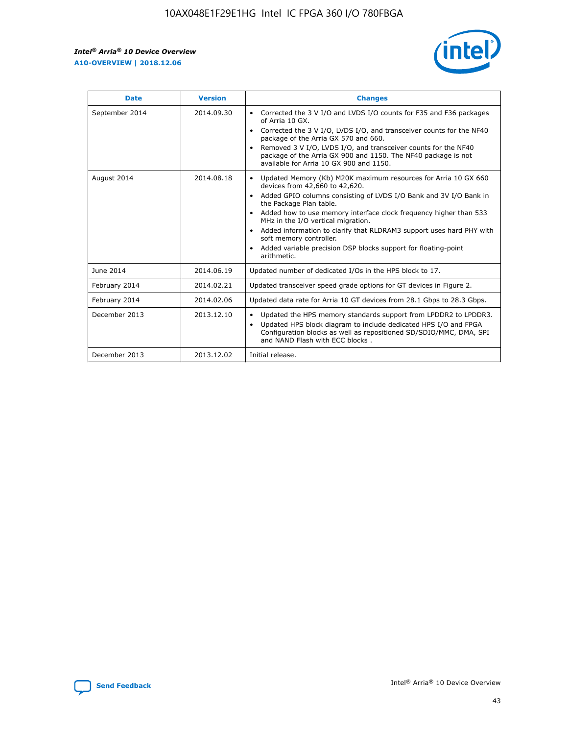| Date | Version | Changes |
| --- | --- | --- |
| September 2014 | 2014.09.30 | • Corrected the 3 V I/O and LVDS I/O counts for F35 and F36 packages of Arria 10 GX.<br>• Corrected the 3 V I/O, LVDS I/O, and transceiver counts for the NF40 package of the Arria GX 570 and 660.<br>• Removed 3 V I/O, LVDS I/O, and transceiver counts for the NF40 package of the Arria GX 900 and 1150. The NF40 package is not available for Arria 10 GX 900 and 1150. |
| August 2014 | 2014.08.18 | • Updated Memory (Kb) M20K maximum resources for Arria 10 GX 660 devices from 42,660 to 42,620.<br>• Added GPIO columns consisting of LVDS I/O Bank and 3V I/O Bank in the Package Plan table.<br>• Added how to use memory interface clock frequency higher than 533 MHz in the I/O vertical migration.<br>• Added information to clarify that RLDRAM3 support uses hard PHY with soft memory controller.<br>• Added variable precision DSP blocks support for floating-point arithmetic. |
| June 2014 | 2014.06.19 | Updated number of dedicated I/Os in the HPS block to 17. |
| February 2014 | 2014.02.21 | Updated transceiver speed grade options for GT devices in Figure 2. |
| February 2014 | 2014.02.06 | Updated data rate for Arria 10 GT devices from 28.1 Gbps to 28.3 Gbps. |
| December 2013 | 2013.12.10 | • Updated the HPS memory standards support from LPDDR2 to LPDDR3.<br>• Updated HPS block diagram to include dedicated HPS I/O and FPGA Configuration blocks as well as repositioned SD/SDIO/MMC, DMA, SPI and NAND Flash with ECC blocks . |
| December 2013 | 2013.12.02 | Initial release. |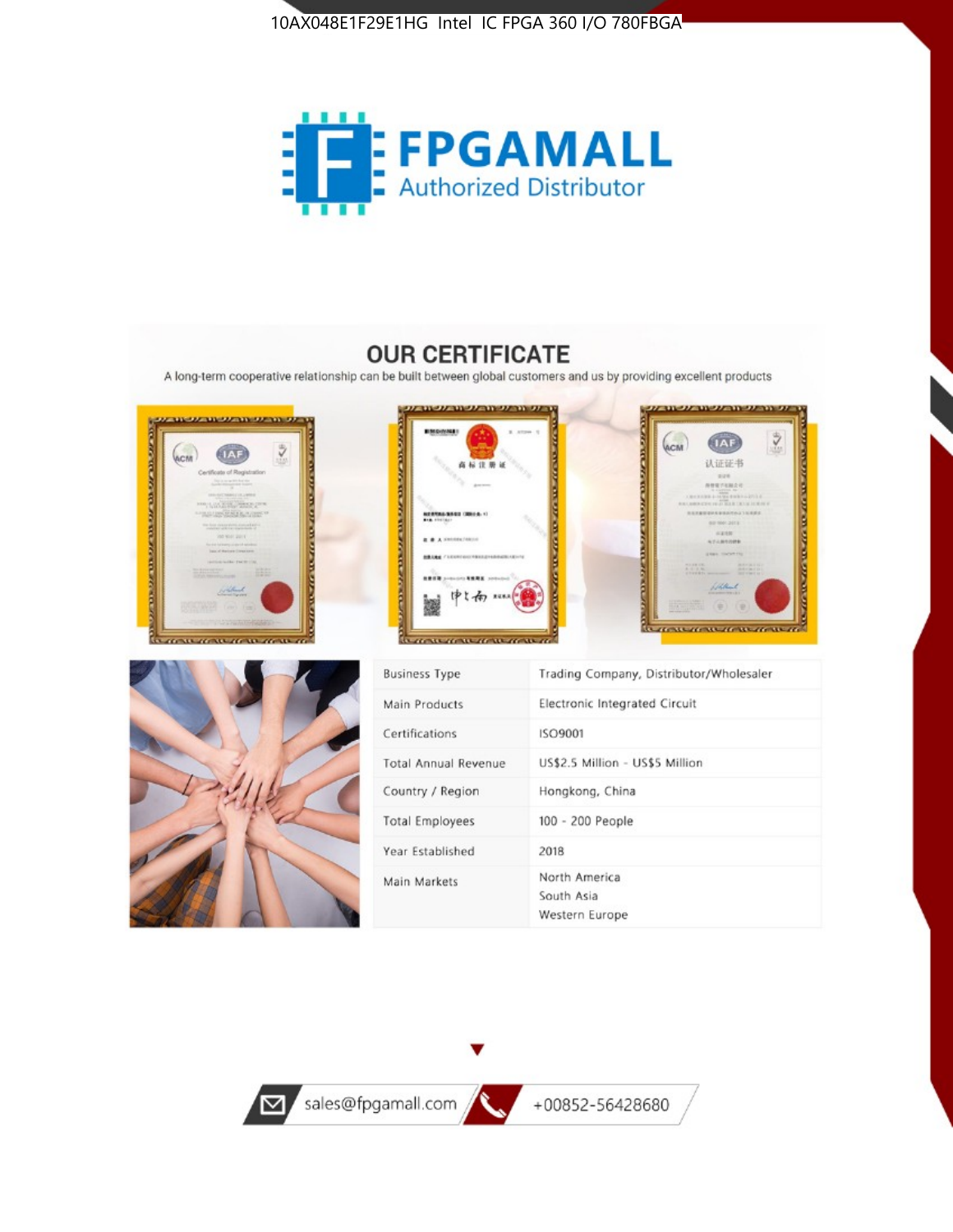FPGAMALL
Authorized Distributor

## OUR CERTIFICATE

A long-term cooperative relationship can be built between global customers and us by providing excellent products

| | |
|---|---|
| Business Type | Trading Company, Distributor/Wholesaler |
| Main Products | Electronic Integrated Circuit |
| Certifications | ISO9001 |
| Total Annual Revenue | US$2.5 Million - US$5 Million |
| Country / Region | Hongkong, China |
| Total Employees | 100 - 200 People |
| Year Established | 2018 |
| Main Markets | North America<br>South Asia<br>Western Europe |

sales@fpgamall.com

+00852-56428680